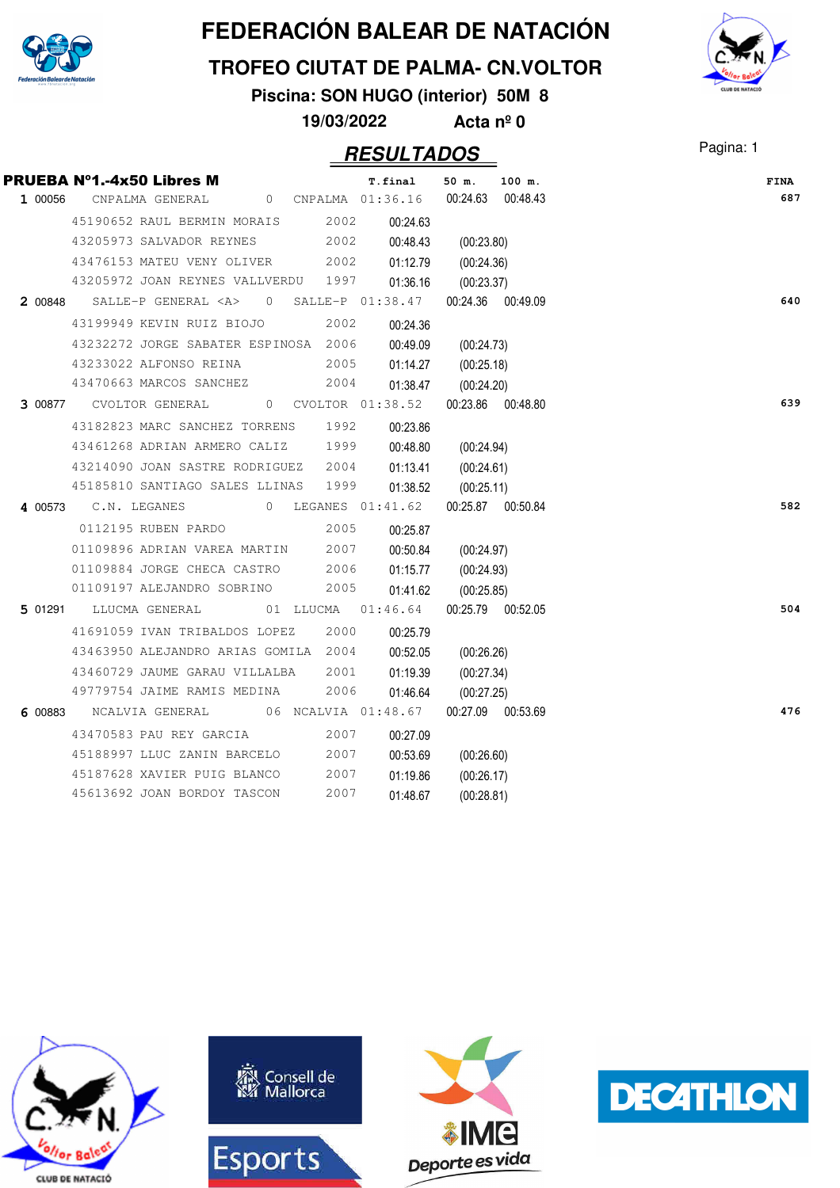# FEDERACIÓN BALEAR DE NATACIÓN

## TROFEO CIUTAT DE PALMA- CN.VOLTOR

**Piscina: SON HUGO (interior) 50M 8**

**19/03/2022 Acta nº 0**

## RESULTADOS

Pagina: 1

**PRUEBA Nº1.-4x50 Libres M**

| | | | | T.final | 50 m. | 100 m. | FINA |
|---|---|---|---|---|---|---|---|
| **1** 00056 | CNPALMA GENERAL | 0 | CNPALMA | 01:36.16 | 00:24.63 | 00:48.43 | 687 |
| | 45190652 RAUL BERMIN MORAIS | 2002 | | 00:24.63 | | | |
| | 43205973 SALVADOR REYNES | 2002 | | 00:48.43 | (00:23.80) | | |
| | 43476153 MATEU VENY OLIVER | 2002 | | 01:12.79 | (00:24.36) | | |
| | 43205972 JOAN REYNES VALLVERDU | 1997 | | 01:36.16 | (00:23.37) | | |
| **2** 00848 | SALLE-P GENERAL <A> | 0 | SALLE-P | 01:38.47 | 00:24.36 | 00:49.09 | 640 |
| | 43199949 KEVIN RUIZ BIOJO | 2002 | | 00:24.36 | | | |
| | 43232272 JORGE SABATER ESPINOSA | 2006 | | 00:49.09 | (00:24.73) | | |
| | 43233022 ALFONSO REINA | 2005 | | 01:14.27 | (00:25.18) | | |
| | 43470663 MARCOS SANCHEZ | 2004 | | 01:38.47 | (00:24.20) | | |
| **3** 00877 | CVOLTOR GENERAL | 0 | CVOLTOR | 01:38.52 | 00:23.86 | 00:48.80 | 639 |
| | 43182823 MARC SANCHEZ TORRENS | 1992 | | 00:23.86 | | | |
| | 43461268 ADRIAN ARMERO CALIZ | 1999 | | 00:48.80 | (00:24.94) | | |
| | 43214090 JOAN SASTRE RODRIGUEZ | 2004 | | 01:13.41 | (00:24.61) | | |
| | 45185810 SANTIAGO SALES LLINAS | 1999 | | 01:38.52 | (00:25.11) | | |
| **4** 00573 | C.N. LEGANES | 0 | LEGANES | 01:41.62 | 00:25.87 | 00:50.84 | 582 |
| | 0112195 RUBEN PARDO | 2005 | | 00:25.87 | | | |
| | 01109896 ADRIAN VAREA MARTIN | 2007 | | 00:50.84 | (00:24.97) | | |
| | 01109884 JORGE CHECA CASTRO | 2006 | | 01:15.77 | (00:24.93) | | |
| | 01109197 ALEJANDRO SOBRINO | 2005 | | 01:41.62 | (00:25.85) | | |
| **5** 01291 | LLUCMA GENERAL | 01 | LLUCMA | 01:46.64 | 00:25.79 | 00:52.05 | 504 |
| | 41691059 IVAN TRIBALDOS LOPEZ | 2000 | | 00:25.79 | | | |
| | 43463950 ALEJANDRO ARIAS GOMILA | 2004 | | 00:52.05 | (00:26.26) | | |
| | 43460729 JAUME GARAU VILLALBA | 2001 | | 01:19.39 | (00:27.34) | | |
| | 49779754 JAIME RAMIS MEDINA | 2006 | | 01:46.64 | (00:27.25) | | |
| **6** 00883 | NCALVIA GENERAL | 06 | NCALVIA | 01:48.67 | 00:27.09 | 00:53.69 | 476 |
| | 43470583 PAU REY GARCIA | 2007 | | 00:27.09 | | | |
| | 45188997 LLUC ZANIN BARCELO | 2007 | | 00:53.69 | (00:26.60) | | |
| | 45187628 XAVIER PUIG BLANCO | 2007 | | 01:19.86 | (00:26.17) | | |
| | 45613692 JOAN BORDOY TASCON | 2007 | | 01:48.67 | (00:28.81) | | |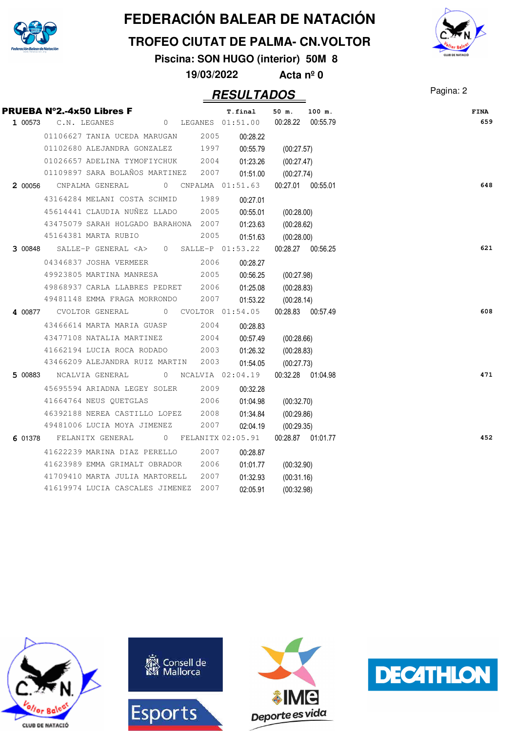# FEDERACIÓN BALEAR DE NATACIÓN

## TROFEO CIUTAT DE PALMA- CN.VOLTOR

**Piscina: SON HUGO (interior) 50M 8**

**19/03/2022 Acta nº 0**

## RESULTADOS

### PRUEBA Nº2.-4x50 Libres F

| | | | | T.final | 50 m. | 100 m. | FINA |
|---|---|---|---|---|---|---|---|
| 1 | 00573 | C.N. LEGANES | 0 LEGANES | 01:51.00 | 00:28.22 | 00:55.79 | 659 |
| | 01106627 | TANIA UCEDA MARUGAN | 2005 | 00:28.22 | | | |
| | 01102680 | ALEJANDRA GONZALEZ | 1997 | 00:55.79 | (00:27.57) | | |
| | 01026657 | ADELINA TYMOFIYCHUK | 2004 | 01:23.26 | (00:27.47) | | |
| | 01109897 | SARA BOLAÑOS MARTINEZ | 2007 | 01:51.00 | (00:27.74) | | |
| 2 | 00056 | CNPALMA GENERAL | 0 CNPALMA | 01:51.63 | 00:27.01 | 00:55.01 | 648 |
| | 43164284 | MELANI COSTA SCHMID | 1989 | 00:27.01 | | | |
| | 45614441 | CLAUDIA NUÑEZ LLADO | 2005 | 00:55.01 | (00:28.00) | | |
| | 43475079 | SARAH HOLGADO BARAHONA | 2007 | 01:23.63 | (00:28.62) | | |
| | 45164381 | MARTA RUBIO | 2005 | 01:51.63 | (00:28.00) | | |
| 3 | 00848 | SALLE-P GENERAL <A> | 0 SALLE-P | 01:53.22 | 00:28.27 | 00:56.25 | 621 |
| | 04346837 | JOSHA VERMEER | 2006 | 00:28.27 | | | |
| | 49923805 | MARTINA MANRESA | 2005 | 00:56.25 | (00:27.98) | | |
| | 49868937 | CARLA LLABRES PEDRET | 2006 | 01:25.08 | (00:28.83) | | |
| | 49481148 | EMMA FRAGA MORRONDO | 2007 | 01:53.22 | (00:28.14) | | |
| 4 | 00877 | CVOLTOR GENERAL | 0 CVOLTOR | 01:54.05 | 00:28.83 | 00:57.49 | 608 |
| | 43466614 | MARTA MARIA GUASP | 2004 | 00:28.83 | | | |
| | 43477108 | NATALIA MARTINEZ | 2004 | 00:57.49 | (00:28.66) | | |
| | 41662194 | LUCIA ROCA RODADO | 2003 | 01:26.32 | (00:28.83) | | |
| | 43466209 | ALEJANDRA RUIZ MARTIN | 2003 | 01:54.05 | (00:27.73) | | |
| 5 | 00883 | NCALVIA GENERAL | 0 NCALVIA | 02:04.19 | 00:32.28 | 01:04.98 | 471 |
| | 45695594 | ARIADNA LEGEY SOLER | 2009 | 00:32.28 | | | |
| | 41664764 | NEUS QUETGLAS | 2006 | 01:04.98 | (00:32.70) | | |
| | 46392188 | NEREA CASTILLO LOPEZ | 2008 | 01:34.84 | (00:29.86) | | |
| | 49481006 | LUCIA MOYA JIMENEZ | 2007 | 02:04.19 | (00:29.35) | | |
| 6 | 01378 | FELANITX GENERAL | 0 FELANITX | 02:05.91 | 00:28.87 | 01:01.77 | 452 |
| | 41622239 | MARINA DIAZ PERELLO | 2007 | 00:28.87 | | | |
| | 41623989 | EMMA GRIMALT OBRADOR | 2006 | 01:01.77 | (00:32.90) | | |
| | 41709410 | MARTA JULIA MARTORELL | 2007 | 01:32.93 | (00:31.16) | | |
| | 41619974 | LUCIA CASCALES JIMENEZ | 2007 | 02:05.91 | (00:32.98) | | |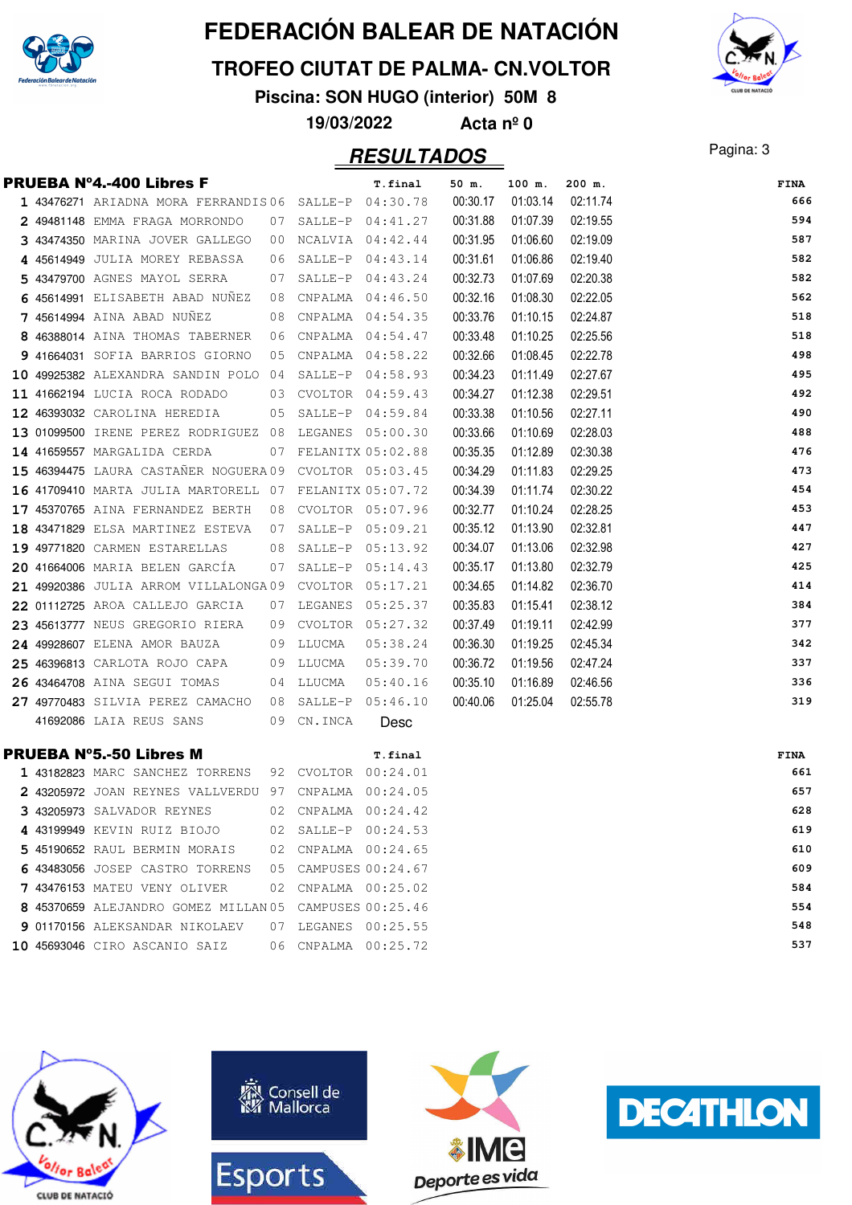# FEDERACIÓN BALEAR DE NATACIÓN

## TROFEO CIUTAT DE PALMA- CN.VOLTOR

**Piscina: SON HUGO (interior) 50M 8**

**19/03/2022 Acta nº 0**

## RESULTADOS

### PRUEBA Nº4.-400 Libres F

| | Licencia | Nombre | Año | Club | T.final | 50 m. | 100 m. | 200 m. | FINA |
|---|---|---|---|---|---|---|---|---|---|
| 1 | 43476271 | ARIADNA MORA FERRANDIS | 06 | SALLE-P | 04:30.78 | 00:30.17 | 01:03.14 | 02:11.74 | 666 |
| 2 | 49481148 | EMMA FRAGA MORRONDO | 07 | SALLE-P | 04:41.27 | 00:31.88 | 01:07.39 | 02:19.55 | 594 |
| 3 | 43474350 | MARINA JOVER GALLEGO | 00 | NCALVIA | 04:42.44 | 00:31.95 | 01:06.60 | 02:19.09 | 587 |
| 4 | 45614949 | JULIA MOREY REBASSA | 06 | SALLE-P | 04:43.14 | 00:31.61 | 01:06.86 | 02:19.40 | 582 |
| 5 | 43479700 | AGNES MAYOL SERRA | 07 | SALLE-P | 04:43.24 | 00:32.73 | 01:07.69 | 02:20.38 | 582 |
| 6 | 45614991 | ELISABETH ABAD NUÑEZ | 08 | CNPALMA | 04:46.50 | 00:32.16 | 01:08.30 | 02:22.05 | 562 |
| 7 | 45614994 | AINA ABAD NUÑEZ | 08 | CNPALMA | 04:54.35 | 00:33.76 | 01:10.15 | 02:24.87 | 518 |
| 8 | 46388014 | AINA THOMAS TABERNER | 06 | CNPALMA | 04:54.47 | 00:33.48 | 01:10.25 | 02:25.56 | 518 |
| 9 | 41664031 | SOFIA BARRIOS GIORNO | 05 | CNPALMA | 04:58.22 | 00:32.66 | 01:08.45 | 02:22.78 | 498 |
| 10 | 49925382 | ALEXANDRA SANDIN POLO | 04 | SALLE-P | 04:58.93 | 00:34.23 | 01:11.49 | 02:27.67 | 495 |
| 11 | 41662194 | LUCIA ROCA RODADO | 03 | CVOLTOR | 04:59.43 | 00:34.27 | 01:12.38 | 02:29.51 | 492 |
| 12 | 46393032 | CAROLINA HEREDIA | 05 | SALLE-P | 04:59.84 | 00:33.38 | 01:10.56 | 02:27.11 | 490 |
| 13 | 01099500 | IRENE PEREZ RODRIGUEZ | 08 | LEGANES | 05:00.30 | 00:33.66 | 01:10.69 | 02:28.03 | 488 |
| 14 | 41659557 | MARGALIDA CERDA | 07 | FELANITX | 05:02.88 | 00:35.35 | 01:12.89 | 02:30.38 | 476 |
| 15 | 46394475 | LAURA CASTAÑER NOGUERA | 09 | CVOLTOR | 05:03.45 | 00:34.29 | 01:11.83 | 02:29.25 | 473 |
| 16 | 41709410 | MARTA JULIA MARTORELL | 07 | FELANITX | 05:07.72 | 00:34.39 | 01:11.74 | 02:30.22 | 454 |
| 17 | 45370765 | AINA FERNANDEZ BERTH | 08 | CVOLTOR | 05:07.96 | 00:32.77 | 01:10.24 | 02:28.25 | 453 |
| 18 | 43471829 | ELSA MARTINEZ ESTEVA | 07 | SALLE-P | 05:09.21 | 00:35.12 | 01:13.90 | 02:32.81 | 447 |
| 19 | 49771820 | CARMEN ESTARELLAS | 08 | SALLE-P | 05:13.92 | 00:34.07 | 01:13.06 | 02:32.98 | 427 |
| 20 | 41664006 | MARIA BELEN GARCÍA | 07 | SALLE-P | 05:14.43 | 00:35.17 | 01:13.80 | 02:32.79 | 425 |
| 21 | 49920386 | JULIA ARROM VILLALONGA | 09 | CVOLTOR | 05:17.21 | 00:34.65 | 01:14.82 | 02:36.70 | 414 |
| 22 | 01112725 | AROA CALLEJO GARCIA | 07 | LEGANES | 05:25.37 | 00:35.83 | 01:15.41 | 02:38.12 | 384 |
| 23 | 45613777 | NEUS GREGORIO RIERA | 09 | CVOLTOR | 05:27.32 | 00:37.49 | 01:19.11 | 02:42.99 | 377 |
| 24 | 49928607 | ELENA AMOR BAUZA | 09 | LLUCMA | 05:38.24 | 00:36.30 | 01:19.25 | 02:45.34 | 342 |
| 25 | 46396813 | CARLOTA ROJO CAPA | 09 | LLUCMA | 05:39.70 | 00:36.72 | 01:19.56 | 02:47.24 | 337 |
| 26 | 43464708 | AINA SEGUI TOMAS | 04 | LLUCMA | 05:40.16 | 00:35.10 | 01:16.89 | 02:46.56 | 336 |
| 27 | 49770483 | SILVIA PEREZ CAMACHO | 08 | SALLE-P | 05:46.10 | 00:40.06 | 01:25.04 | 02:55.78 | 319 |
| | 41692086 | LAIA REUS SANS | 09 | CN.INCA | Desc | | | | |

### PRUEBA Nº5.-50 Libres M

| | Licencia | Nombre | Año | Club | T.final | FINA |
|---|---|---|---|---|---|---|
| 1 | 43182823 | MARC SANCHEZ TORRENS | 92 | CVOLTOR | 00:24.01 | 661 |
| 2 | 43205972 | JOAN REYNES VALLVERDU | 97 | CNPALMA | 00:24.05 | 657 |
| 3 | 43205973 | SALVADOR REYNES | 02 | CNPALMA | 00:24.42 | 628 |
| 4 | 43199949 | KEVIN RUIZ BIOJO | 02 | SALLE-P | 00:24.53 | 619 |
| 5 | 45190652 | RAUL BERMIN MORAIS | 02 | CNPALMA | 00:24.65 | 610 |
| 6 | 43483056 | JOSEP CASTRO TORRENS | 05 | CAMPUSES | 00:24.67 | 609 |
| 7 | 43476153 | MATEU VENY OLIVER | 02 | CNPALMA | 00:25.02 | 584 |
| 8 | 45370659 | ALEJANDRO GOMEZ MILLAN | 05 | CAMPUSES | 00:25.46 | 554 |
| 9 | 01170156 | ALEKSANDAR NIKOLAEV | 07 | LEGANES | 00:25.55 | 548 |
| 10 | 45693046 | CIRO ASCANIO SAIZ | 06 | CNPALMA | 00:25.72 | 537 |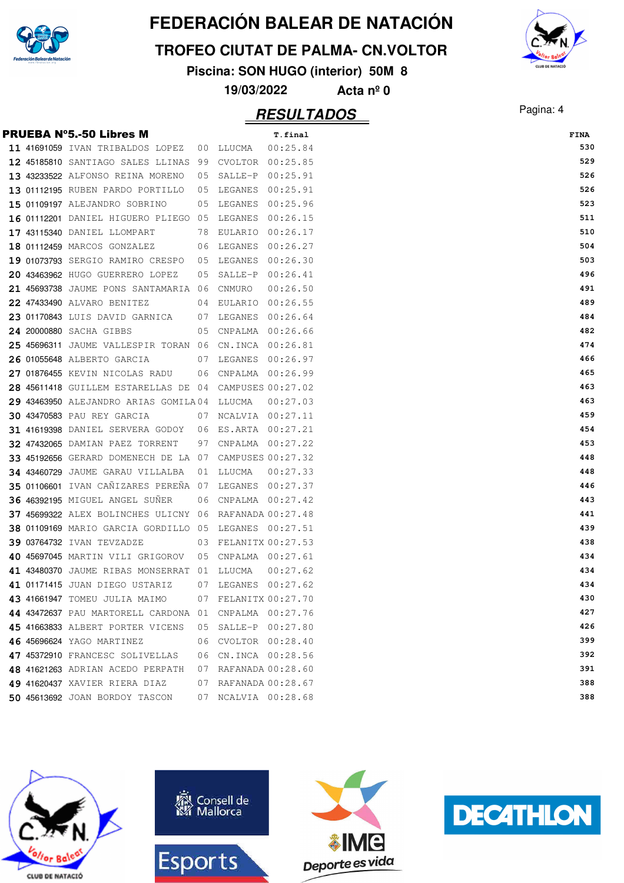# FEDERACIÓN BALEAR DE NATACIÓN

## TROFEO CIUTAT DE PALMA- CN.VOLTOR

**Piscina: SON HUGO (interior) 50M 8**

**19/03/2022 Acta nº 0**

## RESULTADOS

### PRUEBA Nº5.-50 Libres M

| | | | | | T.final | FINA |
|---|---|---|---|---|---|---|
| 11 | 41691059 | IVAN TRIBALDOS LOPEZ | 00 | LLUCMA | 00:25.84 | 530 |
| 12 | 45185810 | SANTIAGO SALES LLINAS | 99 | CVOLTOR | 00:25.85 | 529 |
| 13 | 43233522 | ALFONSO REINA MORENO | 05 | SALLE-P | 00:25.91 | 526 |
| 13 | 01112195 | RUBEN PARDO PORTILLO | 05 | LEGANES | 00:25.91 | 526 |
| 15 | 01109197 | ALEJANDRO SOBRINO | 05 | LEGANES | 00:25.96 | 523 |
| 16 | 01112201 | DANIEL HIGUERO PLIEGO | 05 | LEGANES | 00:26.15 | 511 |
| 17 | 43115340 | DANIEL LLOMPART | 78 | EULARIO | 00:26.17 | 510 |
| 18 | 01112459 | MARCOS GONZALEZ | 06 | LEGANES | 00:26.27 | 504 |
| 19 | 01073793 | SERGIO RAMIRO CRESPO | 05 | LEGANES | 00:26.30 | 503 |
| 20 | 43463962 | HUGO GUERRERO LOPEZ | 05 | SALLE-P | 00:26.41 | 496 |
| 21 | 45693738 | JAUME PONS SANTAMARIA | 06 | CNMURO | 00:26.50 | 491 |
| 22 | 47433490 | ALVARO BENITEZ | 04 | EULARIO | 00:26.55 | 489 |
| 23 | 01170843 | LUIS DAVID GARNICA | 07 | LEGANES | 00:26.64 | 484 |
| 24 | 20000880 | SACHA GIBBS | 05 | CNPALMA | 00:26.66 | 482 |
| 25 | 45696311 | JAUME VALLESPIR TORAN | 06 | CN.INCA | 00:26.81 | 474 |
| 26 | 01055648 | ALBERTO GARCIA | 07 | LEGANES | 00:26.97 | 466 |
| 27 | 01876455 | KEVIN NICOLAS RADU | 06 | CNPALMA | 00:26.99 | 465 |
| 28 | 45611418 | GUILLEM ESTARELLAS DE | 04 | CAMPUSES | 00:27.02 | 463 |
| 29 | 43463950 | ALEJANDRO ARIAS GOMILA | 04 | LLUCMA | 00:27.03 | 463 |
| 30 | 43470583 | PAU REY GARCIA | 07 | NCALVIA | 00:27.11 | 459 |
| 31 | 41619398 | DANIEL SERVERA GODOY | 06 | ES.ARTA | 00:27.21 | 454 |
| 32 | 47432065 | DAMIAN PAEZ TORRENT | 97 | CNPALMA | 00:27.22 | 453 |
| 33 | 45192656 | GERARD DOMENECH DE LA | 07 | CAMPUSES | 00:27.32 | 448 |
| 34 | 43460729 | JAUME GARAU VILLALBA | 01 | LLUCMA | 00:27.33 | 448 |
| 35 | 01106601 | IVAN CAÑIZARES PEREÑA | 07 | LEGANES | 00:27.37 | 446 |
| 36 | 46392195 | MIGUEL ANGEL SUÑER | 06 | CNPALMA | 00:27.42 | 443 |
| 37 | 45699322 | ALEX BOLINCHES ULICNY | 06 | RAFANADA | 00:27.48 | 441 |
| 38 | 01109169 | MARIO GARCIA GORDILLO | 05 | LEGANES | 00:27.51 | 439 |
| 39 | 03764732 | IVAN TEVZADZE | 03 | FELANITX | 00:27.53 | 438 |
| 40 | 45697045 | MARTIN VILI GRIGOROV | 05 | CNPALMA | 00:27.61 | 434 |
| 41 | 43480370 | JAUME RIBAS MONSERRAT | 01 | LLUCMA | 00:27.62 | 434 |
| 41 | 01171415 | JUAN DIEGO USTARIZ | 07 | LEGANES | 00:27.62 | 434 |
| 43 | 41661947 | TOMEU JULIA MAIMO | 07 | FELANITX | 00:27.70 | 430 |
| 44 | 43472637 | PAU MARTORELL CARDONA | 01 | CNPALMA | 00:27.76 | 427 |
| 45 | 41663833 | ALBERT PORTER VICENS | 05 | SALLE-P | 00:27.80 | 426 |
| 46 | 45696624 | YAGO MARTINEZ | 06 | CVOLTOR | 00:28.40 | 399 |
| 47 | 45372910 | FRANCESC SOLIVELLAS | 06 | CN.INCA | 00:28.56 | 392 |
| 48 | 41621263 | ADRIAN ACEDO PERPATH | 07 | RAFANADA | 00:28.60 | 391 |
| 49 | 41620437 | XAVIER RIERA DIAZ | 07 | RAFANADA | 00:28.67 | 388 |
| 50 | 45613692 | JOAN BORDOY TASCON | 07 | NCALVIA | 00:28.68 | 388 |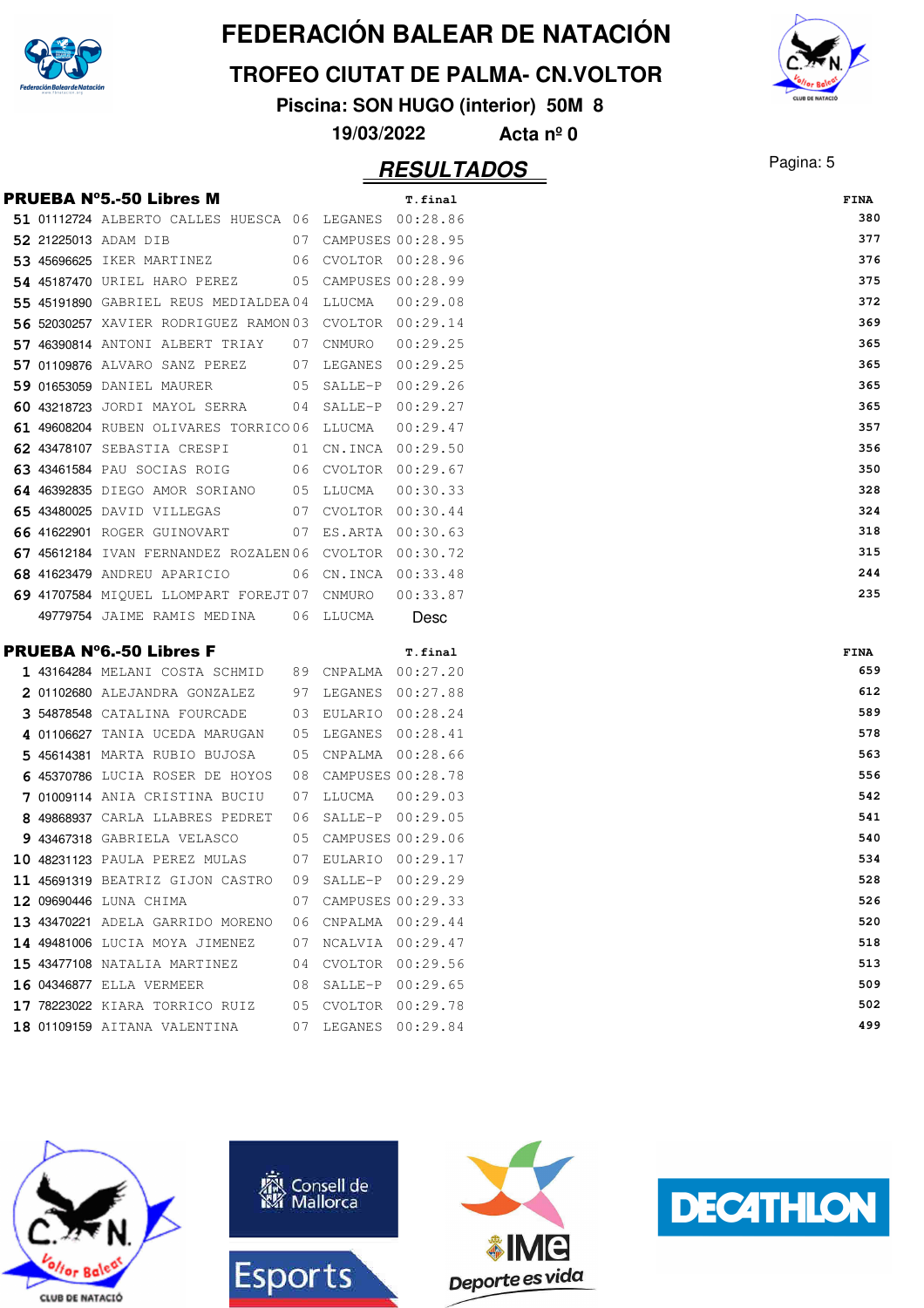# FEDERACIÓN BALEAR DE NATACIÓN

## TROFEO CIUTAT DE PALMA- CN.VOLTOR

**Piscina: SON HUGO (interior) 50M 8**

**19/03/2022 Acta nº 0**

## RESULTADOS

### PRUEBA Nº5.-50 Libres M

| Pos | Licencia | Nombre | Año | Club | T.final | FINA |
|---|---|---|---|---|---|---|
| 51 | 01112724 | ALBERTO CALLES HUESCA | 06 | LEGANES | 00:28.86 | 380 |
| 52 | 21225013 | ADAM DIB | 07 | CAMPUSES | 00:28.95 | 377 |
| 53 | 45696625 | IKER MARTINEZ | 06 | CVOLTOR | 00:28.96 | 376 |
| 54 | 45187470 | URIEL HARO PEREZ | 05 | CAMPUSES | 00:28.99 | 375 |
| 55 | 45191890 | GABRIEL REUS MEDIALDEA | 04 | LLUCMA | 00:29.08 | 372 |
| 56 | 52030257 | XAVIER RODRIGUEZ RAMON | 03 | CVOLTOR | 00:29.14 | 369 |
| 57 | 46390814 | ANTONI ALBERT TRIAY | 07 | CNMURO | 00:29.25 | 365 |
| 57 | 01109876 | ALVARO SANZ PEREZ | 07 | LEGANES | 00:29.25 | 365 |
| 59 | 01653059 | DANIEL MAURER | 05 | SALLE-P | 00:29.26 | 365 |
| 60 | 43218723 | JORDI MAYOL SERRA | 04 | SALLE-P | 00:29.27 | 365 |
| 61 | 49608204 | RUBEN OLIVARES TORRICO | 06 | LLUCMA | 00:29.47 | 357 |
| 62 | 43478107 | SEBASTIA CRESPI | 01 | CN.INCA | 00:29.50 | 356 |
| 63 | 43461584 | PAU SOCIAS ROIG | 06 | CVOLTOR | 00:29.67 | 350 |
| 64 | 46392835 | DIEGO AMOR SORIANO | 05 | LLUCMA | 00:30.33 | 328 |
| 65 | 43480025 | DAVID VILLEGAS | 07 | CVOLTOR | 00:30.44 | 324 |
| 66 | 41622901 | ROGER GUINOVART | 07 | ES.ARTA | 00:30.63 | 318 |
| 67 | 45612184 | IVAN FERNANDEZ ROZALEN | 06 | CVOLTOR | 00:30.72 | 315 |
| 68 | 41623479 | ANDREU APARICIO | 06 | CN.INCA | 00:33.48 | 244 |
| 69 | 41707584 | MIQUEL LLOMPART FOREJT | 07 | CNMURO | 00:33.87 | 235 |
| | 49779754 | JAIME RAMIS MEDINA | 06 | LLUCMA | Desc | |

### PRUEBA Nº6.-50 Libres F

| Pos | Licencia | Nombre | Año | Club | T.final | FINA |
|---|---|---|---|---|---|---|
| 1 | 43164284 | MELANI COSTA SCHMID | 89 | CNPALMA | 00:27.20 | 659 |
| 2 | 01102680 | ALEJANDRA GONZALEZ | 97 | LEGANES | 00:27.88 | 612 |
| 3 | 54878548 | CATALINA FOURCADE | 03 | EULARIO | 00:28.24 | 589 |
| 4 | 01106627 | TANIA UCEDA MARUGAN | 05 | LEGANES | 00:28.41 | 578 |
| 5 | 45614381 | MARTA RUBIO BUJOSA | 05 | CNPALMA | 00:28.66 | 563 |
| 6 | 45370786 | LUCIA ROSER DE HOYOS | 08 | CAMPUSES | 00:28.78 | 556 |
| 7 | 01009114 | ANIA CRISTINA BUCIU | 07 | LLUCMA | 00:29.03 | 542 |
| 8 | 49868937 | CARLA LLABRES PEDRET | 06 | SALLE-P | 00:29.05 | 541 |
| 9 | 43467318 | GABRIELA VELASCO | 05 | CAMPUSES | 00:29.06 | 540 |
| 10 | 48231123 | PAULA PEREZ MULAS | 07 | EULARIO | 00:29.17 | 534 |
| 11 | 45691319 | BEATRIZ GIJON CASTRO | 09 | SALLE-P | 00:29.29 | 528 |
| 12 | 09690446 | LUNA CHIMA | 07 | CAMPUSES | 00:29.33 | 526 |
| 13 | 43470221 | ADELA GARRIDO MORENO | 06 | CNPALMA | 00:29.44 | 520 |
| 14 | 49481006 | LUCIA MOYA JIMENEZ | 07 | NCALVIA | 00:29.47 | 518 |
| 15 | 43477108 | NATALIA MARTINEZ | 04 | CVOLTOR | 00:29.56 | 513 |
| 16 | 04346877 | ELLA VERMEER | 08 | SALLE-P | 00:29.65 | 509 |
| 17 | 78223022 | KIARA TORRICO RUIZ | 05 | CVOLTOR | 00:29.78 | 502 |
| 18 | 01109159 | AITANA VALENTINA | 07 | LEGANES | 00:29.84 | 499 |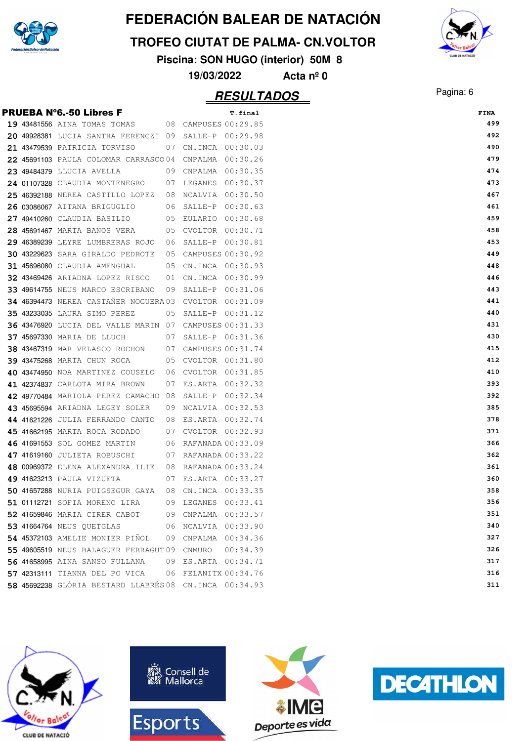# FEDERACIÓN BALEAR DE NATACIÓN

## TROFEO CIUTAT DE PALMA- CN.VOLTOR

**Piscina: SON HUGO (interior) 50M 8**

**19/03/2022 Acta nº 0**

## RESULTADOS

### PRUEBA Nº6.-50 Libres F

| Pos | Licencia | Nombre | Año | Club | T.final | FINA |
|---|---|---|---|---|---|---|
| 19 | 43481556 | AINA TOMAS TOMAS | 08 | CAMPUSES | 00:29.85 | 499 |
| 20 | 49928381 | LUCIA SANTHA FERENCZI | 09 | SALLE-P | 00:29.98 | 492 |
| 21 | 43479539 | PATRICIA TORVISO | 07 | CN.INCA | 00:30.03 | 490 |
| 22 | 45691103 | PAULA COLOMAR CARRASCO | 04 | CNPALMA | 00:30.26 | 479 |
| 23 | 49484379 | LLUCIA AVELLA | 09 | CNPALMA | 00:30.35 | 474 |
| 24 | 01107328 | CLAUDIA MONTENEGRO | 07 | LEGANES | 00:30.37 | 473 |
| 25 | 46392188 | NEREA CASTILLO LOPEZ | 08 | NCALVIA | 00:30.50 | 467 |
| 26 | 03086067 | AITANA BRIGUGLIO | 06 | SALLE-P | 00:30.63 | 461 |
| 27 | 49410260 | CLAUDIA BASILIO | 05 | EULARIO | 00:30.68 | 459 |
| 28 | 45691467 | MARTA BAÑOS VERA | 05 | CVOLTOR | 00:30.71 | 458 |
| 29 | 46389239 | LEYRE LUMBRERAS ROJO | 06 | SALLE-P | 00:30.81 | 453 |
| 30 | 43229623 | SARA GIRALDO PEDROTE | 05 | CAMPUSES | 00:30.92 | 449 |
| 31 | 45696080 | CLAUDIA AMENGUAL | 05 | CN.INCA | 00:30.93 | 448 |
| 32 | 43469426 | ARIADNA LOPEZ RISCO | 01 | CN.INCA | 00:30.99 | 446 |
| 33 | 49614755 | NEUS MARCO ESCRIBANO | 09 | SALLE-P | 00:31.06 | 443 |
| 34 | 46394473 | NEREA CASTAÑER NOGUERA | 03 | CVOLTOR | 00:31.09 | 441 |
| 35 | 43233035 | LAURA SIMO PEREZ | 05 | SALLE-P | 00:31.12 | 440 |
| 36 | 43476920 | LUCIA DEL VALLE MARIN | 07 | CAMPUSES | 00:31.33 | 431 |
| 37 | 45697330 | MARIA DE LLUCH | 07 | SALLE-P | 00:31.36 | 430 |
| 38 | 43467319 | MAR VELASCO ROCHON | 07 | CAMPUSES | 00:31.74 | 415 |
| 39 | 43475268 | MARTA CHUN ROCA | 05 | CVOLTOR | 00:31.80 | 412 |
| 40 | 43474950 | NOA MARTINEZ COUSELO | 06 | CVOLTOR | 00:31.85 | 410 |
| 41 | 42374837 | CARLOTA MIRA BROWN | 07 | ES.ARTA | 00:32.32 | 393 |
| 42 | 49770484 | MARIOLA PEREZ CAMACHO | 08 | SALLE-P | 00:32.34 | 392 |
| 43 | 45695594 | ARIADNA LEGEY SOLER | 09 | NCALVIA | 00:32.53 | 385 |
| 44 | 41621226 | JULIA FERRANDO CANTO | 08 | ES.ARTA | 00:32.74 | 378 |
| 45 | 41662195 | MARTA ROCA RODADO | 07 | CVOLTOR | 00:32.93 | 371 |
| 46 | 41691553 | SOL GOMEZ MARTIN | 06 | RAFANADA | 00:33.09 | 366 |
| 47 | 41619160 | JULIETA ROBUSCHI | 07 | RAFANADA | 00:33.22 | 362 |
| 48 | 00969372 | ELENA ALEXANDRA ILIE | 08 | RAFANADA | 00:33.24 | 361 |
| 49 | 41623213 | PAULA VIZUETA | 07 | ES.ARTA | 00:33.27 | 360 |
| 50 | 41657288 | NURIA PUIGSEGUR GAYA | 08 | CN.INCA | 00:33.35 | 358 |
| 51 | 01112721 | SOFIA MORENO LIRA | 09 | LEGANES | 00:33.41 | 356 |
| 52 | 41659846 | MARIA CIRER CABOT | 09 | CNPALMA | 00:33.57 | 351 |
| 53 | 41664764 | NEUS QUETGLAS | 06 | NCALVIA | 00:33.90 | 340 |
| 54 | 45372103 | AMELIE MONIER PIÑOL | 09 | CNPALMA | 00:34.36 | 327 |
| 55 | 49605519 | NEUS BALAGUER FERRAGUT | 09 | CNMURO | 00:34.39 | 326 |
| 56 | 41658995 | AINA SANSO FULLANA | 09 | ES.ARTA | 00:34.71 | 317 |
| 57 | 42313111 | TIANNA DEL PO VICA | 06 | FELANITX | 00:34.76 | 316 |
| 58 | 45692238 | GLÒRIA BESTARD LLABRÉS | 08 | CN.INCA | 00:34.93 | 311 |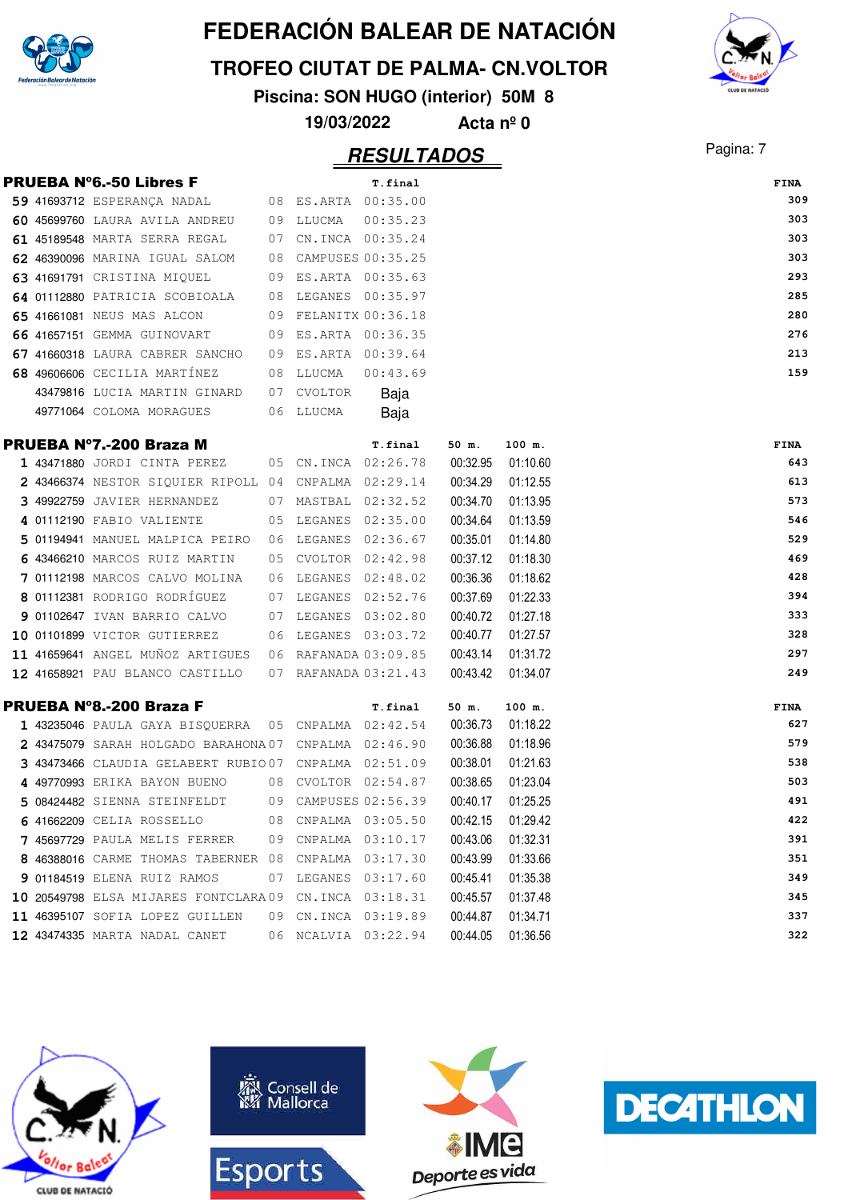# FEDERACIÓN BALEAR DE NATACIÓN

## TROFEO CIUTAT DE PALMA- CN.VOLTOR

**Piscina: SON HUGO (interior) 50M 8**

**19/03/2022 Acta nº 0**

## RESULTADOS

### PRUEBA Nº6.-50 Libres F

| Pos | Licencia | Nombre | Año | Club | T.final | FINA |
|---|---|---|---|---|---|---|
| 59 | 41693712 | ESPERANÇA NADAL | 08 | ES.ARTA | 00:35.00 | 309 |
| 60 | 45699760 | LAURA AVILA ANDREU | 09 | LLUCMA | 00:35.23 | 303 |
| 61 | 45189548 | MARTA SERRA REGAL | 07 | CN.INCA | 00:35.24 | 303 |
| 62 | 46390096 | MARINA IGUAL SALOM | 08 | CAMPUSES | 00:35.25 | 303 |
| 63 | 41691791 | CRISTINA MIQUEL | 09 | ES.ARTA | 00:35.63 | 293 |
| 64 | 01112880 | PATRICIA SCOBIOALA | 08 | LEGANES | 00:35.97 | 285 |
| 65 | 41661081 | NEUS MAS ALCON | 09 | FELANITX | 00:36.18 | 280 |
| 66 | 41657151 | GEMMA GUINOVART | 09 | ES.ARTA | 00:36.35 | 276 |
| 67 | 41660318 | LAURA CABRER SANCHO | 09 | ES.ARTA | 00:39.64 | 213 |
| 68 | 49606606 | CECILIA MARTÍNEZ | 08 | LLUCMA | 00:43.69 | 159 |
| | 43479816 | LUCIA MARTIN GINARD | 07 | CVOLTOR | Baja | |
| | 49771064 | COLOMA MORAGUES | 06 | LLUCMA | Baja | |

### PRUEBA Nº7.-200 Braza M

| Pos | Licencia | Nombre | Año | Club | T.final | 50 m. | 100 m. | FINA |
|---|---|---|---|---|---|---|---|---|
| 1 | 43471880 | JORDI CINTA PEREZ | 05 | CN.INCA | 02:26.78 | 00:32.95 | 01:10.60 | 643 |
| 2 | 43466374 | NESTOR SIQUIER RIPOLL | 04 | CNPALMA | 02:29.14 | 00:34.29 | 01:12.55 | 613 |
| 3 | 49922759 | JAVIER HERNANDEZ | 07 | MASTBAL | 02:32.52 | 00:34.70 | 01:13.95 | 573 |
| 4 | 01112190 | FABIO VALIENTE | 05 | LEGANES | 02:35.00 | 00:34.64 | 01:13.59 | 546 |
| 5 | 01194941 | MANUEL MALPICA PEIRO | 06 | LEGANES | 02:36.67 | 00:35.01 | 01:14.80 | 529 |
| 6 | 43466210 | MARCOS RUIZ MARTIN | 05 | CVOLTOR | 02:42.98 | 00:37.12 | 01:18.30 | 469 |
| 7 | 01112198 | MARCOS CALVO MOLINA | 06 | LEGANES | 02:48.02 | 00:36.36 | 01:18.62 | 428 |
| 8 | 01112381 | RODRIGO RODRÍGUEZ | 07 | LEGANES | 02:52.76 | 00:37.69 | 01:22.33 | 394 |
| 9 | 01102647 | IVAN BARRIO CALVO | 07 | LEGANES | 03:02.80 | 00:40.72 | 01:27.18 | 333 |
| 10 | 01101899 | VICTOR GUTIERREZ | 06 | LEGANES | 03:03.72 | 00:40.77 | 01:27.57 | 328 |
| 11 | 41659641 | ANGEL MUÑOZ ARTIGUES | 06 | RAFANADA | 03:09.85 | 00:43.14 | 01:31.72 | 297 |
| 12 | 41658921 | PAU BLANCO CASTILLO | 07 | RAFANADA | 03:21.43 | 00:43.42 | 01:34.07 | 249 |

### PRUEBA Nº8.-200 Braza F

| Pos | Licencia | Nombre | Año | Club | T.final | 50 m. | 100 m. | FINA |
|---|---|---|---|---|---|---|---|---|
| 1 | 43235046 | PAULA GAYA BISQUERRA | 05 | CNPALMA | 02:42.54 | 00:36.73 | 01:18.22 | 627 |
| 2 | 43475079 | SARAH HOLGADO BARAHONA | 07 | CNPALMA | 02:46.90 | 00:36.88 | 01:18.96 | 579 |
| 3 | 43473466 | CLAUDIA GELABERT RUBIO | 07 | CNPALMA | 02:51.09 | 00:38.01 | 01:21.63 | 538 |
| 4 | 49770993 | ERIKA BAYON BUENO | 08 | CVOLTOR | 02:54.87 | 00:38.65 | 01:23.04 | 503 |
| 5 | 08424482 | SIENNA STEINFELDT | 09 | CAMPUSES | 02:56.39 | 00:40.17 | 01:25.25 | 491 |
| 6 | 41662209 | CELIA ROSSELLO | 08 | CNPALMA | 03:05.50 | 00:42.15 | 01:29.42 | 422 |
| 7 | 45697729 | PAULA MELIS FERRER | 09 | CNPALMA | 03:10.17 | 00:43.06 | 01:32.31 | 391 |
| 8 | 46388016 | CARME THOMAS TABERNER | 08 | CNPALMA | 03:17.30 | 00:43.99 | 01:33.66 | 351 |
| 9 | 01184519 | ELENA RUIZ RAMOS | 07 | LEGANES | 03:17.60 | 00:45.41 | 01:35.38 | 349 |
| 10 | 20549798 | ELSA MIJARES FONTCLARA | 09 | CN.INCA | 03:18.31 | 00:45.57 | 01:37.48 | 345 |
| 11 | 46395107 | SOFIA LOPEZ GUILLEN | 09 | CN.INCA | 03:19.89 | 00:44.87 | 01:34.71 | 337 |
| 12 | 43474335 | MARTA NADAL CANET | 06 | NCALVIA | 03:22.94 | 00:44.05 | 01:36.56 | 322 |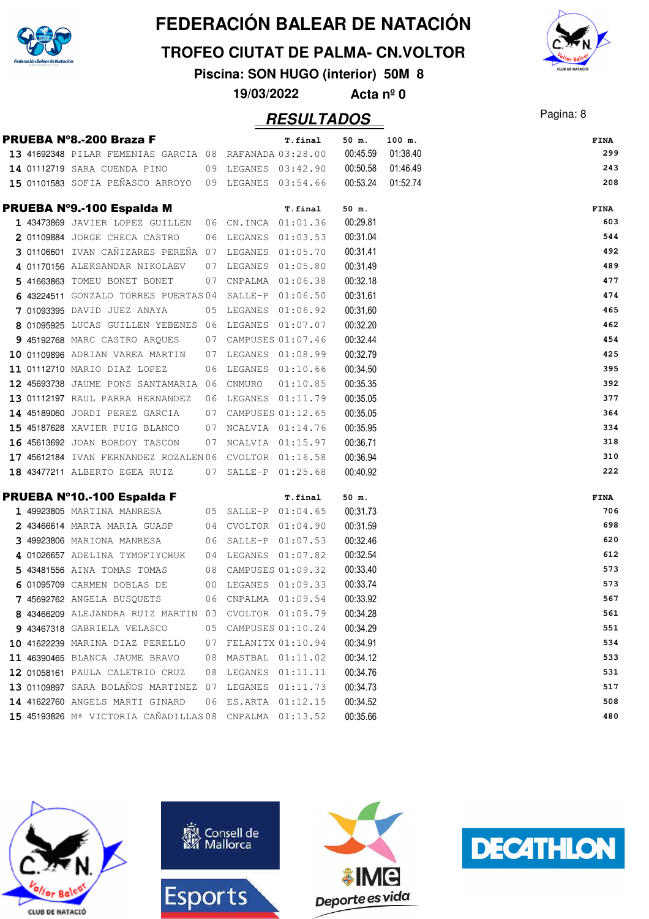# FEDERACIÓN BALEAR DE NATACIÓN

## TROFEO CIUTAT DE PALMA- CN.VOLTOR

**Piscina: SON HUGO (interior) 50M 8**

**19/03/2022 Acta nº 0**

## RESULTADOS

### PRUEBA Nº8.-200 Braza F

| | | | | | T.final | 50 m. | 100 m. | FINA |
|---|---|---|---|---|---|---|---|---|
| 13 | 41692348 | PILAR FEMENIAS GARCIA | 08 | RAFANADA | 03:28.00 | 00:45.59 | 01:38.40 | 299 |
| 14 | 01112719 | SARA CUENDA PINO | 09 | LEGANES | 03:42.90 | 00:50.58 | 01:46.49 | 243 |
| 15 | 01101583 | SOFIA PEÑASCO ARROYO | 09 | LEGANES | 03:54.66 | 00:53.24 | 01:52.74 | 208 |

### PRUEBA Nº9.-100 Espalda M

| | | | | | T.final | 50 m. | FINA |
|---|---|---|---|---|---|---|---|
| 1 | 43473869 | JAVIER LOPEZ GUILLEN | 06 | CN.INCA | 01:01.36 | 00:29.81 | 603 |
| 2 | 01109884 | JORGE CHECA CASTRO | 06 | LEGANES | 01:03.53 | 00:31.04 | 544 |
| 3 | 01106601 | IVAN CAÑIZARES PEREÑA | 07 | LEGANES | 01:05.70 | 00:31.41 | 492 |
| 4 | 01170156 | ALEKSANDAR NIKOLAEV | 07 | LEGANES | 01:05.80 | 00:31.49 | 489 |
| 5 | 41663863 | TOMEU BONET BONET | 07 | CNPALMA | 01:06.38 | 00:32.18 | 477 |
| 6 | 43224511 | GONZALO TORRES PUERTAS | 04 | SALLE-P | 01:06.50 | 00:31.61 | 474 |
| 7 | 01093395 | DAVID JUEZ ANAYA | 05 | LEGANES | 01:06.92 | 00:31.60 | 465 |
| 8 | 01095925 | LUCAS GUILLEN YEBENES | 06 | LEGANES | 01:07.07 | 00:32.20 | 462 |
| 9 | 45192768 | MARC CASTRO ARQUES | 07 | CAMPUSES | 01:07.46 | 00:32.44 | 454 |
| 10 | 01109896 | ADRIAN VAREA MARTIN | 07 | LEGANES | 01:08.99 | 00:32.79 | 425 |
| 11 | 01112710 | MARIO DIAZ LOPEZ | 06 | LEGANES | 01:10.66 | 00:34.50 | 395 |
| 12 | 45693738 | JAUME PONS SANTAMARIA | 06 | CNMURO | 01:10.85 | 00:35.35 | 392 |
| 13 | 01112197 | RAUL PARRA HERNANDEZ | 06 | LEGANES | 01:11.79 | 00:35.05 | 377 |
| 14 | 45189060 | JORDI PEREZ GARCIA | 07 | CAMPUSES | 01:12.65 | 00:35.05 | 364 |
| 15 | 45187628 | XAVIER PUIG BLANCO | 07 | NCALVIA | 01:14.76 | 00:35.95 | 334 |
| 16 | 45613692 | JOAN BORDOY TASCON | 07 | NCALVIA | 01:15.97 | 00:36.71 | 318 |
| 17 | 45612184 | IVAN FERNANDEZ ROZALEN | 06 | CVOLTOR | 01:16.58 | 00:36.94 | 310 |
| 18 | 43477211 | ALBERTO EGEA RUIZ | 07 | SALLE-P | 01:25.68 | 00:40.92 | 222 |

### PRUEBA Nº10.-100 Espalda F

| | | | | | T.final | 50 m. | FINA |
|---|---|---|---|---|---|---|---|
| 1 | 49923805 | MARTINA MANRESA | 05 | SALLE-P | 01:04.65 | 00:31.73 | 706 |
| 2 | 43466614 | MARTA MARIA GUASP | 04 | CVOLTOR | 01:04.90 | 00:31.59 | 698 |
| 3 | 49923806 | MARIONA MANRESA | 06 | SALLE-P | 01:07.53 | 00:32.46 | 620 |
| 4 | 01026657 | ADELINA TYMOFIYCHUK | 04 | LEGANES | 01:07.82 | 00:32.54 | 612 |
| 5 | 43481556 | AINA TOMAS TOMAS | 08 | CAMPUSES | 01:09.32 | 00:33.40 | 573 |
| 6 | 01095709 | CARMEN DOBLAS DE | 00 | LEGANES | 01:09.33 | 00:33.74 | 573 |
| 7 | 45692762 | ANGELA BUSQUETS | 06 | CNPALMA | 01:09.54 | 00:33.92 | 567 |
| 8 | 43466209 | ALEJANDRA RUIZ MARTIN | 03 | CVOLTOR | 01:09.79 | 00:34.28 | 561 |
| 9 | 43467318 | GABRIELA VELASCO | 05 | CAMPUSES | 01:10.24 | 00:34.29 | 551 |
| 10 | 41622239 | MARINA DIAZ PERELLO | 07 | FELANITX | 01:10.94 | 00:34.91 | 534 |
| 11 | 46390465 | BLANCA JAUME BRAVO | 08 | MASTBAL | 01:11.02 | 00:34.12 | 533 |
| 12 | 01058161 | PAULA CALETRIO CRUZ | 08 | LEGANES | 01:11.11 | 00:34.76 | 531 |
| 13 | 01109897 | SARA BOLAÑOS MARTINEZ | 07 | LEGANES | 01:11.73 | 00:34.73 | 517 |
| 14 | 41622760 | ANGELS MARTI GINARD | 06 | ES.ARTA | 01:12.15 | 00:34.52 | 508 |
| 15 | 45193826 | Mª VICTORIA CAÑADILLAS | 08 | CNPALMA | 01:13.52 | 00:35.66 | 480 |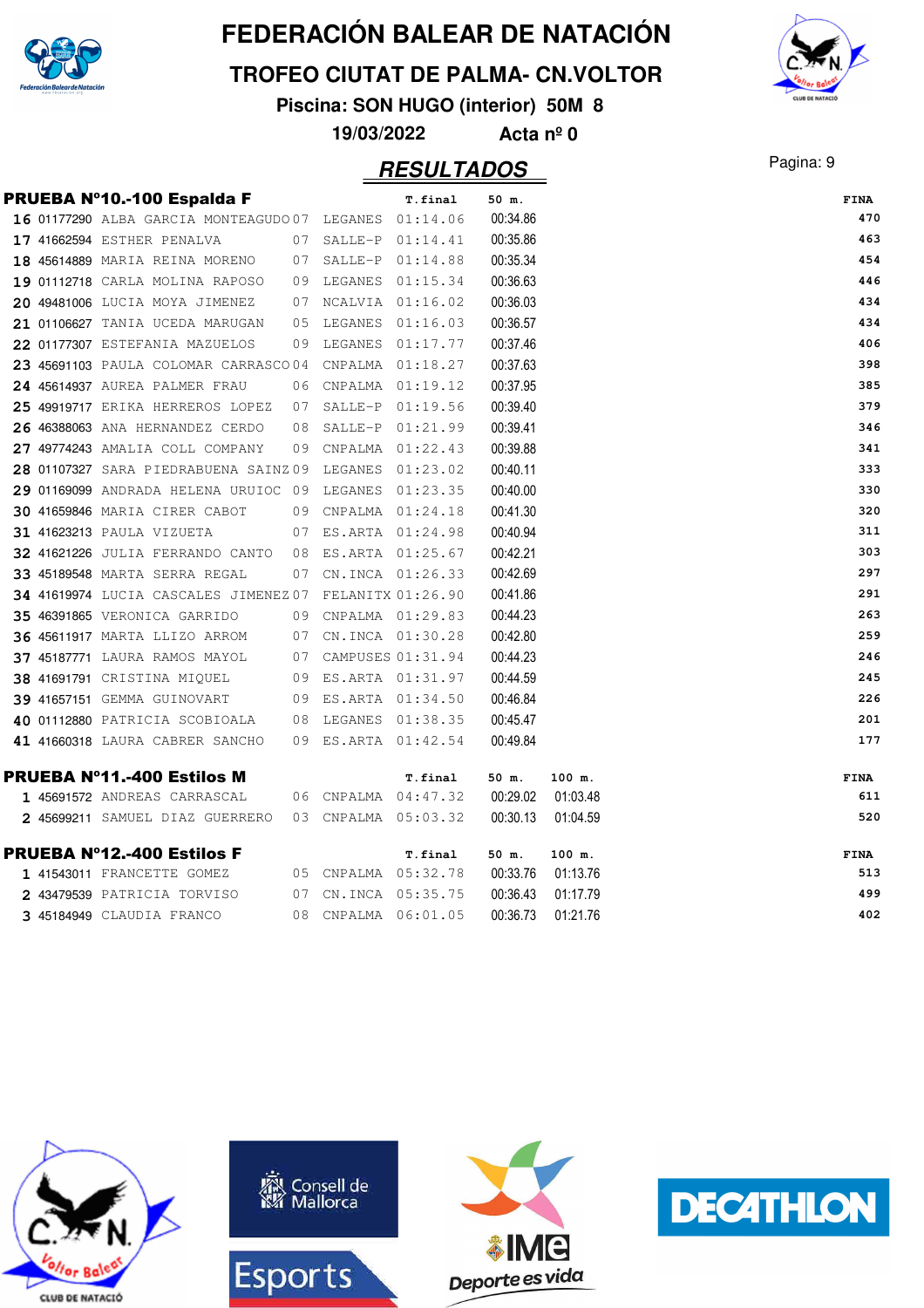# FEDERACIÓN BALEAR DE NATACIÓN

## TROFEO CIUTAT DE PALMA- CN.VOLTOR

**Piscina: SON HUGO (interior) 50M 8**

**19/03/2022 Acta nº 0**

## RESULTADOS

### PRUEBA Nº10.-100 Espalda F

| | | | | | T.final | 50 m. | FINA |
|---|---|---|---|---|---|---|---|
| 16 | 01177290 | ALBA GARCIA MONTEAGUDO | 07 | LEGANES | 01:14.06 | 00:34.86 | 470 |
| 17 | 41662594 | ESTHER PENALVA | 07 | SALLE-P | 01:14.41 | 00:35.86 | 463 |
| 18 | 45614889 | MARIA REINA MORENO | 07 | SALLE-P | 01:14.88 | 00:35.34 | 454 |
| 19 | 01112718 | CARLA MOLINA RAPOSO | 09 | LEGANES | 01:15.34 | 00:36.63 | 446 |
| 20 | 49481006 | LUCIA MOYA JIMENEZ | 07 | NCALVIA | 01:16.02 | 00:36.03 | 434 |
| 21 | 01106627 | TANIA UCEDA MARUGAN | 05 | LEGANES | 01:16.03 | 00:36.57 | 434 |
| 22 | 01177307 | ESTEFANIA MAZUELOS | 09 | LEGANES | 01:17.77 | 00:37.46 | 406 |
| 23 | 45691103 | PAULA COLOMAR CARRASCO | 04 | CNPALMA | 01:18.27 | 00:37.63 | 398 |
| 24 | 45614937 | AUREA PALMER FRAU | 06 | CNPALMA | 01:19.12 | 00:37.95 | 385 |
| 25 | 49919717 | ERIKA HERREROS LOPEZ | 07 | SALLE-P | 01:19.56 | 00:39.40 | 379 |
| 26 | 46388063 | ANA HERNANDEZ CERDO | 08 | SALLE-P | 01:21.99 | 00:39.41 | 346 |
| 27 | 49774243 | AMALIA COLL COMPANY | 09 | CNPALMA | 01:22.43 | 00:39.88 | 341 |
| 28 | 01107327 | SARA PIEDRABUENA SAINZ | 09 | LEGANES | 01:23.02 | 00:40.11 | 333 |
| 29 | 01169099 | ANDRADA HELENA URUIOC | 09 | LEGANES | 01:23.35 | 00:40.00 | 330 |
| 30 | 41659846 | MARIA CIRER CABOT | 09 | CNPALMA | 01:24.18 | 00:41.30 | 320 |
| 31 | 41623213 | PAULA VIZUETA | 07 | ES.ARTA | 01:24.98 | 00:40.94 | 311 |
| 32 | 41621226 | JULIA FERRANDO CANTO | 08 | ES.ARTA | 01:25.67 | 00:42.21 | 303 |
| 33 | 45189548 | MARTA SERRA REGAL | 07 | CN.INCA | 01:26.33 | 00:42.69 | 297 |
| 34 | 41619974 | LUCIA CASCALES JIMENEZ | 07 | FELANITX | 01:26.90 | 00:41.86 | 291 |
| 35 | 46391865 | VERONICA GARRIDO | 09 | CNPALMA | 01:29.83 | 00:44.23 | 263 |
| 36 | 45611917 | MARTA LLIZO ARROM | 07 | CN.INCA | 01:30.28 | 00:42.80 | 259 |
| 37 | 45187771 | LAURA RAMOS MAYOL | 07 | CAMPUSES | 01:31.94 | 00:44.23 | 246 |
| 38 | 41691791 | CRISTINA MIQUEL | 09 | ES.ARTA | 01:31.97 | 00:44.59 | 245 |
| 39 | 41657151 | GEMMA GUINOVART | 09 | ES.ARTA | 01:34.50 | 00:46.84 | 226 |
| 40 | 01112880 | PATRICIA SCOBIOALA | 08 | LEGANES | 01:38.35 | 00:45.47 | 201 |
| 41 | 41660318 | LAURA CABRER SANCHO | 09 | ES.ARTA | 01:42.54 | 00:49.84 | 177 |

### PRUEBA Nº11.-400 Estilos M

| | | | | | T.final | 50 m. | 100 m. | FINA |
|---|---|---|---|---|---|---|---|---|
| 1 | 45691572 | ANDREAS CARRASCAL | 06 | CNPALMA | 04:47.32 | 00:29.02 | 01:03.48 | 611 |
| 2 | 45699211 | SAMUEL DIAZ GUERRERO | 03 | CNPALMA | 05:03.32 | 00:30.13 | 01:04.59 | 520 |

### PRUEBA Nº12.-400 Estilos F

| | | | | | T.final | 50 m. | 100 m. | FINA |
|---|---|---|---|---|---|---|---|---|
| 1 | 41543011 | FRANCETTE GOMEZ | 05 | CNPALMA | 05:32.78 | 00:33.76 | 01:13.76 | 513 |
| 2 | 43479539 | PATRICIA TORVISO | 07 | CN.INCA | 05:35.75 | 00:36.43 | 01:17.79 | 499 |
| 3 | 45184949 | CLAUDIA FRANCO | 08 | CNPALMA | 06:01.05 | 00:36.73 | 01:21.76 | 402 |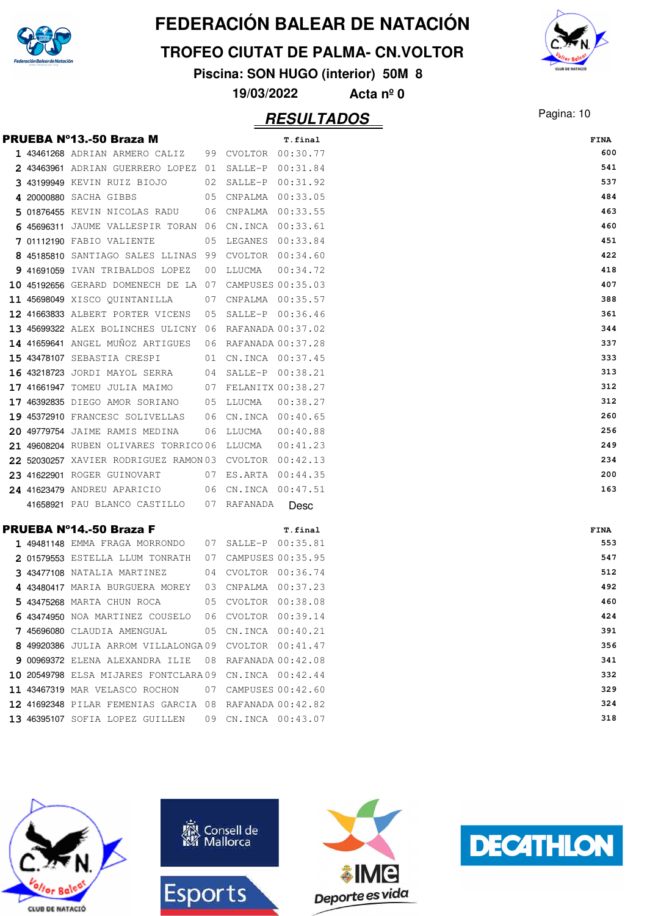# FEDERACIÓN BALEAR DE NATACIÓN

## TROFEO CIUTAT DE PALMA- CN.VOLTOR

**Piscina: SON HUGO (interior) 50M 8**

**19/03/2022 Acta nº 0**

## RESULTADOS

### PRUEBA Nº13.-50 Braza M

| Pos | Licencia | Nombre | Año | Club | T.final | FINA |
|---|---|---|---|---|---|---|
| 1 | 43461268 | ADRIAN ARMERO CALIZ | 99 | CVOLTOR | 00:30.77 | 600 |
| 2 | 43463961 | ADRIAN GUERRERO LOPEZ | 01 | SALLE-P | 00:31.84 | 541 |
| 3 | 43199949 | KEVIN RUIZ BIOJO | 02 | SALLE-P | 00:31.92 | 537 |
| 4 | 20000880 | SACHA GIBBS | 05 | CNPALMA | 00:33.05 | 484 |
| 5 | 01876455 | KEVIN NICOLAS RADU | 06 | CNPALMA | 00:33.55 | 463 |
| 6 | 45696311 | JAUME VALLESPIR TORAN | 06 | CN.INCA | 00:33.61 | 460 |
| 7 | 01112190 | FABIO VALIENTE | 05 | LEGANES | 00:33.84 | 451 |
| 8 | 45185810 | SANTIAGO SALES LLINAS | 99 | CVOLTOR | 00:34.60 | 422 |
| 9 | 41691059 | IVAN TRIBALDOS LOPEZ | 00 | LLUCMA | 00:34.72 | 418 |
| 10 | 45192656 | GERARD DOMENECH DE LA | 07 | CAMPUSES | 00:35.03 | 407 |
| 11 | 45698049 | XISCO QUINTANILLA | 07 | CNPALMA | 00:35.57 | 388 |
| 12 | 41663833 | ALBERT PORTER VICENS | 05 | SALLE-P | 00:36.46 | 361 |
| 13 | 45699322 | ALEX BOLINCHES ULICNY | 06 | RAFANADA | 00:37.02 | 344 |
| 14 | 41659641 | ANGEL MUÑOZ ARTIGUES | 06 | RAFANADA | 00:37.28 | 337 |
| 15 | 43478107 | SEBASTIA CRESPI | 01 | CN.INCA | 00:37.45 | 333 |
| 16 | 43218723 | JORDI MAYOL SERRA | 04 | SALLE-P | 00:38.21 | 313 |
| 17 | 41661947 | TOMEU JULIA MAIMO | 07 | FELANITX | 00:38.27 | 312 |
| 17 | 46392835 | DIEGO AMOR SORIANO | 05 | LLUCMA | 00:38.27 | 312 |
| 19 | 45372910 | FRANCESC SOLIVELLAS | 06 | CN.INCA | 00:40.65 | 260 |
| 20 | 49779754 | JAIME RAMIS MEDINA | 06 | LLUCMA | 00:40.88 | 256 |
| 21 | 49608204 | RUBEN OLIVARES TORRICO | 06 | LLUCMA | 00:41.23 | 249 |
| 22 | 52030257 | XAVIER RODRIGUEZ RAMON | 03 | CVOLTOR | 00:42.13 | 234 |
| 23 | 41622901 | ROGER GUINOVART | 07 | ES.ARTA | 00:44.35 | 200 |
| 24 | 41623479 | ANDREU APARICIO | 06 | CN.INCA | 00:47.51 | 163 |
| | 41658921 | PAU BLANCO CASTILLO | 07 | RAFANADA | Desc | |

### PRUEBA Nº14.-50 Braza F

| Pos | Licencia | Nombre | Año | Club | T.final | FINA |
|---|---|---|---|---|---|---|
| 1 | 49481148 | EMMA FRAGA MORRONDO | 07 | SALLE-P | 00:35.81 | 553 |
| 2 | 01579553 | ESTELLA LLUM TONRATH | 07 | CAMPUSES | 00:35.95 | 547 |
| 3 | 43477108 | NATALIA MARTINEZ | 04 | CVOLTOR | 00:36.74 | 512 |
| 4 | 43480417 | MARIA BURGUERA MOREY | 03 | CNPALMA | 00:37.23 | 492 |
| 5 | 43475268 | MARTA CHUN ROCA | 05 | CVOLTOR | 00:38.08 | 460 |
| 6 | 43474950 | NOA MARTINEZ COUSELO | 06 | CVOLTOR | 00:39.14 | 424 |
| 7 | 45696080 | CLAUDIA AMENGUAL | 05 | CN.INCA | 00:40.21 | 391 |
| 8 | 49920386 | JULIA ARROM VILLALONGA | 09 | CVOLTOR | 00:41.47 | 356 |
| 9 | 00969372 | ELENA ALEXANDRA ILIE | 08 | RAFANADA | 00:42.08 | 341 |
| 10 | 20549798 | ELSA MIJARES FONTCLARA | 09 | CN.INCA | 00:42.44 | 332 |
| 11 | 43467319 | MAR VELASCO ROCHON | 07 | CAMPUSES | 00:42.60 | 329 |
| 12 | 41692348 | PILAR FEMENIAS GARCIA | 08 | RAFANADA | 00:42.82 | 324 |
| 13 | 46395107 | SOFIA LOPEZ GUILLEN | 09 | CN.INCA | 00:43.07 | 318 |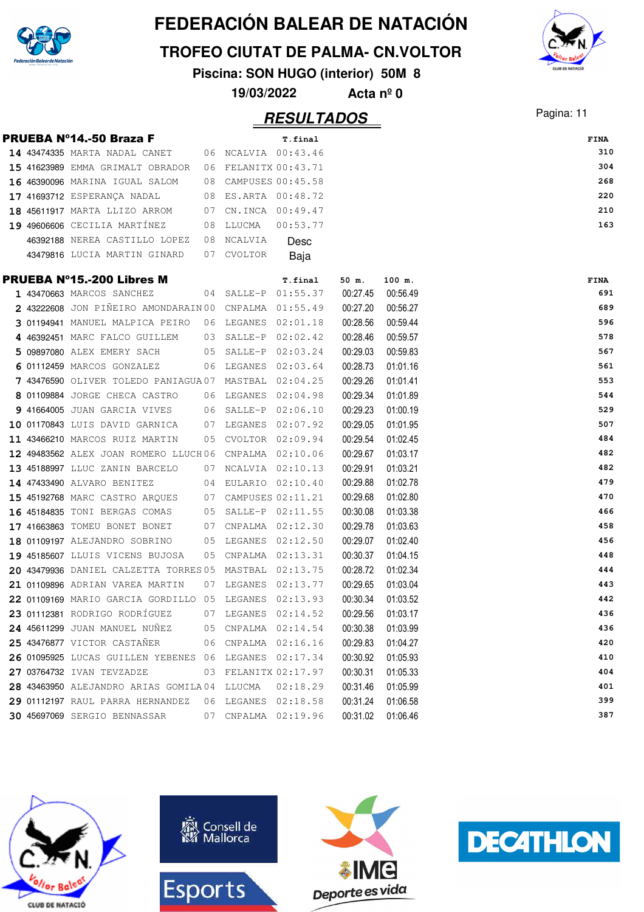# FEDERACIÓN BALEAR DE NATACIÓN

## TROFEO CIUTAT DE PALMA- CN.VOLTOR

**Piscina: SON HUGO (interior) 50M 8**

**19/03/2022 Acta nº 0**

## RESULTADOS

### PRUEBA Nº14.-50 Braza F

| | | | | | T.final | FINA |
|---|---|---|---|---|---|---|
| 14 | 43474335 | MARTA NADAL CANET | 06 | NCALVIA | 00:43.46 | 310 |
| 15 | 41623989 | EMMA GRIMALT OBRADOR | 06 | FELANITX | 00:43.71 | 304 |
| 16 | 46390096 | MARINA IGUAL SALOM | 08 | CAMPUSES | 00:45.58 | 268 |
| 17 | 41693712 | ESPERANÇA NADAL | 08 | ES.ARTA | 00:48.72 | 220 |
| 18 | 45611917 | MARTA LLIZO ARROM | 07 | CN.INCA | 00:49.47 | 210 |
| 19 | 49606606 | CECILIA MARTÍNEZ | 08 | LLUCMA | 00:53.77 | 163 |
| | 46392188 | NEREA CASTILLO LOPEZ | 08 | NCALVIA | Desc | |
| | 43479816 | LUCIA MARTIN GINARD | 07 | CVOLTOR | Baja | |

### PRUEBA Nº15.-200 Libres M

| | | | | | T.final | 50 m. | 100 m. | FINA |
|---|---|---|---|---|---|---|---|---|
| 1 | 43470663 | MARCOS SANCHEZ | 04 | SALLE-P | 01:55.37 | 00:27.45 | 00:56.49 | 691 |
| 2 | 43222608 | JON PIÑEIRO AMONDARAIN | 00 | CNPALMA | 01:55.49 | 00:27.20 | 00:56.27 | 689 |
| 3 | 01194941 | MANUEL MALPICA PEIRO | 06 | LEGANES | 02:01.18 | 00:28.56 | 00:59.44 | 596 |
| 4 | 46392451 | MARC FALCO GUILLEM | 03 | SALLE-P | 02:02.42 | 00:28.46 | 00:59.57 | 578 |
| 5 | 09897080 | ALEX EMERY SACH | 05 | SALLE-P | 02:03.24 | 00:29.03 | 00:59.83 | 567 |
| 6 | 01112459 | MARCOS GONZALEZ | 06 | LEGANES | 02:03.64 | 00:28.73 | 01:01.16 | 561 |
| 7 | 43476590 | OLIVER TOLEDO PANIAGUA | 07 | MASTBAL | 02:04.25 | 00:29.26 | 01:01.41 | 553 |
| 8 | 01109884 | JORGE CHECA CASTRO | 06 | LEGANES | 02:04.98 | 00:29.34 | 01:01.89 | 544 |
| 9 | 41664005 | JUAN GARCIA VIVES | 06 | SALLE-P | 02:06.10 | 00:29.23 | 01:00.19 | 529 |
| 10 | 01170843 | LUIS DAVID GARNICA | 07 | LEGANES | 02:07.92 | 00:29.05 | 01:01.95 | 507 |
| 11 | 43466210 | MARCOS RUIZ MARTIN | 05 | CVOLTOR | 02:09.94 | 00:29.54 | 01:02.45 | 484 |
| 12 | 49483562 | ALEX JOAN ROMERO LLUCH | 06 | CNPALMA | 02:10.06 | 00:29.67 | 01:03.17 | 482 |
| 13 | 45188997 | LLUC ZANIN BARCELO | 07 | NCALVIA | 02:10.13 | 00:29.91 | 01:03.21 | 482 |
| 14 | 47433490 | ALVARO BENITEZ | 04 | EULARIO | 02:10.40 | 00:29.88 | 01:02.78 | 479 |
| 15 | 45192768 | MARC CASTRO ARQUES | 07 | CAMPUSES | 02:11.21 | 00:29.68 | 01:02.80 | 470 |
| 16 | 45184835 | TONI BERGAS COMAS | 05 | SALLE-P | 02:11.55 | 00:30.08 | 01:03.38 | 466 |
| 17 | 41663863 | TOMEU BONET BONET | 07 | CNPALMA | 02:12.30 | 00:29.78 | 01:03.63 | 458 |
| 18 | 01109197 | ALEJANDRO SOBRINO | 05 | LEGANES | 02:12.50 | 00:29.07 | 01:02.40 | 456 |
| 19 | 45185607 | LLUIS VICENS BUJOSA | 05 | CNPALMA | 02:13.31 | 00:30.37 | 01:04.15 | 448 |
| 20 | 43479936 | DANIEL CALZETTA TORRES | 05 | MASTBAL | 02:13.75 | 00:28.72 | 01:02.34 | 444 |
| 21 | 01109896 | ADRIAN VAREA MARTIN | 07 | LEGANES | 02:13.77 | 00:29.65 | 01:03.04 | 443 |
| 22 | 01109169 | MARIO GARCIA GORDILLO | 05 | LEGANES | 02:13.93 | 00:30.34 | 01:03.52 | 442 |
| 23 | 01112381 | RODRIGO RODRÍGUEZ | 07 | LEGANES | 02:14.52 | 00:29.56 | 01:03.17 | 436 |
| 24 | 45611299 | JUAN MANUEL NUÑEZ | 05 | CNPALMA | 02:14.54 | 00:30.38 | 01:03.99 | 436 |
| 25 | 43476877 | VICTOR CASTAÑER | 06 | CNPALMA | 02:16.16 | 00:29.83 | 01:04.27 | 420 |
| 26 | 01095925 | LUCAS GUILLEN YEBENES | 06 | LEGANES | 02:17.34 | 00:30.92 | 01:05.93 | 410 |
| 27 | 03764732 | IVAN TEVZADZE | 03 | FELANITX | 02:17.97 | 00:30.31 | 01:05.33 | 404 |
| 28 | 43463950 | ALEJANDRO ARIAS GOMILA | 04 | LLUCMA | 02:18.29 | 00:31.46 | 01:05.99 | 401 |
| 29 | 01112197 | RAUL PARRA HERNANDEZ | 06 | LEGANES | 02:18.58 | 00:31.24 | 01:06.58 | 399 |
| 30 | 45697069 | SERGIO BENNASSAR | 07 | CNPALMA | 02:19.96 | 00:31.02 | 01:06.46 | 387 |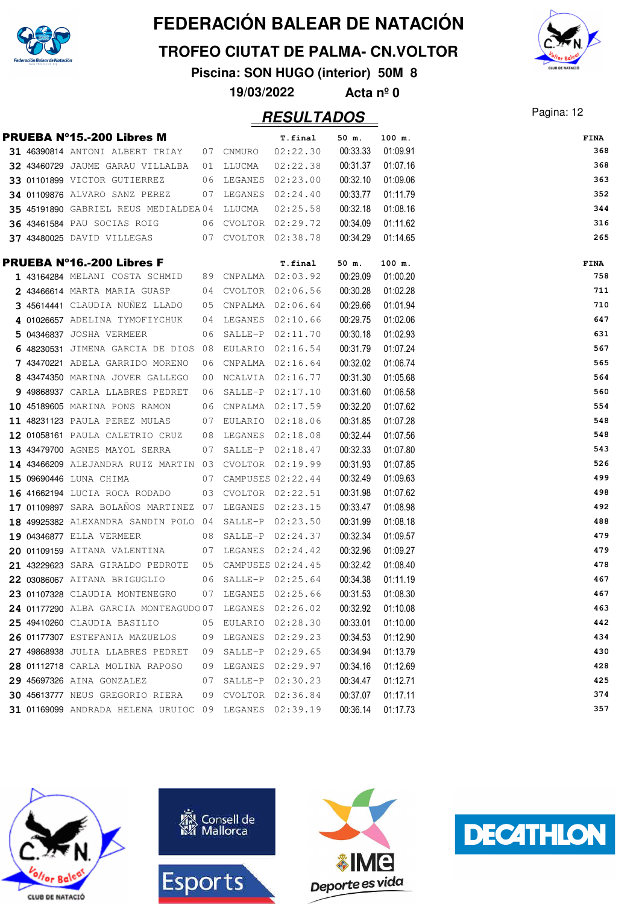# FEDERACIÓN BALEAR DE NATACIÓN

## TROFEO CIUTAT DE PALMA- CN.VOLTOR

**Piscina: SON HUGO (interior) 50M 8**

**19/03/2022 Acta nº 0**

## RESULTADOS

### PRUEBA Nº15.-200 Libres M

| | Licencia | Nombre | Año | Club | T.final | 50 m. | 100 m. | FINA |
|---|---|---|---|---|---|---|---|---|
| 31 | 46390814 | ANTONI ALBERT TRIAY | 07 | CNMURO | 02:22.30 | 00:33.33 | 01:09.91 | 368 |
| 32 | 43460729 | JAUME GARAU VILLALBA | 01 | LLUCMA | 02:22.38 | 00:31.37 | 01:07.16 | 368 |
| 33 | 01101899 | VICTOR GUTIERREZ | 06 | LEGANES | 02:23.00 | 00:32.10 | 01:09.06 | 363 |
| 34 | 01109876 | ALVARO SANZ PEREZ | 07 | LEGANES | 02:24.40 | 00:33.77 | 01:11.79 | 352 |
| 35 | 45191890 | GABRIEL REUS MEDIALDEA | 04 | LLUCMA | 02:25.58 | 00:32.18 | 01:08.16 | 344 |
| 36 | 43461584 | PAU SOCIAS ROIG | 06 | CVOLTOR | 02:29.72 | 00:34.09 | 01:11.62 | 316 |
| 37 | 43480025 | DAVID VILLEGAS | 07 | CVOLTOR | 02:38.78 | 00:34.29 | 01:14.65 | 265 |

### PRUEBA Nº16.-200 Libres F

| | Licencia | Nombre | Año | Club | T.final | 50 m. | 100 m. | FINA |
|---|---|---|---|---|---|---|---|---|
| 1 | 43164284 | MELANI COSTA SCHMID | 89 | CNPALMA | 02:03.92 | 00:29.09 | 01:00.20 | 758 |
| 2 | 43466614 | MARTA MARIA GUASP | 04 | CVOLTOR | 02:06.56 | 00:30.28 | 01:02.28 | 711 |
| 3 | 45614441 | CLAUDIA NUÑEZ LLADO | 05 | CNPALMA | 02:06.64 | 00:29.66 | 01:01.94 | 710 |
| 4 | 01026657 | ADELINA TYMOFIYCHUK | 04 | LEGANES | 02:10.66 | 00:29.75 | 01:02.06 | 647 |
| 5 | 04346837 | JOSHA VERMEER | 06 | SALLE-P | 02:11.70 | 00:30.18 | 01:02.93 | 631 |
| 6 | 48230531 | JIMENA GARCIA DE DIOS | 08 | EULARIO | 02:16.54 | 00:31.79 | 01:07.24 | 567 |
| 7 | 43470221 | ADELA GARRIDO MORENO | 06 | CNPALMA | 02:16.64 | 00:32.02 | 01:06.74 | 565 |
| 8 | 43474350 | MARINA JOVER GALLEGO | 00 | NCALVIA | 02:16.77 | 00:31.30 | 01:05.68 | 564 |
| 9 | 49868937 | CARLA LLABRES PEDRET | 06 | SALLE-P | 02:17.10 | 00:31.60 | 01:06.58 | 560 |
| 10 | 45189605 | MARINA PONS RAMON | 06 | CNPALMA | 02:17.59 | 00:32.20 | 01:07.62 | 554 |
| 11 | 48231123 | PAULA PEREZ MULAS | 07 | EULARIO | 02:18.06 | 00:31.85 | 01:07.28 | 548 |
| 12 | 01058161 | PAULA CALETRIO CRUZ | 08 | LEGANES | 02:18.08 | 00:32.44 | 01:07.56 | 548 |
| 13 | 43479700 | AGNES MAYOL SERRA | 07 | SALLE-P | 02:18.47 | 00:32.33 | 01:07.80 | 543 |
| 14 | 43466209 | ALEJANDRA RUIZ MARTIN | 03 | CVOLTOR | 02:19.99 | 00:31.93 | 01:07.85 | 526 |
| 15 | 09690446 | LUNA CHIMA | 07 | CAMPUSES | 02:22.44 | 00:32.49 | 01:09.63 | 499 |
| 16 | 41662194 | LUCIA ROCA RODADO | 03 | CVOLTOR | 02:22.51 | 00:31.98 | 01:07.62 | 498 |
| 17 | 01109897 | SARA BOLAÑOS MARTINEZ | 07 | LEGANES | 02:23.15 | 00:33.47 | 01:08.98 | 492 |
| 18 | 49925382 | ALEXANDRA SANDIN POLO | 04 | SALLE-P | 02:23.50 | 00:31.99 | 01:08.18 | 488 |
| 19 | 04346877 | ELLA VERMEER | 08 | SALLE-P | 02:24.37 | 00:32.34 | 01:09.57 | 479 |
| 20 | 01109159 | AITANA VALENTINA | 07 | LEGANES | 02:24.42 | 00:32.96 | 01:09.27 | 479 |
| 21 | 43229623 | SARA GIRALDO PEDROTE | 05 | CAMPUSES | 02:24.45 | 00:32.42 | 01:08.40 | 478 |
| 22 | 03086067 | AITANA BRIGUGLIO | 06 | SALLE-P | 02:25.64 | 00:34.38 | 01:11.19 | 467 |
| 23 | 01107328 | CLAUDIA MONTENEGRO | 07 | LEGANES | 02:25.66 | 00:31.53 | 01:08.30 | 467 |
| 24 | 01177290 | ALBA GARCIA MONTEAGUDO | 07 | LEGANES | 02:26.02 | 00:32.92 | 01:10.08 | 463 |
| 25 | 49410260 | CLAUDIA BASILIO | 05 | EULARIO | 02:28.30 | 00:33.01 | 01:10.00 | 442 |
| 26 | 01177307 | ESTEFANIA MAZUELOS | 09 | LEGANES | 02:29.23 | 00:34.53 | 01:12.90 | 434 |
| 27 | 49868938 | JULIA LLABRES PEDRET | 09 | SALLE-P | 02:29.65 | 00:34.94 | 01:13.79 | 430 |
| 28 | 01112718 | CARLA MOLINA RAPOSO | 09 | LEGANES | 02:29.97 | 00:34.16 | 01:12.69 | 428 |
| 29 | 45697326 | AINA GONZALEZ | 07 | SALLE-P | 02:30.23 | 00:34.47 | 01:12.71 | 425 |
| 30 | 45613777 | NEUS GREGORIO RIERA | 09 | CVOLTOR | 02:36.84 | 00:37.07 | 01:17.11 | 374 |
| 31 | 01169099 | ANDRADA HELENA URUIOC | 09 | LEGANES | 02:39.19 | 00:36.14 | 01:17.73 | 357 |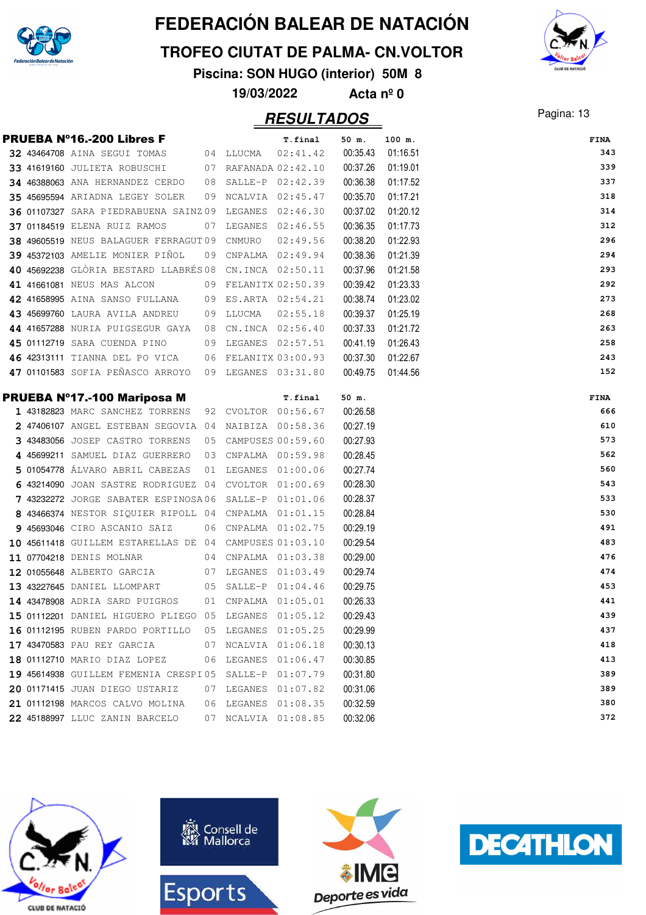# FEDERACIÓN BALEAR DE NATACIÓN

## TROFEO CIUTAT DE PALMA- CN.VOLTOR

**Piscina: SON HUGO (interior) 50M 8**

**19/03/2022 Acta nº 0**

## RESULTADOS

### PRUEBA Nº16.-200 Libres F

| Pos | Licencia | Nombre | Año | Club | T.final | 50 m. | 100 m. | FINA |
|---|---|---|---|---|---|---|---|---|
| 32 | 43464708 | AINA SEGUI TOMAS | 04 | LLUCMA | 02:41.42 | 00:35.43 | 01:16.51 | 343 |
| 33 | 41619160 | JULIETA ROBUSCHI | 07 | RAFANADA | 02:42.10 | 00:37.26 | 01:19.01 | 339 |
| 34 | 46388063 | ANA HERNANDEZ CERDO | 08 | SALLE-P | 02:42.39 | 00:36.38 | 01:17.52 | 337 |
| 35 | 45695594 | ARIADNA LEGEY SOLER | 09 | NCALVIA | 02:45.47 | 00:35.70 | 01:17.21 | 318 |
| 36 | 01107327 | SARA PIEDRABUENA SAINZ | 09 | LEGANES | 02:46.30 | 00:37.02 | 01:20.12 | 314 |
| 37 | 01184519 | ELENA RUIZ RAMOS | 07 | LEGANES | 02:46.55 | 00:36.35 | 01:17.73 | 312 |
| 38 | 49605519 | NEUS BALAGUER FERRAGUT | 09 | CNMURO | 02:49.56 | 00:38.20 | 01:22.93 | 296 |
| 39 | 45372103 | AMELIE MONIER PIÑOL | 09 | CNPALMA | 02:49.94 | 00:38.36 | 01:21.39 | 294 |
| 40 | 45692238 | GLÒRIA BESTARD LLABRÉS | 08 | CN.INCA | 02:50.11 | 00:37.96 | 01:21.58 | 293 |
| 41 | 41661081 | NEUS MAS ALCON | 09 | FELANITX | 02:50.39 | 00:39.42 | 01:23.33 | 292 |
| 42 | 41658995 | AINA SANSO FULLANA | 09 | ES.ARTA | 02:54.21 | 00:38.74 | 01:23.02 | 273 |
| 43 | 45699760 | LAURA AVILA ANDREU | 09 | LLUCMA | 02:55.18 | 00:39.37 | 01:25.19 | 268 |
| 44 | 41657288 | NURIA PUIGSEGUR GAYA | 08 | CN.INCA | 02:56.40 | 00:37.33 | 01:21.72 | 263 |
| 45 | 01112719 | SARA CUENDA PINO | 09 | LEGANES | 02:57.51 | 00:41.19 | 01:26.43 | 258 |
| 46 | 42313111 | TIANNA DEL PO VICA | 06 | FELANITX | 03:00.93 | 00:37.30 | 01:22.67 | 243 |
| 47 | 01101583 | SOFIA PEÑASCO ARROYO | 09 | LEGANES | 03:31.80 | 00:49.75 | 01:44.56 | 152 |

### PRUEBA Nº17.-100 Mariposa M

| Pos | Licencia | Nombre | Año | Club | T.final | 50 m. | FINA |
|---|---|---|---|---|---|---|---|
| 1 | 43182823 | MARC SANCHEZ TORRENS | 92 | CVOLTOR | 00:56.67 | 00:26.58 | 666 |
| 2 | 47406107 | ANGEL ESTEBAN SEGOVIA | 04 | NAIBIZA | 00:58.36 | 00:27.19 | 610 |
| 3 | 43483056 | JOSEP CASTRO TORRENS | 05 | CAMPUSES | 00:59.60 | 00:27.93 | 573 |
| 4 | 45699211 | SAMUEL DIAZ GUERRERO | 03 | CNPALMA | 00:59.98 | 00:28.45 | 562 |
| 5 | 01054778 | ÁLVARO ABRIL CABEZAS | 01 | LEGANES | 01:00.06 | 00:27.74 | 560 |
| 6 | 43214090 | JOAN SASTRE RODRIGUEZ | 04 | CVOLTOR | 01:00.69 | 00:28.30 | 543 |
| 7 | 43232272 | JORGE SABATER ESPINOSA | 06 | SALLE-P | 01:01.06 | 00:28.37 | 533 |
| 8 | 43466374 | NESTOR SIQUIER RIPOLL | 04 | CNPALMA | 01:01.15 | 00:28.84 | 530 |
| 9 | 45693046 | CIRO ASCANIO SAIZ | 06 | CNPALMA | 01:02.75 | 00:29.19 | 491 |
| 10 | 45611418 | GUILLEM ESTARELLAS DE | 04 | CAMPUSES | 01:03.10 | 00:29.54 | 483 |
| 11 | 07704218 | DENIS MOLNAR | 04 | CNPALMA | 01:03.38 | 00:29.00 | 476 |
| 12 | 01055648 | ALBERTO GARCIA | 07 | LEGANES | 01:03.49 | 00:29.74 | 474 |
| 13 | 43227645 | DANIEL LLOMPART | 05 | SALLE-P | 01:04.46 | 00:29.75 | 453 |
| 14 | 43478908 | ADRIA SARD PUIGROS | 01 | CNPALMA | 01:05.01 | 00:26.33 | 441 |
| 15 | 01112201 | DANIEL HIGUERO PLIEGO | 05 | LEGANES | 01:05.12 | 00:29.43 | 439 |
| 16 | 01112195 | RUBEN PARDO PORTILLO | 05 | LEGANES | 01:05.25 | 00:29.99 | 437 |
| 17 | 43470583 | PAU REY GARCIA | 07 | NCALVIA | 01:06.18 | 00:30.13 | 418 |
| 18 | 01112710 | MARIO DIAZ LOPEZ | 06 | LEGANES | 01:06.47 | 00:30.85 | 413 |
| 19 | 45614938 | GUILLEM FEMENIA CRESPI | 05 | SALLE-P | 01:07.79 | 00:31.80 | 389 |
| 20 | 01171415 | JUAN DIEGO USTARIZ | 07 | LEGANES | 01:07.82 | 00:31.06 | 389 |
| 21 | 01112198 | MARCOS CALVO MOLINA | 06 | LEGANES | 01:08.35 | 00:32.59 | 380 |
| 22 | 45188997 | LLUC ZANIN BARCELO | 07 | NCALVIA | 01:08.85 | 00:32.06 | 372 |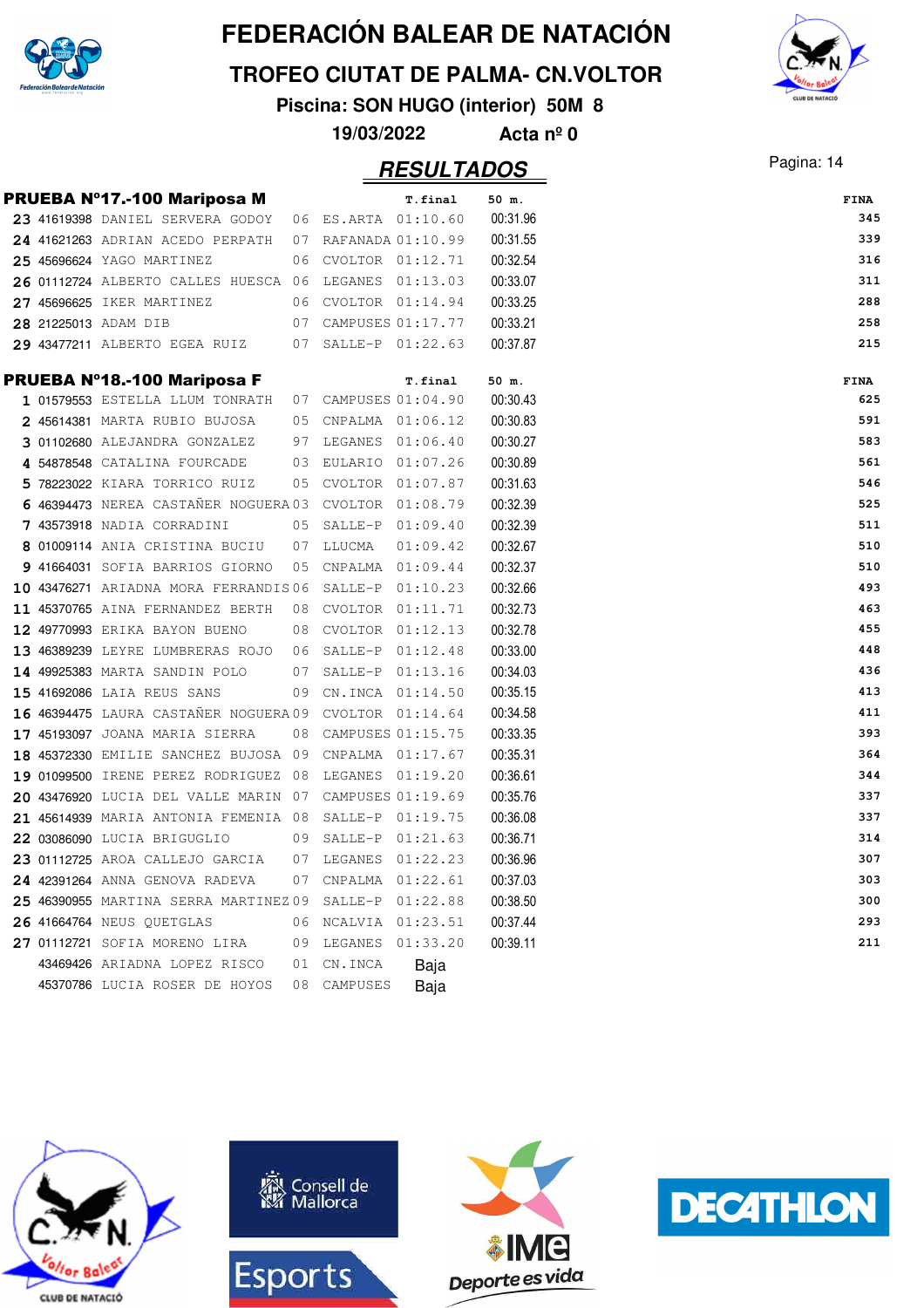# FEDERACIÓN BALEAR DE NATACIÓN

## TROFEO CIUTAT DE PALMA- CN.VOLTOR

**Piscina: SON HUGO (interior) 50M 8**

**19/03/2022 Acta nº 0**

## RESULTADOS

### PRUEBA Nº17.-100 Mariposa M

| Pos. | Licencia | Nombre | Año | Club | T.final | 50 m. | FINA |
|---|---|---|---|---|---|---|---|
| 23 | 41619398 | DANIEL SERVERA GODOY | 06 | ES.ARTA | 01:10.60 | 00:31.96 | 345 |
| 24 | 41621263 | ADRIAN ACEDO PERPATH | 07 | RAFANADA | 01:10.99 | 00:31.55 | 339 |
| 25 | 45696624 | YAGO MARTINEZ | 06 | CVOLTOR | 01:12.71 | 00:32.54 | 316 |
| 26 | 01112724 | ALBERTO CALLES HUESCA | 06 | LEGANES | 01:13.03 | 00:33.07 | 311 |
| 27 | 45696625 | IKER MARTINEZ | 06 | CVOLTOR | 01:14.94 | 00:33.25 | 288 |
| 28 | 21225013 | ADAM DIB | 07 | CAMPUSES | 01:17.77 | 00:33.21 | 258 |
| 29 | 43477211 | ALBERTO EGEA RUIZ | 07 | SALLE-P | 01:22.63 | 00:37.87 | 215 |

### PRUEBA Nº18.-100 Mariposa F

| Pos. | Licencia | Nombre | Año | Club | T.final | 50 m. | FINA |
|---|---|---|---|---|---|---|---|
| 1 | 01579553 | ESTELLA LLUM TONRATH | 07 | CAMPUSES | 01:04.90 | 00:30.43 | 625 |
| 2 | 45614381 | MARTA RUBIO BUJOSA | 05 | CNPALMA | 01:06.12 | 00:30.83 | 591 |
| 3 | 01102680 | ALEJANDRA GONZALEZ | 97 | LEGANES | 01:06.40 | 00:30.27 | 583 |
| 4 | 54878548 | CATALINA FOURCADE | 03 | EULARIO | 01:07.26 | 00:30.89 | 561 |
| 5 | 78223022 | KIARA TORRICO RUIZ | 05 | CVOLTOR | 01:07.87 | 00:31.63 | 546 |
| 6 | 46394473 | NEREA CASTAÑER NOGUERA | 03 | CVOLTOR | 01:08.79 | 00:32.39 | 525 |
| 7 | 43573918 | NADIA CORRADINI | 05 | SALLE-P | 01:09.40 | 00:32.39 | 511 |
| 8 | 01009114 | ANIA CRISTINA BUCIU | 07 | LLUCMA | 01:09.42 | 00:32.67 | 510 |
| 9 | 41664031 | SOFIA BARRIOS GIORNO | 05 | CNPALMA | 01:09.44 | 00:32.37 | 510 |
| 10 | 43476271 | ARIADNA MORA FERRANDIS | 06 | SALLE-P | 01:10.23 | 00:32.66 | 493 |
| 11 | 45370765 | AINA FERNANDEZ BERTH | 08 | CVOLTOR | 01:11.71 | 00:32.73 | 463 |
| 12 | 49770993 | ERIKA BAYON BUENO | 08 | CVOLTOR | 01:12.13 | 00:32.78 | 455 |
| 13 | 46389239 | LEYRE LUMBRERAS ROJO | 06 | SALLE-P | 01:12.48 | 00:33.00 | 448 |
| 14 | 49925383 | MARTA SANDIN POLO | 07 | SALLE-P | 01:13.16 | 00:34.03 | 436 |
| 15 | 41692086 | LAIA REUS SANS | 09 | CN.INCA | 01:14.50 | 00:35.15 | 413 |
| 16 | 46394475 | LAURA CASTAÑER NOGUERA | 09 | CVOLTOR | 01:14.64 | 00:34.58 | 411 |
| 17 | 45193097 | JOANA MARIA SIERRA | 08 | CAMPUSES | 01:15.75 | 00:33.35 | 393 |
| 18 | 45372330 | EMILIE SANCHEZ BUJOSA | 09 | CNPALMA | 01:17.67 | 00:35.31 | 364 |
| 19 | 01099500 | IRENE PEREZ RODRIGUEZ | 08 | LEGANES | 01:19.20 | 00:36.61 | 344 |
| 20 | 43476920 | LUCIA DEL VALLE MARIN | 07 | CAMPUSES | 01:19.69 | 00:35.76 | 337 |
| 21 | 45614939 | MARIA ANTONIA FEMENIA | 08 | SALLE-P | 01:19.75 | 00:36.08 | 337 |
| 22 | 03086090 | LUCIA BRIGUGLIO | 09 | SALLE-P | 01:21.63 | 00:36.71 | 314 |
| 23 | 01112725 | AROA CALLEJO GARCIA | 07 | LEGANES | 01:22.23 | 00:36.96 | 307 |
| 24 | 42391264 | ANNA GENOVA RADEVA | 07 | CNPALMA | 01:22.61 | 00:37.03 | 303 |
| 25 | 46390955 | MARTINA SERRA MARTINEZ | 09 | SALLE-P | 01:22.88 | 00:38.50 | 300 |
| 26 | 41664764 | NEUS QUETGLAS | 06 | NCALVIA | 01:23.51 | 00:37.44 | 293 |
| 27 | 01112721 | SOFIA MORENO LIRA | 09 | LEGANES | 01:33.20 | 00:39.11 | 211 |
| | 43469426 | ARIADNA LOPEZ RISCO | 01 | CN.INCA | Baja | | |
| | 45370786 | LUCIA ROSER DE HOYOS | 08 | CAMPUSES | Baja | | |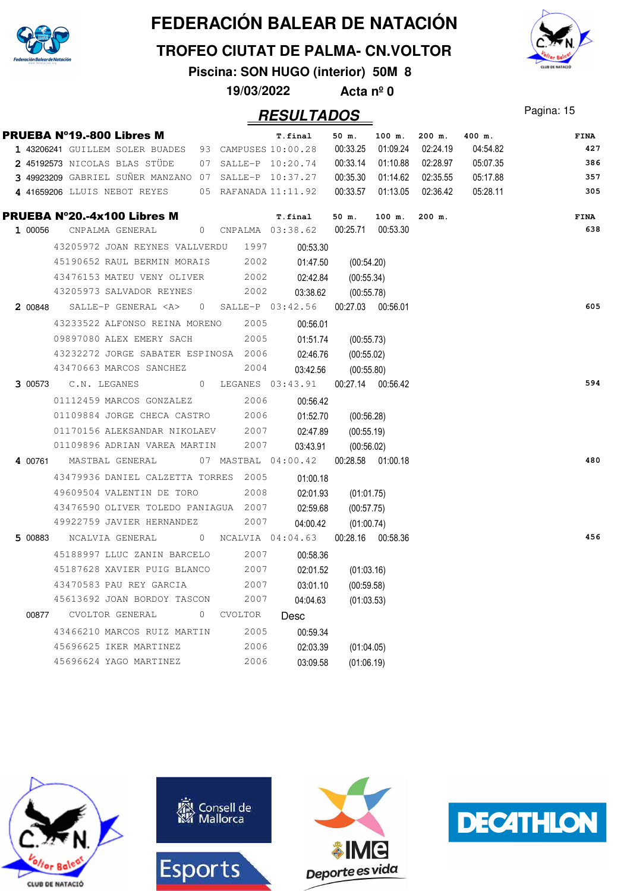# FEDERACIÓN BALEAR DE NATACIÓN

## TROFEO CIUTAT DE PALMA- CN.VOLTOR

**Piscina: SON HUGO (interior) 50M 8**

**19/03/2022 Acta nº 0**

## RESULTADOS

### PRUEBA Nº19.-800 Libres M

| | | | | | T.final | 50 m. | 100 m. | 200 m. | 400 m. | FINA |
|---|---|---|---|---|---|---|---|---|---|---|
| 1 | 43206241 | GUILLEM SOLER BUADES | 93 | CAMPUSES | 10:00.28 | 00:33.25 | 01:09.24 | 02:24.19 | 04:54.82 | 427 |
| 2 | 45192573 | NICOLAS BLAS STÜDE | 07 | SALLE-P | 10:20.74 | 00:33.14 | 01:10.88 | 02:28.97 | 05:07.35 | 386 |
| 3 | 49923209 | GABRIEL SUÑER MANZANO | 07 | SALLE-P | 10:37.27 | 00:35.30 | 01:14.62 | 02:35.55 | 05:17.88 | 357 |
| 4 | 41659206 | LLUIS NEBOT REYES | 05 | RAFANADA | 11:11.92 | 00:33.57 | 01:13.05 | 02:36.42 | 05:28.11 | 305 |

### PRUEBA Nº20.-4x100 Libres M

| | | | | | T.final | 50 m. | 100 m. | 200 m. | FINA |
|---|---|---|---|---|---|---|---|---|---|
| 1 | 00056 | CNPALMA GENERAL | 0 | CNPALMA | 03:38.62 | 00:25.71 | 00:53.30 | | 638 |
| | 43205972 | JOAN REYNES VALLVERDU | 1997 | | 00:53.30 | | | | |
| | 45190652 | RAUL BERMIN MORAIS | 2002 | | 01:47.50 | (00:54.20) | | | |
| | 43476153 | MATEU VENY OLIVER | 2002 | | 02:42.84 | (00:55.34) | | | |
| | 43205973 | SALVADOR REYNES | 2002 | | 03:38.62 | (00:55.78) | | | |
| 2 | 00848 | SALLE-P GENERAL <A> | 0 | SALLE-P | 03:42.56 | 00:27.03 | 00:56.01 | | 605 |
| | 43233522 | ALFONSO REINA MORENO | 2005 | | 00:56.01 | | | | |
| | 09897080 | ALEX EMERY SACH | 2005 | | 01:51.74 | (00:55.73) | | | |
| | 43232272 | JORGE SABATER ESPINOSA | 2006 | | 02:46.76 | (00:55.02) | | | |
| | 43470663 | MARCOS SANCHEZ | 2004 | | 03:42.56 | (00:55.80) | | | |
| 3 | 00573 | C.N. LEGANES | 0 | LEGANES | 03:43.91 | 00:27.14 | 00:56.42 | | 594 |
| | 01112459 | MARCOS GONZALEZ | 2006 | | 00:56.42 | | | | |
| | 01109884 | JORGE CHECA CASTRO | 2006 | | 01:52.70 | (00:56.28) | | | |
| | 01170156 | ALEKSANDAR NIKOLAEV | 2007 | | 02:47.89 | (00:55.19) | | | |
| | 01109896 | ADRIAN VAREA MARTIN | 2007 | | 03:43.91 | (00:56.02) | | | |
| 4 | 00761 | MASTBAL GENERAL | 07 | MASTBAL | 04:00.42 | 00:28.58 | 01:00.18 | | 480 |
| | 43479936 | DANIEL CALZETTA TORRES | 2005 | | 01:00.18 | | | | |
| | 49609504 | VALENTIN DE TORO | 2008 | | 02:01.93 | (01:01.75) | | | |
| | 43476590 | OLIVER TOLEDO PANIAGUA | 2007 | | 02:59.68 | (00:57.75) | | | |
| | 49922759 | JAVIER HERNANDEZ | 2007 | | 04:00.42 | (01:00.74) | | | |
| 5 | 00883 | NCALVIA GENERAL | 0 | NCALVIA | 04:04.63 | 00:28.16 | 00:58.36 | | 456 |
| | 45188997 | LLUC ZANIN BARCELO | 2007 | | 00:58.36 | | | | |
| | 45187628 | XAVIER PUIG BLANCO | 2007 | | 02:01.52 | (01:03.16) | | | |
| | 43470583 | PAU REY GARCIA | 2007 | | 03:01.10 | (00:59.58) | | | |
| | 45613692 | JOAN BORDOY TASCON | 2007 | | 04:04.63 | (01:03.53) | | | |
| | 00877 | CVOLTOR GENERAL | 0 | CVOLTOR | Desc | | | | |
| | 43466210 | MARCOS RUIZ MARTIN | 2005 | | 00:59.34 | | | | |
| | 45696625 | IKER MARTINEZ | 2006 | | 02:03.39 | (01:04.05) | | | |
| | 45696624 | YAGO MARTINEZ | 2006 | | 03:09.58 | (01:06.19) | | | |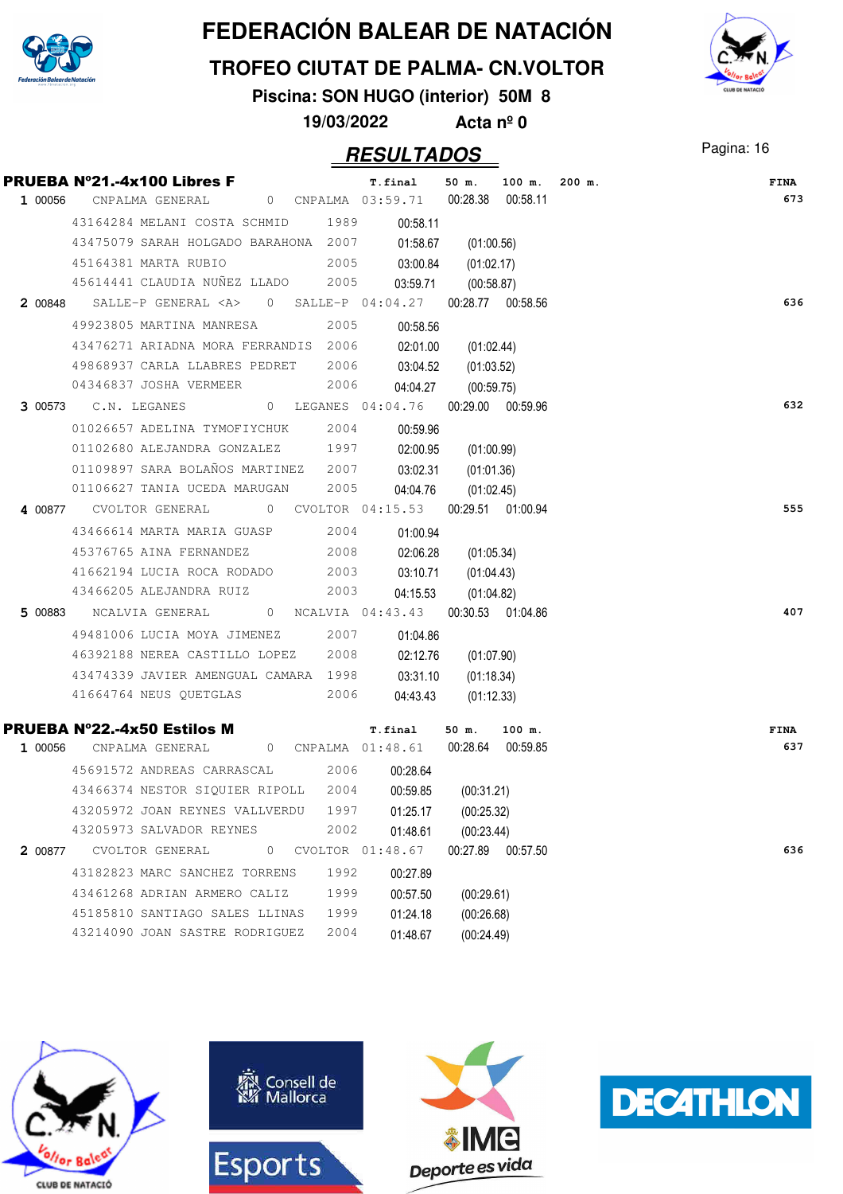# FEDERACIÓN BALEAR DE NATACIÓN

## TROFEO CIUTAT DE PALMA- CN.VOLTOR

**Piscina: SON HUGO (interior) 50M 8**

**19/03/2022 Acta nº 0**

## RESULTADOS

### PRUEBA Nº21.-4x100 Libres F

| Pos | Licencia | Equipo / Nadador | Año | Club | T.final | 50 m. | 100 m. | 200 m. | FINA |
|---|---|---|---|---|---|---|---|---|---|
| 1 | 00056 | CNPALMA GENERAL | 0 | CNPALMA | 03:59.71 | 00:28.38 | 00:58.11 | | 673 |
| | | 43164284 MELANI COSTA SCHMID | 1989 | | 00:58.11 | | | | |
| | | 43475079 SARAH HOLGADO BARAHONA | 2007 | | 01:58.67 | (01:00.56) | | | |
| | | 45164381 MARTA RUBIO | 2005 | | 03:00.84 | (01:02.17) | | | |
| | | 45614441 CLAUDIA NUÑEZ LLADO | 2005 | | 03:59.71 | (00:58.87) | | | |
| 2 | 00848 | SALLE-P GENERAL <A> | 0 | SALLE-P | 04:04.27 | 00:28.77 | 00:58.56 | | 636 |
| | | 49923805 MARTINA MANRESA | 2005 | | 00:58.56 | | | | |
| | | 43476271 ARIADNA MORA FERRANDIS | 2006 | | 02:01.00 | (01:02.44) | | | |
| | | 49868937 CARLA LLABRES PEDRET | 2006 | | 03:04.52 | (01:03.52) | | | |
| | | 04346837 JOSHA VERMEER | 2006 | | 04:04.27 | (00:59.75) | | | |
| 3 | 00573 | C.N. LEGANES | 0 | LEGANES | 04:04.76 | 00:29.00 | 00:59.96 | | 632 |
| | | 01026657 ADELINA TYMOFIYCHUK | 2004 | | 00:59.96 | | | | |
| | | 01102680 ALEJANDRA GONZALEZ | 1997 | | 02:00.95 | (01:00.99) | | | |
| | | 01109897 SARA BOLAÑOS MARTINEZ | 2007 | | 03:02.31 | (01:01.36) | | | |
| | | 01106627 TANIA UCEDA MARUGAN | 2005 | | 04:04.76 | (01:02.45) | | | |
| 4 | 00877 | CVOLTOR GENERAL | 0 | CVOLTOR | 04:15.53 | 00:29.51 | 01:00.94 | | 555 |
| | | 43466614 MARTA MARIA GUASP | 2004 | | 01:00.94 | | | | |
| | | 45376765 AINA FERNANDEZ | 2008 | | 02:06.28 | (01:05.34) | | | |
| | | 41662194 LUCIA ROCA RODADO | 2003 | | 03:10.71 | (01:04.43) | | | |
| | | 43466205 ALEJANDRA RUIZ | 2003 | | 04:15.53 | (01:04.82) | | | |
| 5 | 00883 | NCALVIA GENERAL | 0 | NCALVIA | 04:43.43 | 00:30.53 | 01:04.86 | | 407 |
| | | 49481006 LUCIA MOYA JIMENEZ | 2007 | | 01:04.86 | | | | |
| | | 46392188 NEREA CASTILLO LOPEZ | 2008 | | 02:12.76 | (01:07.90) | | | |
| | | 43474339 JAVIER AMENGUAL CAMARA | 1998 | | 03:31.10 | (01:18.34) | | | |
| | | 41664764 NEUS QUETGLAS | 2006 | | 04:43.43 | (01:12.33) | | | |

### PRUEBA Nº22.-4x50 Estilos M

| Pos | Licencia | Equipo / Nadador | Año | Club | T.final | 50 m. | 100 m. | FINA |
|---|---|---|---|---|---|---|---|---|
| 1 | 00056 | CNPALMA GENERAL | 0 | CNPALMA | 01:48.61 | 00:28.64 | 00:59.85 | 637 |
| | | 45691572 ANDREAS CARRASCAL | 2006 | | 00:28.64 | | | |
| | | 43466374 NESTOR SIQUIER RIPOLL | 2004 | | 00:59.85 | (00:31.21) | | |
| | | 43205972 JOAN REYNES VALLVERDU | 1997 | | 01:25.17 | (00:25.32) | | |
| | | 43205973 SALVADOR REYNES | 2002 | | 01:48.61 | (00:23.44) | | |
| 2 | 00877 | CVOLTOR GENERAL | 0 | CVOLTOR | 01:48.67 | 00:27.89 | 00:57.50 | 636 |
| | | 43182823 MARC SANCHEZ TORRENS | 1992 | | 00:27.89 | | | |
| | | 43461268 ADRIAN ARMERO CALIZ | 1999 | | 00:57.50 | (00:29.61) | | |
| | | 45185810 SANTIAGO SALES LLINAS | 1999 | | 01:24.18 | (00:26.68) | | |
| | | 43214090 JOAN SASTRE RODRIGUEZ | 2004 | | 01:48.67 | (00:24.49) | | |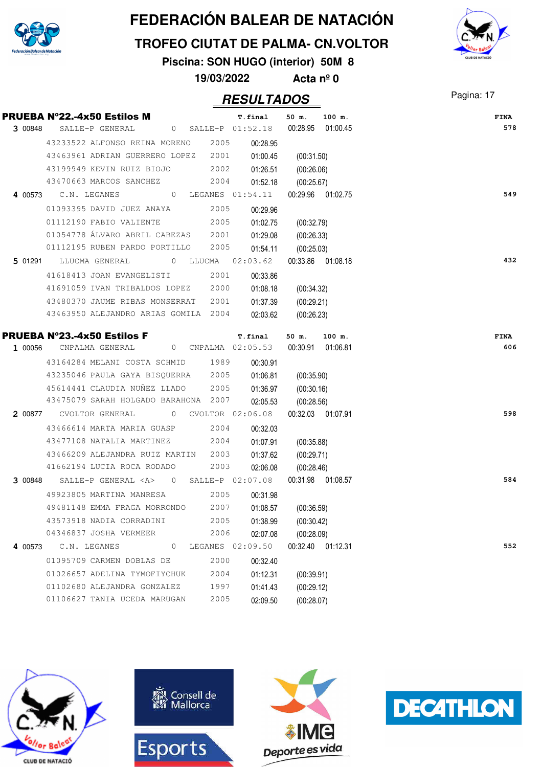# FEDERACIÓN BALEAR DE NATACIÓN

## TROFEO CIUTAT DE PALMA- CN.VOLTOR

**Piscina: SON HUGO (interior) 50M 8**

**19/03/2022 Acta nº 0**

## RESULTADOS

### PRUEBA Nº22.-4x50 Estilos M

| Pos | Licencia | Nombre | Año | Club | T.final | 50 m. | 100 m. | FINA |
|---|---|---|---|---|---|---|---|---|
| 3 | 00848 | SALLE-P GENERAL | 0 | SALLE-P | 01:52.18 | 00:28.95 | 01:00.45 | 578 |
| | 43233522 | ALFONSO REINA MORENO | 2005 | | 00:28.95 | | | |
| | 43463961 | ADRIAN GUERRERO LOPEZ | 2001 | | 01:00.45 | (00:31.50) | | |
| | 43199949 | KEVIN RUIZ BIOJO | 2002 | | 01:26.51 | (00:26.06) | | |
| | 43470663 | MARCOS SANCHEZ | 2004 | | 01:52.18 | (00:25.67) | | |
| 4 | 00573 | C.N. LEGANES | 0 | LEGANES | 01:54.11 | 00:29.96 | 01:02.75 | 549 |
| | 01093395 | DAVID JUEZ ANAYA | 2005 | | 00:29.96 | | | |
| | 01112190 | FABIO VALIENTE | 2005 | | 01:02.75 | (00:32.79) | | |
| | 01054778 | ÁLVARO ABRIL CABEZAS | 2001 | | 01:29.08 | (00:26.33) | | |
| | 01112195 | RUBEN PARDO PORTILLO | 2005 | | 01:54.11 | (00:25.03) | | |
| 5 | 01291 | LLUCMA GENERAL | 0 | LLUCMA | 02:03.62 | 00:33.86 | 01:08.18 | 432 |
| | 41618413 | JOAN EVANGELISTI | 2001 | | 00:33.86 | | | |
| | 41691059 | IVAN TRIBALDOS LOPEZ | 2000 | | 01:08.18 | (00:34.32) | | |
| | 43480370 | JAUME RIBAS MONSERRAT | 2001 | | 01:37.39 | (00:29.21) | | |
| | 43463950 | ALEJANDRO ARIAS GOMILA | 2004 | | 02:03.62 | (00:26.23) | | |

### PRUEBA Nº23.-4x50 Estilos F

| Pos | Licencia | Nombre | Año | Club | T.final | 50 m. | 100 m. | FINA |
|---|---|---|---|---|---|---|---|---|
| 1 | 00056 | CNPALMA GENERAL | 0 | CNPALMA | 02:05.53 | 00:30.91 | 01:06.81 | 606 |
| | 43164284 | MELANI COSTA SCHMID | 1989 | | 00:30.91 | | | |
| | 43235046 | PAULA GAYA BISQUERRA | 2005 | | 01:06.81 | (00:35.90) | | |
| | 45614441 | CLAUDIA NUÑEZ LLADO | 2005 | | 01:36.97 | (00:30.16) | | |
| | 43475079 | SARAH HOLGADO BARAHONA | 2007 | | 02:05.53 | (00:28.56) | | |
| 2 | 00877 | CVOLTOR GENERAL | 0 | CVOLTOR | 02:06.08 | 00:32.03 | 01:07.91 | 598 |
| | 43466614 | MARTA MARIA GUASP | 2004 | | 00:32.03 | | | |
| | 43477108 | NATALIA MARTINEZ | 2004 | | 01:07.91 | (00:35.88) | | |
| | 43466209 | ALEJANDRA RUIZ MARTIN | 2003 | | 01:37.62 | (00:29.71) | | |
| | 41662194 | LUCIA ROCA RODADO | 2003 | | 02:06.08 | (00:28.46) | | |
| 3 | 00848 | SALLE-P GENERAL <A> | 0 | SALLE-P | 02:07.08 | 00:31.98 | 01:08.57 | 584 |
| | 49923805 | MARTINA MANRESA | 2005 | | 00:31.98 | | | |
| | 49481148 | EMMA FRAGA MORRONDO | 2007 | | 01:08.57 | (00:36.59) | | |
| | 43573918 | NADIA CORRADINI | 2005 | | 01:38.99 | (00:30.42) | | |
| | 04346837 | JOSHA VERMEER | 2006 | | 02:07.08 | (00:28.09) | | |
| 4 | 00573 | C.N. LEGANES | 0 | LEGANES | 02:09.50 | 00:32.40 | 01:12.31 | 552 |
| | 01095709 | CARMEN DOBLAS DE | 2000 | | 00:32.40 | | | |
| | 01026657 | ADELINA TYMOFIYCHUK | 2004 | | 01:12.31 | (00:39.91) | | |
| | 01102680 | ALEJANDRA GONZALEZ | 1997 | | 01:41.43 | (00:29.12) | | |
| | 01106627 | TANIA UCEDA MARUGAN | 2005 | | 02:09.50 | (00:28.07) | | |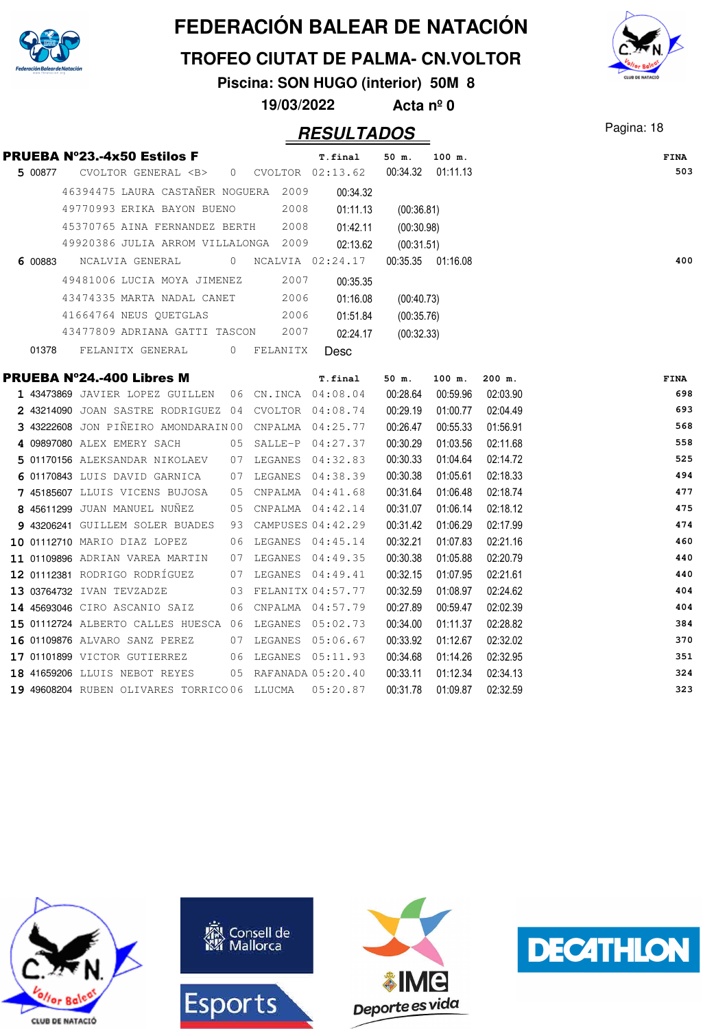# FEDERACIÓN BALEAR DE NATACIÓN

## TROFEO CIUTAT DE PALMA- CN.VOLTOR

**Piscina: SON HUGO (interior) 50M 8**

**19/03/2022 Acta nº 0**

## RESULTADOS

### PRUEBA Nº23.-4x50 Estilos F

| | | | | | T.final | 50 m. | 100 m. | FINA |
|---|---|---|---|---|---|---|---|---|
| 5 | 00877 | CVOLTOR GENERAL <B> | 0 | CVOLTOR | 02:13.62 | 00:34.32 | 01:11.13 | 503 |
| | | 46394475 LAURA CASTAÑER NOGUERA | 2009 | | 00:34.32 | | | |
| | | 49770993 ERIKA BAYON BUENO | 2008 | | 01:11.13 | (00:36.81) | | |
| | | 45370765 AINA FERNANDEZ BERTH | 2008 | | 01:42.11 | (00:30.98) | | |
| | | 49920386 JULIA ARROM VILLALONGA | 2009 | | 02:13.62 | (00:31.51) | | |
| 6 | 00883 | NCALVIA GENERAL | 0 | NCALVIA | 02:24.17 | 00:35.35 | 01:16.08 | 400 |
| | | 49481006 LUCIA MOYA JIMENEZ | 2007 | | 00:35.35 | | | |
| | | 43474335 MARTA NADAL CANET | 2006 | | 01:16.08 | (00:40.73) | | |
| | | 41664764 NEUS QUETGLAS | 2006 | | 01:51.84 | (00:35.76) | | |
| | | 43477809 ADRIANA GATTI TASCON | 2007 | | 02:24.17 | (00:32.33) | | |
| | 01378 | FELANITX GENERAL | 0 | FELANITX | Desc | | | |

### PRUEBA Nº24.-400 Libres M

| | | | | | T.final | 50 m. | 100 m. | 200 m. | FINA |
|---|---|---|---|---|---|---|---|---|---|
| 1 | 43473869 | JAVIER LOPEZ GUILLEN | 06 | CN.INCA | 04:08.04 | 00:28.64 | 00:59.96 | 02:03.90 | 698 |
| 2 | 43214090 | JOAN SASTRE RODRIGUEZ | 04 | CVOLTOR | 04:08.74 | 00:29.19 | 01:00.77 | 02:04.49 | 693 |
| 3 | 43222608 | JON PIÑEIRO AMONDARAIN | 00 | CNPALMA | 04:25.77 | 00:26.47 | 00:55.33 | 01:56.91 | 568 |
| 4 | 09897080 | ALEX EMERY SACH | 05 | SALLE-P | 04:27.37 | 00:30.29 | 01:03.56 | 02:11.68 | 558 |
| 5 | 01170156 | ALEKSANDAR NIKOLAEV | 07 | LEGANES | 04:32.83 | 00:30.33 | 01:04.64 | 02:14.72 | 525 |
| 6 | 01170843 | LUIS DAVID GARNICA | 07 | LEGANES | 04:38.39 | 00:30.38 | 01:05.61 | 02:18.33 | 494 |
| 7 | 45185607 | LLUIS VICENS BUJOSA | 05 | CNPALMA | 04:41.68 | 00:31.64 | 01:06.48 | 02:18.74 | 477 |
| 8 | 45611299 | JUAN MANUEL NUÑEZ | 05 | CNPALMA | 04:42.14 | 00:31.07 | 01:06.14 | 02:18.12 | 475 |
| 9 | 43206241 | GUILLEM SOLER BUADES | 93 | CAMPUSES | 04:42.29 | 00:31.42 | 01:06.29 | 02:17.99 | 474 |
| 10 | 01112710 | MARIO DIAZ LOPEZ | 06 | LEGANES | 04:45.14 | 00:32.21 | 01:07.83 | 02:21.16 | 460 |
| 11 | 01109896 | ADRIAN VAREA MARTIN | 07 | LEGANES | 04:49.35 | 00:30.38 | 01:05.88 | 02:20.79 | 440 |
| 12 | 01112381 | RODRIGO RODRÍGUEZ | 07 | LEGANES | 04:49.41 | 00:32.15 | 01:07.95 | 02:21.61 | 440 |
| 13 | 03764732 | IVAN TEVZADZE | 03 | FELANITX | 04:57.77 | 00:32.59 | 01:08.97 | 02:24.62 | 404 |
| 14 | 45693046 | CIRO ASCANIO SAIZ | 06 | CNPALMA | 04:57.79 | 00:27.89 | 00:59.47 | 02:02.39 | 404 |
| 15 | 01112724 | ALBERTO CALLES HUESCA | 06 | LEGANES | 05:02.73 | 00:34.00 | 01:11.37 | 02:28.82 | 384 |
| 16 | 01109876 | ALVARO SANZ PEREZ | 07 | LEGANES | 05:06.67 | 00:33.92 | 01:12.67 | 02:32.02 | 370 |
| 17 | 01101899 | VICTOR GUTIERREZ | 06 | LEGANES | 05:11.93 | 00:34.68 | 01:14.26 | 02:32.95 | 351 |
| 18 | 41659206 | LLUIS NEBOT REYES | 05 | RAFANADA | 05:20.40 | 00:33.11 | 01:12.34 | 02:34.13 | 324 |
| 19 | 49608204 | RUBEN OLIVARES TORRICO | 06 | LLUCMA | 05:20.87 | 00:31.78 | 01:09.87 | 02:32.59 | 323 |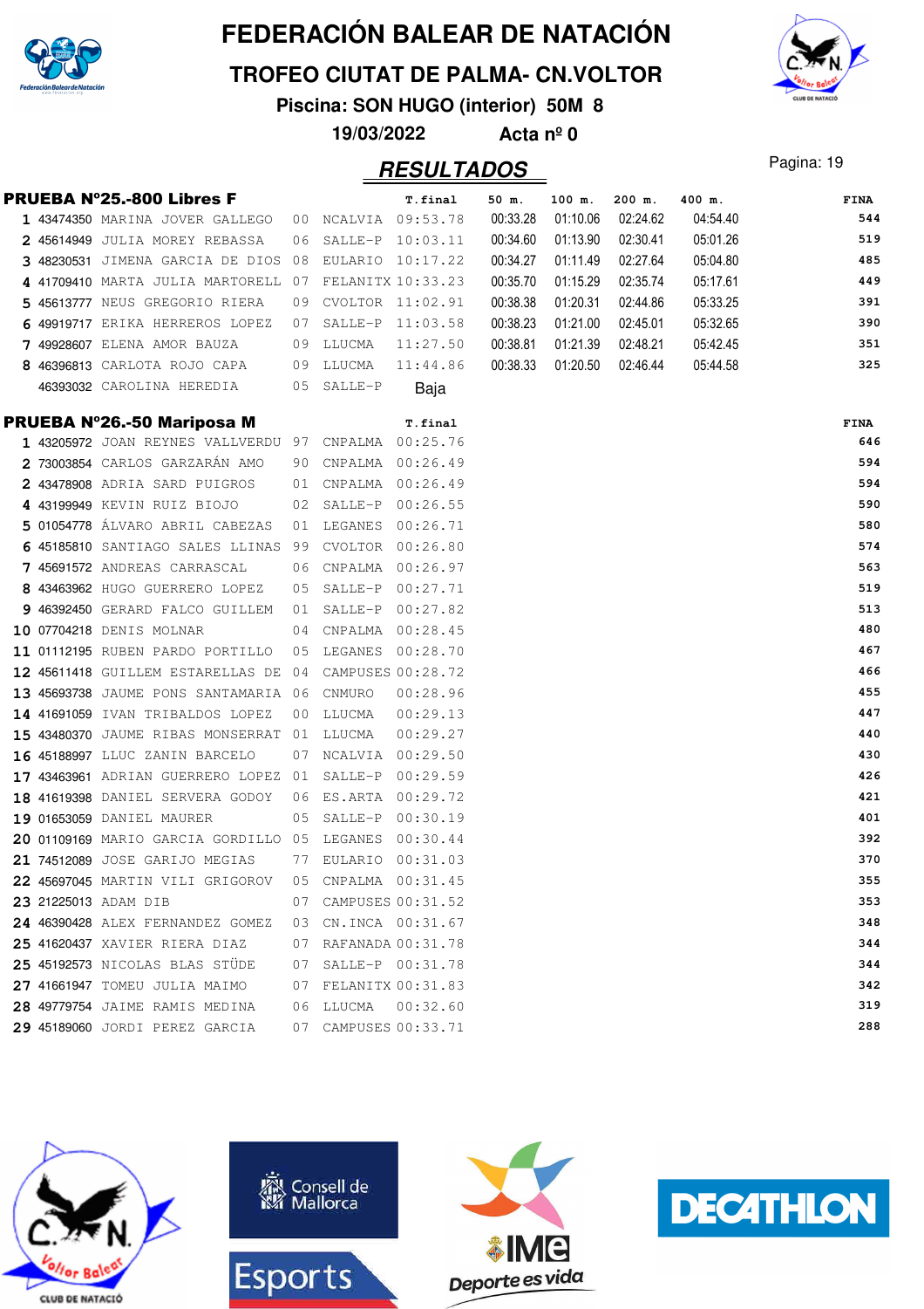# FEDERACIÓN BALEAR DE NATACIÓN

## TROFEO CIUTAT DE PALMA- CN.VOLTOR

**Piscina: SON HUGO (interior) 50M 8**

**19/03/2022 Acta nº 0**

## RESULTADOS

### PRUEBA Nº25.-800 Libres F

| | | Nombre | Año | Club | T.final | 50 m. | 100 m. | 200 m. | 400 m. | FINA |
|---|---|---|---|---|---|---|---|---|---|---|
| 1 | 43474350 | MARINA JOVER GALLEGO | 00 | NCALVIA | 09:53.78 | 00:33.28 | 01:10.06 | 02:24.62 | 04:54.40 | 544 |
| 2 | 45614949 | JULIA MOREY REBASSA | 06 | SALLE-P | 10:03.11 | 00:34.60 | 01:13.90 | 02:30.41 | 05:01.26 | 519 |
| 3 | 48230531 | JIMENA GARCIA DE DIOS | 08 | EULARIO | 10:17.22 | 00:34.27 | 01:11.49 | 02:27.64 | 05:04.80 | 485 |
| 4 | 41709410 | MARTA JULIA MARTORELL | 07 | FELANITX | 10:33.23 | 00:35.70 | 01:15.29 | 02:35.74 | 05:17.61 | 449 |
| 5 | 45613777 | NEUS GREGORIO RIERA | 09 | CVOLTOR | 11:02.91 | 00:38.38 | 01:20.31 | 02:44.86 | 05:33.25 | 391 |
| 6 | 49919717 | ERIKA HERREROS LOPEZ | 07 | SALLE-P | 11:03.58 | 00:38.23 | 01:21.00 | 02:45.01 | 05:32.65 | 390 |
| 7 | 49928607 | ELENA AMOR BAUZA | 09 | LLUCMA | 11:27.50 | 00:38.81 | 01:21.39 | 02:48.21 | 05:42.45 | 351 |
| 8 | 46396813 | CARLOTA ROJO CAPA | 09 | LLUCMA | 11:44.86 | 00:38.33 | 01:20.50 | 02:46.44 | 05:44.58 | 325 |
| | 46393032 | CAROLINA HEREDIA | 05 | SALLE-P | Baja | | | | | |

### PRUEBA Nº26.-50 Mariposa M

| | | Nombre | Año | Club | T.final | FINA |
|---|---|---|---|---|---|---|
| 1 | 43205972 | JOAN REYNES VALLVERDU | 97 | CNPALMA | 00:25.76 | 646 |
| 2 | 73003854 | CARLOS GARZARÁN AMO | 90 | CNPALMA | 00:26.49 | 594 |
| 2 | 43478908 | ADRIA SARD PUIGROS | 01 | CNPALMA | 00:26.49 | 594 |
| 4 | 43199949 | KEVIN RUIZ BIOJO | 02 | SALLE-P | 00:26.55 | 590 |
| 5 | 01054778 | ÁLVARO ABRIL CABEZAS | 01 | LEGANES | 00:26.71 | 580 |
| 6 | 45185810 | SANTIAGO SALES LLINAS | 99 | CVOLTOR | 00:26.80 | 574 |
| 7 | 45691572 | ANDREAS CARRASCAL | 06 | CNPALMA | 00:26.97 | 563 |
| 8 | 43463962 | HUGO GUERRERO LOPEZ | 05 | SALLE-P | 00:27.71 | 519 |
| 9 | 46392450 | GERARD FALCO GUILLEM | 01 | SALLE-P | 00:27.82 | 513 |
| 10 | 07704218 | DENIS MOLNAR | 04 | CNPALMA | 00:28.45 | 480 |
| 11 | 01112195 | RUBEN PARDO PORTILLO | 05 | LEGANES | 00:28.70 | 467 |
| 12 | 45611418 | GUILLEM ESTARELLAS DE | 04 | CAMPUSES | 00:28.72 | 466 |
| 13 | 45693738 | JAUME PONS SANTAMARIA | 06 | CNMURO | 00:28.96 | 455 |
| 14 | 41691059 | IVAN TRIBALDOS LOPEZ | 00 | LLUCMA | 00:29.13 | 447 |
| 15 | 43480370 | JAUME RIBAS MONSERRAT | 01 | LLUCMA | 00:29.27 | 440 |
| 16 | 45188997 | LLUC ZANIN BARCELO | 07 | NCALVIA | 00:29.50 | 430 |
| 17 | 43463961 | ADRIAN GUERRERO LOPEZ | 01 | SALLE-P | 00:29.59 | 426 |
| 18 | 41619398 | DANIEL SERVERA GODOY | 06 | ES.ARTA | 00:29.72 | 421 |
| 19 | 01653059 | DANIEL MAURER | 05 | SALLE-P | 00:30.19 | 401 |
| 20 | 01109169 | MARIO GARCIA GORDILLO | 05 | LEGANES | 00:30.44 | 392 |
| 21 | 74512089 | JOSE GARIJO MEGIAS | 77 | EULARIO | 00:31.03 | 370 |
| 22 | 45697045 | MARTIN VILI GRIGOROV | 05 | CNPALMA | 00:31.45 | 355 |
| 23 | 21225013 | ADAM DIB | 07 | CAMPUSES | 00:31.52 | 353 |
| 24 | 46390428 | ALEX FERNANDEZ GOMEZ | 03 | CN.INCA | 00:31.67 | 348 |
| 25 | 41620437 | XAVIER RIERA DIAZ | 07 | RAFANADA | 00:31.78 | 344 |
| 25 | 45192573 | NICOLAS BLAS STÜDE | 07 | SALLE-P | 00:31.78 | 344 |
| 27 | 41661947 | TOMEU JULIA MAIMO | 07 | FELANITX | 00:31.83 | 342 |
| 28 | 49779754 | JAIME RAMIS MEDINA | 06 | LLUCMA | 00:32.60 | 319 |
| 29 | 45189060 | JORDI PEREZ GARCIA | 07 | CAMPUSES | 00:33.71 | 288 |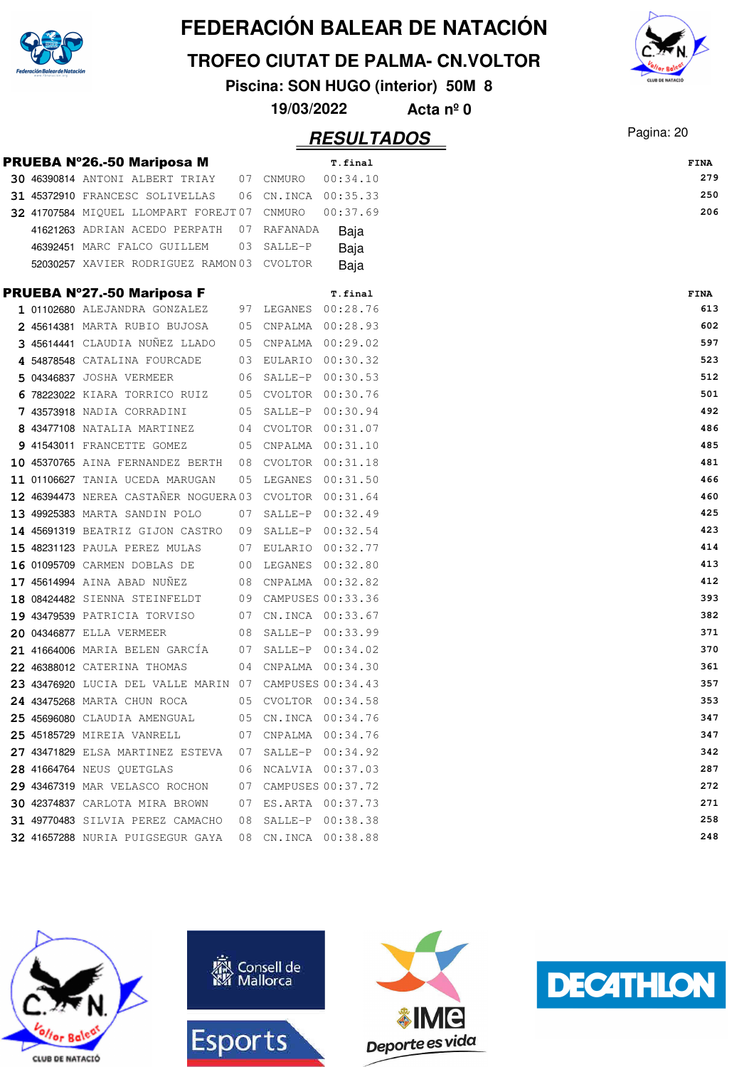# FEDERACIÓN BALEAR DE NATACIÓN

## TROFEO CIUTAT DE PALMA- CN.VOLTOR

**Piscina: SON HUGO (interior) 50M 8**

**19/03/2022 Acta nº 0**

## RESULTADOS

### PRUEBA Nº26.-50 Mariposa M

| | Licencia | Nombre | Año | Club | T.final | FINA |
|---|---|---|---|---|---|---|
| 30 | 46390814 | ANTONI ALBERT TRIAY | 07 | CNMURO | 00:34.10 | 279 |
| 31 | 45372910 | FRANCESC SOLIVELLAS | 06 | CN.INCA | 00:35.33 | 250 |
| 32 | 41707584 | MIQUEL LLOMPART FOREJT | 07 | CNMURO | 00:37.69 | 206 |
| | 41621263 | ADRIAN ACEDO PERPATH | 07 | RAFANADA | Baja | |
| | 46392451 | MARC FALCO GUILLEM | 03 | SALLE-P | Baja | |
| | 52030257 | XAVIER RODRIGUEZ RAMON | 03 | CVOLTOR | Baja | |

### PRUEBA Nº27.-50 Mariposa F

| | Licencia | Nombre | Año | Club | T.final | FINA |
|---|---|---|---|---|---|---|
| 1 | 01102680 | ALEJANDRA GONZALEZ | 97 | LEGANES | 00:28.76 | 613 |
| 2 | 45614381 | MARTA RUBIO BUJOSA | 05 | CNPALMA | 00:28.93 | 602 |
| 3 | 45614441 | CLAUDIA NUÑEZ LLADO | 05 | CNPALMA | 00:29.02 | 597 |
| 4 | 54878548 | CATALINA FOURCADE | 03 | EULARIO | 00:30.32 | 523 |
| 5 | 04346837 | JOSHA VERMEER | 06 | SALLE-P | 00:30.53 | 512 |
| 6 | 78223022 | KIARA TORRICO RUIZ | 05 | CVOLTOR | 00:30.76 | 501 |
| 7 | 43573918 | NADIA CORRADINI | 05 | SALLE-P | 00:30.94 | 492 |
| 8 | 43477108 | NATALIA MARTINEZ | 04 | CVOLTOR | 00:31.07 | 486 |
| 9 | 41543011 | FRANCETTE GOMEZ | 05 | CNPALMA | 00:31.10 | 485 |
| 10 | 45370765 | AINA FERNANDEZ BERTH | 08 | CVOLTOR | 00:31.18 | 481 |
| 11 | 01106627 | TANIA UCEDA MARUGAN | 05 | LEGANES | 00:31.50 | 466 |
| 12 | 46394473 | NEREA CASTAÑER NOGUERA | 03 | CVOLTOR | 00:31.64 | 460 |
| 13 | 49925383 | MARTA SANDIN POLO | 07 | SALLE-P | 00:32.49 | 425 |
| 14 | 45691319 | BEATRIZ GIJON CASTRO | 09 | SALLE-P | 00:32.54 | 423 |
| 15 | 48231123 | PAULA PEREZ MULAS | 07 | EULARIO | 00:32.77 | 414 |
| 16 | 01095709 | CARMEN DOBLAS DE | 00 | LEGANES | 00:32.80 | 413 |
| 17 | 45614994 | AINA ABAD NUÑEZ | 08 | CNPALMA | 00:32.82 | 412 |
| 18 | 08424482 | SIENNA STEINFELDT | 09 | CAMPUSES | 00:33.36 | 393 |
| 19 | 43479539 | PATRICIA TORVISO | 07 | CN.INCA | 00:33.67 | 382 |
| 20 | 04346877 | ELLA VERMEER | 08 | SALLE-P | 00:33.99 | 371 |
| 21 | 41664006 | MARIA BELEN GARCÍA | 07 | SALLE-P | 00:34.02 | 370 |
| 22 | 46388012 | CATERINA THOMAS | 04 | CNPALMA | 00:34.30 | 361 |
| 23 | 43476920 | LUCIA DEL VALLE MARIN | 07 | CAMPUSES | 00:34.43 | 357 |
| 24 | 43475268 | MARTA CHUN ROCA | 05 | CVOLTOR | 00:34.58 | 353 |
| 25 | 45696080 | CLAUDIA AMENGUAL | 05 | CN.INCA | 00:34.76 | 347 |
| 25 | 45185729 | MIREIA VANRELL | 07 | CNPALMA | 00:34.76 | 347 |
| 27 | 43471829 | ELSA MARTINEZ ESTEVA | 07 | SALLE-P | 00:34.92 | 342 |
| 28 | 41664764 | NEUS QUETGLAS | 06 | NCALVIA | 00:37.03 | 287 |
| 29 | 43467319 | MAR VELASCO ROCHON | 07 | CAMPUSES | 00:37.72 | 272 |
| 30 | 42374837 | CARLOTA MIRA BROWN | 07 | ES.ARTA | 00:37.73 | 271 |
| 31 | 49770483 | SILVIA PEREZ CAMACHO | 08 | SALLE-P | 00:38.38 | 258 |
| 32 | 41657288 | NURIA PUIGSEGUR GAYA | 08 | CN.INCA | 00:38.88 | 248 |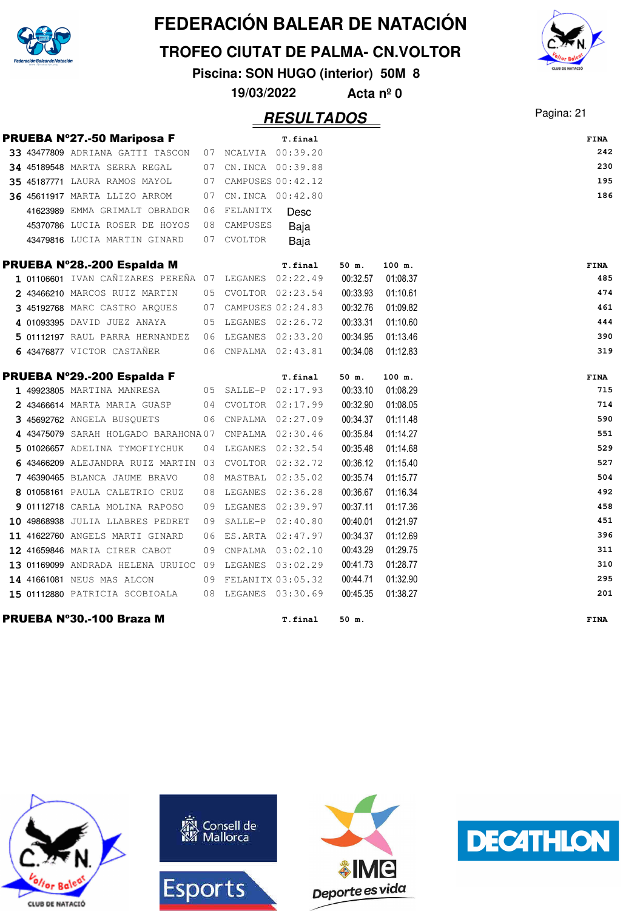# FEDERACIÓN BALEAR DE NATACIÓN

## TROFEO CIUTAT DE PALMA- CN.VOLTOR

**Piscina: SON HUGO (interior) 50M 8**

**19/03/2022 Acta nº 0**

## RESULTADOS

### PRUEBA Nº27.-50 Mariposa F

| Pos | Licencia | Nombre | Año | Club | T.final | FINA |
|---|---|---|---|---|---|---|
| 33 | 43477809 | ADRIANA GATTI TASCON | 07 | NCALVIA | 00:39.20 | 242 |
| 34 | 45189548 | MARTA SERRA REGAL | 07 | CN.INCA | 00:39.88 | 230 |
| 35 | 45187771 | LAURA RAMOS MAYOL | 07 | CAMPUSES | 00:42.12 | 195 |
| 36 | 45611917 | MARTA LLIZO ARROM | 07 | CN.INCA | 00:42.80 | 186 |
| | 41623989 | EMMA GRIMALT OBRADOR | 06 | FELANITX | Desc | |
| | 45370786 | LUCIA ROSER DE HOYOS | 08 | CAMPUSES | Baja | |
| | 43479816 | LUCIA MARTIN GINARD | 07 | CVOLTOR | Baja | |

### PRUEBA Nº28.-200 Espalda M

| Pos | Licencia | Nombre | Año | Club | T.final | 50 m. | 100 m. | FINA |
|---|---|---|---|---|---|---|---|---|
| 1 | 01106601 | IVAN CAÑIZARES PEREÑA | 07 | LEGANES | 02:22.49 | 00:32.57 | 01:08.37 | 485 |
| 2 | 43466210 | MARCOS RUIZ MARTIN | 05 | CVOLTOR | 02:23.54 | 00:33.93 | 01:10.61 | 474 |
| 3 | 45192768 | MARC CASTRO ARQUES | 07 | CAMPUSES | 02:24.83 | 00:32.76 | 01:09.82 | 461 |
| 4 | 01093395 | DAVID JUEZ ANAYA | 05 | LEGANES | 02:26.72 | 00:33.31 | 01:10.60 | 444 |
| 5 | 01112197 | RAUL PARRA HERNANDEZ | 06 | LEGANES | 02:33.20 | 00:34.95 | 01:13.46 | 390 |
| 6 | 43476877 | VICTOR CASTAÑER | 06 | CNPALMA | 02:43.81 | 00:34.08 | 01:12.83 | 319 |

### PRUEBA Nº29.-200 Espalda F

| Pos | Licencia | Nombre | Año | Club | T.final | 50 m. | 100 m. | FINA |
|---|---|---|---|---|---|---|---|---|
| 1 | 49923805 | MARTINA MANRESA | 05 | SALLE-P | 02:17.93 | 00:33.10 | 01:08.29 | 715 |
| 2 | 43466614 | MARTA MARIA GUASP | 04 | CVOLTOR | 02:17.99 | 00:32.90 | 01:08.05 | 714 |
| 3 | 45692762 | ANGELA BUSQUETS | 06 | CNPALMA | 02:27.09 | 00:34.37 | 01:11.48 | 590 |
| 4 | 43475079 | SARAH HOLGADO BARAHONA | 07 | CNPALMA | 02:30.46 | 00:35.84 | 01:14.27 | 551 |
| 5 | 01026657 | ADELINA TYMOFIYCHUK | 04 | LEGANES | 02:32.54 | 00:35.48 | 01:14.68 | 529 |
| 6 | 43466209 | ALEJANDRA RUIZ MARTIN | 03 | CVOLTOR | 02:32.72 | 00:36.12 | 01:15.40 | 527 |
| 7 | 46390465 | BLANCA JAUME BRAVO | 08 | MASTBAL | 02:35.02 | 00:35.74 | 01:15.77 | 504 |
| 8 | 01058161 | PAULA CALETRIO CRUZ | 08 | LEGANES | 02:36.28 | 00:36.67 | 01:16.34 | 492 |
| 9 | 01112718 | CARLA MOLINA RAPOSO | 09 | LEGANES | 02:39.97 | 00:37.11 | 01:17.36 | 458 |
| 10 | 49868938 | JULIA LLABRES PEDRET | 09 | SALLE-P | 02:40.80 | 00:40.01 | 01:21.97 | 451 |
| 11 | 41622760 | ANGELS MARTI GINARD | 06 | ES.ARTA | 02:47.97 | 00:34.37 | 01:12.69 | 396 |
| 12 | 41659846 | MARIA CIRER CABOT | 09 | CNPALMA | 03:02.10 | 00:43.29 | 01:29.75 | 311 |
| 13 | 01169099 | ANDRADA HELENA URUIOC | 09 | LEGANES | 03:02.29 | 00:41.73 | 01:28.77 | 310 |
| 14 | 41661081 | NEUS MAS ALCON | 09 | FELANITX | 03:05.32 | 00:44.71 | 01:32.90 | 295 |
| 15 | 01112880 | PATRICIA SCOBIOALA | 08 | LEGANES | 03:30.69 | 00:45.35 | 01:38.27 | 201 |

### PRUEBA Nº30.-100 Braza M

| Pos | Licencia | Nombre | Año | Club | T.final | 50 m. | FINA |
|---|---|---|---|---|---|---|---|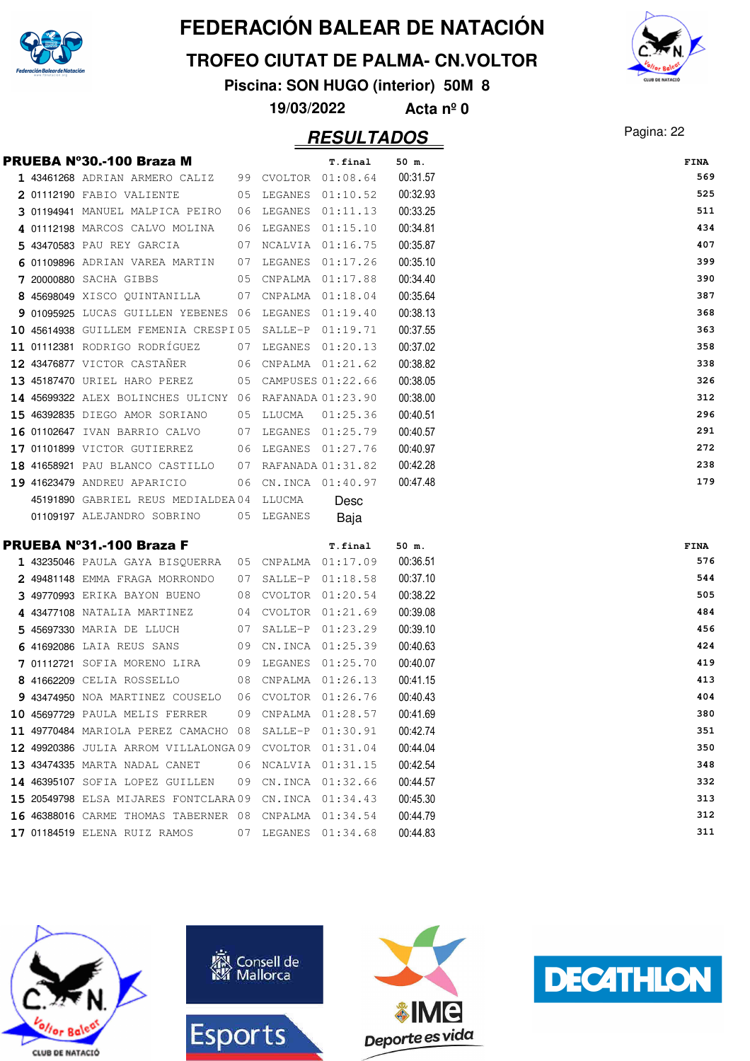# FEDERACIÓN BALEAR DE NATACIÓN

## TROFEO CIUTAT DE PALMA- CN.VOLTOR

**Piscina: SON HUGO (interior) 50M 8**

**19/03/2022 Acta nº 0**

## RESULTADOS

### PRUEBA Nº30.-100 Braza M

| Pos | Licencia | Nombre | Año | Club | T.final | 50 m. | FINA |
|---|---|---|---|---|---|---|---|
| 1 | 43461268 | ADRIAN ARMERO CALIZ | 99 | CVOLTOR | 01:08.64 | 00:31.57 | 569 |
| 2 | 01112190 | FABIO VALIENTE | 05 | LEGANES | 01:10.52 | 00:32.93 | 525 |
| 3 | 01194941 | MANUEL MALPICA PEIRO | 06 | LEGANES | 01:11.13 | 00:33.25 | 511 |
| 4 | 01112198 | MARCOS CALVO MOLINA | 06 | LEGANES | 01:15.10 | 00:34.81 | 434 |
| 5 | 43470583 | PAU REY GARCIA | 07 | NCALVIA | 01:16.75 | 00:35.87 | 407 |
| 6 | 01109896 | ADRIAN VAREA MARTIN | 07 | LEGANES | 01:17.26 | 00:35.10 | 399 |
| 7 | 20000880 | SACHA GIBBS | 05 | CNPALMA | 01:17.88 | 00:34.40 | 390 |
| 8 | 45698049 | XISCO QUINTANILLA | 07 | CNPALMA | 01:18.04 | 00:35.64 | 387 |
| 9 | 01095925 | LUCAS GUILLEN YEBENES | 06 | LEGANES | 01:19.40 | 00:38.13 | 368 |
| 10 | 45614938 | GUILLEM FEMENIA CRESPI | 05 | SALLE-P | 01:19.71 | 00:37.55 | 363 |
| 11 | 01112381 | RODRIGO RODRÍGUEZ | 07 | LEGANES | 01:20.13 | 00:37.02 | 358 |
| 12 | 43476877 | VICTOR CASTAÑER | 06 | CNPALMA | 01:21.62 | 00:38.82 | 338 |
| 13 | 45187470 | URIEL HARO PEREZ | 05 | CAMPUSES | 01:22.66 | 00:38.05 | 326 |
| 14 | 45699322 | ALEX BOLINCHES ULICNY | 06 | RAFANADA | 01:23.90 | 00:38.00 | 312 |
| 15 | 46392835 | DIEGO AMOR SORIANO | 05 | LLUCMA | 01:25.36 | 00:40.51 | 296 |
| 16 | 01102647 | IVAN BARRIO CALVO | 07 | LEGANES | 01:25.79 | 00:40.57 | 291 |
| 17 | 01101899 | VICTOR GUTIERREZ | 06 | LEGANES | 01:27.76 | 00:40.97 | 272 |
| 18 | 41658921 | PAU BLANCO CASTILLO | 07 | RAFANADA | 01:31.82 | 00:42.28 | 238 |
| 19 | 41623479 | ANDREU APARICIO | 06 | CN.INCA | 01:40.97 | 00:47.48 | 179 |
| | 45191890 | GABRIEL REUS MEDIALDEA | 04 | LLUCMA | Desc | | |
| | 01109197 | ALEJANDRO SOBRINO | 05 | LEGANES | Baja | | |

### PRUEBA Nº31.-100 Braza F

| Pos | Licencia | Nombre | Año | Club | T.final | 50 m. | FINA |
|---|---|---|---|---|---|---|---|
| 1 | 43235046 | PAULA GAYA BISQUERRA | 05 | CNPALMA | 01:17.09 | 00:36.51 | 576 |
| 2 | 49481148 | EMMA FRAGA MORRONDO | 07 | SALLE-P | 01:18.58 | 00:37.10 | 544 |
| 3 | 49770993 | ERIKA BAYON BUENO | 08 | CVOLTOR | 01:20.54 | 00:38.22 | 505 |
| 4 | 43477108 | NATALIA MARTINEZ | 04 | CVOLTOR | 01:21.69 | 00:39.08 | 484 |
| 5 | 45697330 | MARIA DE LLUCH | 07 | SALLE-P | 01:23.29 | 00:39.10 | 456 |
| 6 | 41692086 | LAIA REUS SANS | 09 | CN.INCA | 01:25.39 | 00:40.63 | 424 |
| 7 | 01112721 | SOFIA MORENO LIRA | 09 | LEGANES | 01:25.70 | 00:40.07 | 419 |
| 8 | 41662209 | CELIA ROSSELLO | 08 | CNPALMA | 01:26.13 | 00:41.15 | 413 |
| 9 | 43474950 | NOA MARTINEZ COUSELO | 06 | CVOLTOR | 01:26.76 | 00:40.43 | 404 |
| 10 | 45697729 | PAULA MELIS FERRER | 09 | CNPALMA | 01:28.57 | 00:41.69 | 380 |
| 11 | 49770484 | MARIOLA PEREZ CAMACHO | 08 | SALLE-P | 01:30.91 | 00:42.74 | 351 |
| 12 | 49920386 | JULIA ARROM VILLALONGA | 09 | CVOLTOR | 01:31.04 | 00:44.04 | 350 |
| 13 | 43474335 | MARTA NADAL CANET | 06 | NCALVIA | 01:31.15 | 00:42.54 | 348 |
| 14 | 46395107 | SOFIA LOPEZ GUILLEN | 09 | CN.INCA | 01:32.66 | 00:44.57 | 332 |
| 15 | 20549798 | ELSA MIJARES FONTCLARA | 09 | CN.INCA | 01:34.43 | 00:45.30 | 313 |
| 16 | 46388016 | CARME THOMAS TABERNER | 08 | CNPALMA | 01:34.54 | 00:44.79 | 312 |
| 17 | 01184519 | ELENA RUIZ RAMOS | 07 | LEGANES | 01:34.68 | 00:44.83 | 311 |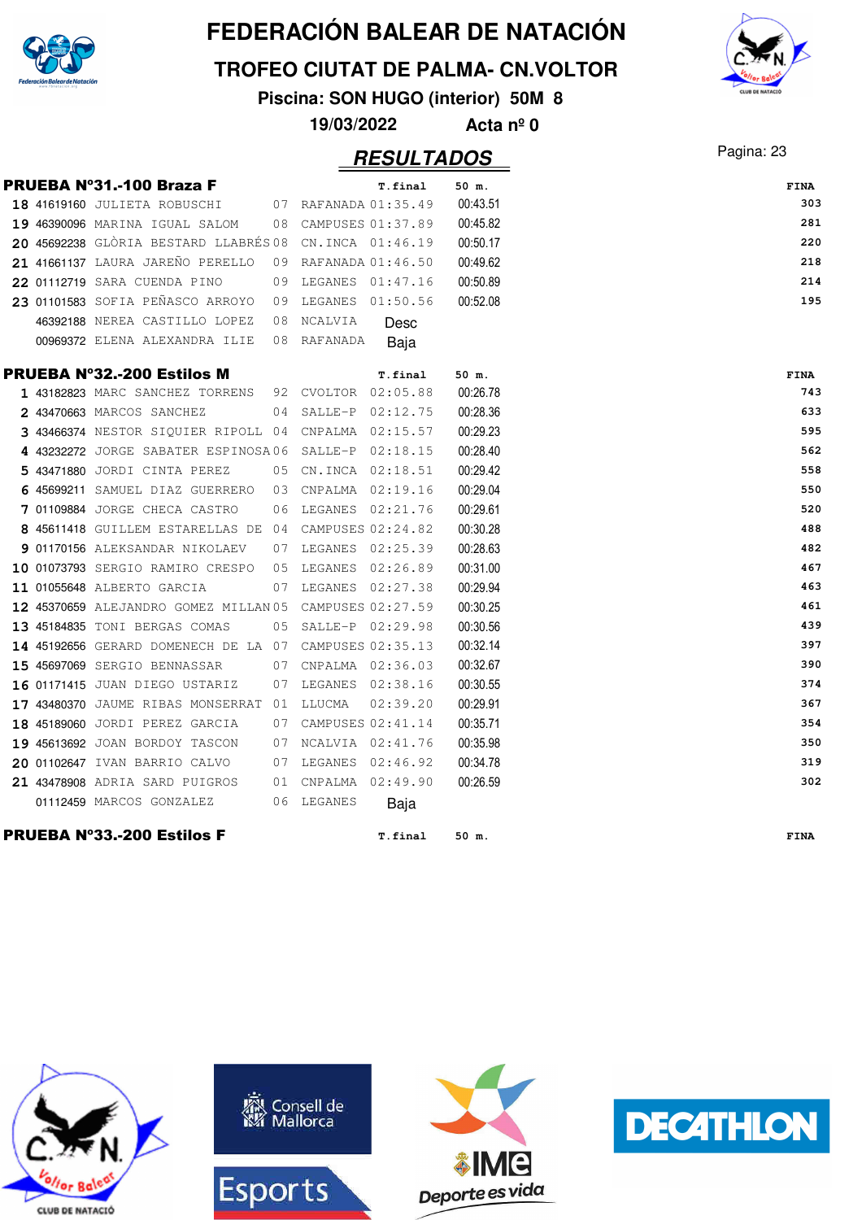# FEDERACIÓN BALEAR DE NATACIÓN

## TROFEO CIUTAT DE PALMA- CN.VOLTOR

**Piscina: SON HUGO (interior) 50M 8**

**19/03/2022 Acta nº 0**

## RESULTADOS

### PRUEBA Nº31.-100 Braza F

| | | | | | T.final | 50 m. | FINA |
|---|---|---|---|---|---|---|---|
| 18 | 41619160 | JULIETA ROBUSCHI | 07 | RAFANADA | 01:35.49 | 00:43.51 | 303 |
| 19 | 46390096 | MARINA IGUAL SALOM | 08 | CAMPUSES | 01:37.89 | 00:45.82 | 281 |
| 20 | 45692238 | GLÒRIA BESTARD LLABRÉS | 08 | CN.INCA | 01:46.19 | 00:50.17 | 220 |
| 21 | 41661137 | LAURA JAREÑO PERELLO | 09 | RAFANADA | 01:46.50 | 00:49.62 | 218 |
| 22 | 01112719 | SARA CUENDA PINO | 09 | LEGANES | 01:47.16 | 00:50.89 | 214 |
| 23 | 01101583 | SOFIA PEÑASCO ARROYO | 09 | LEGANES | 01:50.56 | 00:52.08 | 195 |
| | 46392188 | NEREA CASTILLO LOPEZ | 08 | NCALVIA | Desc | | |
| | 00969372 | ELENA ALEXANDRA ILIE | 08 | RAFANADA | Baja | | |

### PRUEBA Nº32.-200 Estilos M

| | | | | | T.final | 50 m. | FINA |
|---|---|---|---|---|---|---|---|
| 1 | 43182823 | MARC SANCHEZ TORRENS | 92 | CVOLTOR | 02:05.88 | 00:26.78 | 743 |
| 2 | 43470663 | MARCOS SANCHEZ | 04 | SALLE-P | 02:12.75 | 00:28.36 | 633 |
| 3 | 43466374 | NESTOR SIQUIER RIPOLL | 04 | CNPALMA | 02:15.57 | 00:29.23 | 595 |
| 4 | 43232272 | JORGE SABATER ESPINOSA | 06 | SALLE-P | 02:18.15 | 00:28.40 | 562 |
| 5 | 43471880 | JORDI CINTA PEREZ | 05 | CN.INCA | 02:18.51 | 00:29.42 | 558 |
| 6 | 45699211 | SAMUEL DIAZ GUERRERO | 03 | CNPALMA | 02:19.16 | 00:29.04 | 550 |
| 7 | 01109884 | JORGE CHECA CASTRO | 06 | LEGANES | 02:21.76 | 00:29.61 | 520 |
| 8 | 45611418 | GUILLEM ESTARELLAS DE | 04 | CAMPUSES | 02:24.82 | 00:30.28 | 488 |
| 9 | 01170156 | ALEKSANDAR NIKOLAEV | 07 | LEGANES | 02:25.39 | 00:28.63 | 482 |
| 10 | 01073793 | SERGIO RAMIRO CRESPO | 05 | LEGANES | 02:26.89 | 00:31.00 | 467 |
| 11 | 01055648 | ALBERTO GARCIA | 07 | LEGANES | 02:27.38 | 00:29.94 | 463 |
| 12 | 45370659 | ALEJANDRO GOMEZ MILLAN | 05 | CAMPUSES | 02:27.59 | 00:30.25 | 461 |
| 13 | 45184835 | TONI BERGAS COMAS | 05 | SALLE-P | 02:29.98 | 00:30.56 | 439 |
| 14 | 45192656 | GERARD DOMENECH DE LA | 07 | CAMPUSES | 02:35.13 | 00:32.14 | 397 |
| 15 | 45697069 | SERGIO BENNASSAR | 07 | CNPALMA | 02:36.03 | 00:32.67 | 390 |
| 16 | 01171415 | JUAN DIEGO USTARIZ | 07 | LEGANES | 02:38.16 | 00:30.55 | 374 |
| 17 | 43480370 | JAUME RIBAS MONSERRAT | 01 | LLUCMA | 02:39.20 | 00:29.91 | 367 |
| 18 | 45189060 | JORDI PEREZ GARCIA | 07 | CAMPUSES | 02:41.14 | 00:35.71 | 354 |
| 19 | 45613692 | JOAN BORDOY TASCON | 07 | NCALVIA | 02:41.76 | 00:35.98 | 350 |
| 20 | 01102647 | IVAN BARRIO CALVO | 07 | LEGANES | 02:46.92 | 00:34.78 | 319 |
| 21 | 43478908 | ADRIA SARD PUIGROS | 01 | CNPALMA | 02:49.90 | 00:26.59 | 302 |
| | 01112459 | MARCOS GONZALEZ | 06 | LEGANES | Baja | | |

### PRUEBA Nº33.-200 Estilos F

| | | | | | T.final | 50 m. | FINA |
|---|---|---|---|---|---|---|---|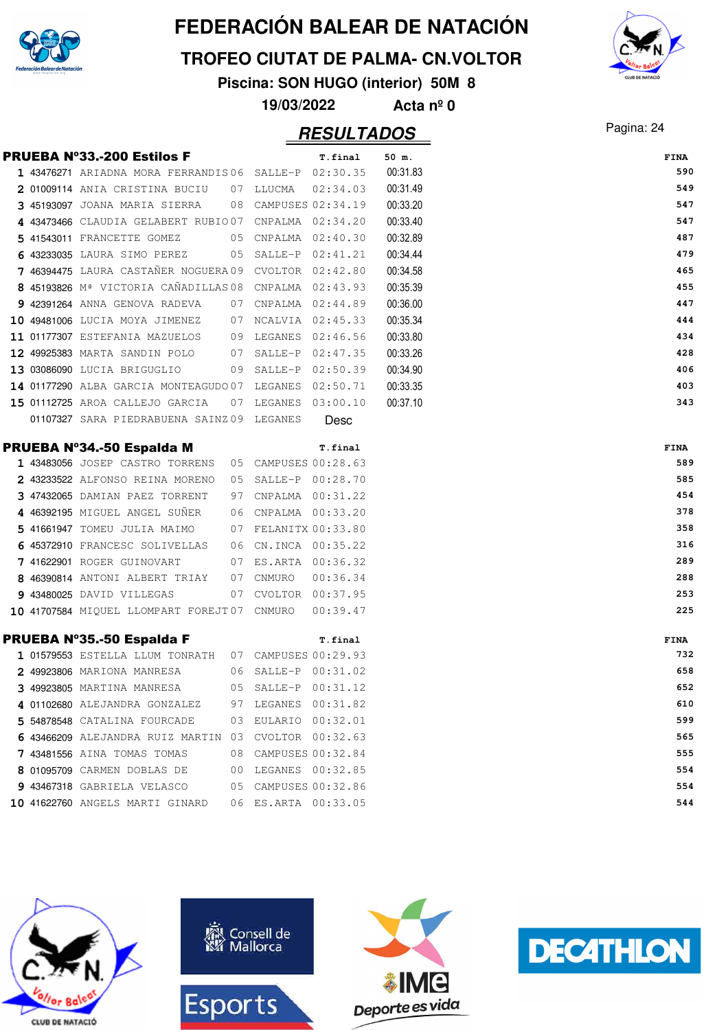# FEDERACIÓN BALEAR DE NATACIÓN

## TROFEO CIUTAT DE PALMA- CN.VOLTOR

**Piscina: SON HUGO (interior) 50M 8**

**19/03/2022 Acta nº 0**

## *RESULTADOS*

### PRUEBA Nº33.-200 Estilos F

| | Licencia | Nombre | Año | Club | T.final | 50 m. | FINA |
|---|---|---|---|---|---|---|---|
| 1 | 43476271 | ARIADNA MORA FERRANDIS | 06 | SALLE-P | 02:30.35 | 00:31.83 | 590 |
| 2 | 01009114 | ANIA CRISTINA BUCIU | 07 | LLUCMA | 02:34.03 | 00:31.49 | 549 |
| 3 | 45193097 | JOANA MARIA SIERRA | 08 | CAMPUSES | 02:34.19 | 00:33.20 | 547 |
| 4 | 43473466 | CLAUDIA GELABERT RUBIO | 07 | CNPALMA | 02:34.20 | 00:33.40 | 547 |
| 5 | 41543011 | FRANCETTE GOMEZ | 05 | CNPALMA | 02:40.30 | 00:32.89 | 487 |
| 6 | 43233035 | LAURA SIMO PEREZ | 05 | SALLE-P | 02:41.21 | 00:34.44 | 479 |
| 7 | 46394475 | LAURA CASTAÑER NOGUERA | 09 | CVOLTOR | 02:42.80 | 00:34.58 | 465 |
| 8 | 45193826 | Mª VICTORIA CAÑADILLAS | 08 | CNPALMA | 02:43.93 | 00:35.39 | 455 |
| 9 | 42391264 | ANNA GENOVA RADEVA | 07 | CNPALMA | 02:44.89 | 00:36.00 | 447 |
| 10 | 49481006 | LUCIA MOYA JIMENEZ | 07 | NCALVIA | 02:45.33 | 00:35.34 | 444 |
| 11 | 01177307 | ESTEFANIA MAZUELOS | 09 | LEGANES | 02:46.56 | 00:33.80 | 434 |
| 12 | 49925383 | MARTA SANDIN POLO | 07 | SALLE-P | 02:47.35 | 00:33.26 | 428 |
| 13 | 03086090 | LUCIA BRIGUGLIO | 09 | SALLE-P | 02:50.39 | 00:34.90 | 406 |
| 14 | 01177290 | ALBA GARCIA MONTEAGUDO | 07 | LEGANES | 02:50.71 | 00:33.35 | 403 |
| 15 | 01112725 | AROA CALLEJO GARCIA | 07 | LEGANES | 03:00.10 | 00:37.10 | 343 |
| | 01107327 | SARA PIEDRABUENA SAINZ | 09 | LEGANES | Desc | | |

### PRUEBA Nº34.-50 Espalda M

| | Licencia | Nombre | Año | Club | T.final | FINA |
|---|---|---|---|---|---|---|
| 1 | 43483056 | JOSEP CASTRO TORRENS | 05 | CAMPUSES | 00:28.63 | 589 |
| 2 | 43233522 | ALFONSO REINA MORENO | 05 | SALLE-P | 00:28.70 | 585 |
| 3 | 47432065 | DAMIAN PAEZ TORRENT | 97 | CNPALMA | 00:31.22 | 454 |
| 4 | 46392195 | MIGUEL ANGEL SUÑER | 06 | CNPALMA | 00:33.20 | 378 |
| 5 | 41661947 | TOMEU JULIA MAIMO | 07 | FELANITX | 00:33.80 | 358 |
| 6 | 45372910 | FRANCESC SOLIVELLAS | 06 | CN.INCA | 00:35.22 | 316 |
| 7 | 41622901 | ROGER GUINOVART | 07 | ES.ARTA | 00:36.32 | 289 |
| 8 | 46390814 | ANTONI ALBERT TRIAY | 07 | CNMURO | 00:36.34 | 288 |
| 9 | 43480025 | DAVID VILLEGAS | 07 | CVOLTOR | 00:37.95 | 253 |
| 10 | 41707584 | MIQUEL LLOMPART FOREJT | 07 | CNMURO | 00:39.47 | 225 |

### PRUEBA Nº35.-50 Espalda F

| | Licencia | Nombre | Año | Club | T.final | FINA |
|---|---|---|---|---|---|---|
| 1 | 01579553 | ESTELLA LLUM TONRATH | 07 | CAMPUSES | 00:29.93 | 732 |
| 2 | 49923806 | MARIONA MANRESA | 06 | SALLE-P | 00:31.02 | 658 |
| 3 | 49923805 | MARTINA MANRESA | 05 | SALLE-P | 00:31.12 | 652 |
| 4 | 01102680 | ALEJANDRA GONZALEZ | 97 | LEGANES | 00:31.82 | 610 |
| 5 | 54878548 | CATALINA FOURCADE | 03 | EULARIO | 00:32.01 | 599 |
| 6 | 43466209 | ALEJANDRA RUIZ MARTIN | 03 | CVOLTOR | 00:32.63 | 565 |
| 7 | 43481556 | AINA TOMAS TOMAS | 08 | CAMPUSES | 00:32.84 | 555 |
| 8 | 01095709 | CARMEN DOBLAS DE | 00 | LEGANES | 00:32.85 | 554 |
| 9 | 43467318 | GABRIELA VELASCO | 05 | CAMPUSES | 00:32.86 | 554 |
| 10 | 41622760 | ANGELS MARTI GINARD | 06 | ES.ARTA | 00:33.05 | 544 |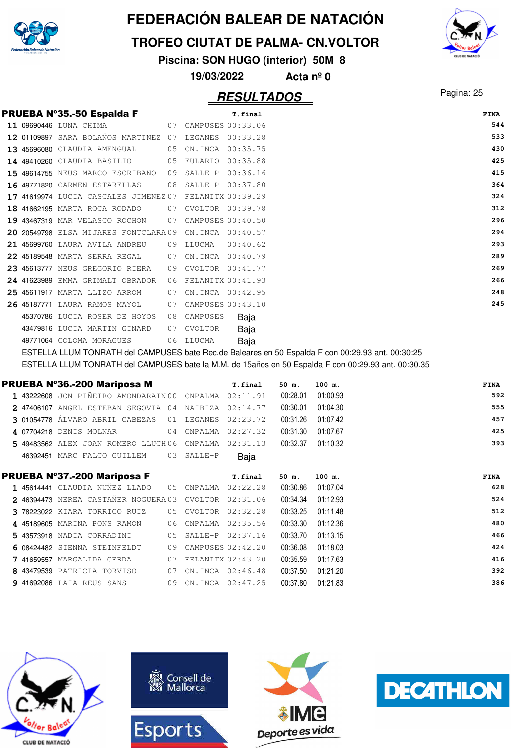# FEDERACIÓN BALEAR DE NATACIÓN

## TROFEO CIUTAT DE PALMA- CN.VOLTOR

**Piscina: SON HUGO (interior) 50M 8**

**19/03/2022 Acta nº 0**

## RESULTADOS

### PRUEBA Nº35.-50 Espalda F

| Pos | Licencia | Nombre | Año | Club | T.final | FINA |
|---|---|---|---|---|---|---|
| 11 | 09690446 | LUNA CHIMA | 07 | CAMPUSES | 00:33.06 | 544 |
| 12 | 01109897 | SARA BOLAÑOS MARTINEZ | 07 | LEGANES | 00:33.28 | 533 |
| 13 | 45696080 | CLAUDIA AMENGUAL | 05 | CN.INCA | 00:35.75 | 430 |
| 14 | 49410260 | CLAUDIA BASILIO | 05 | EULARIO | 00:35.88 | 425 |
| 15 | 49614755 | NEUS MARCO ESCRIBANO | 09 | SALLE-P | 00:36.16 | 415 |
| 16 | 49771820 | CARMEN ESTARELLAS | 08 | SALLE-P | 00:37.80 | 364 |
| 17 | 41619974 | LUCIA CASCALES JIMENEZ | 07 | FELANITX | 00:39.29 | 324 |
| 18 | 41662195 | MARTA ROCA RODADO | 07 | CVOLTOR | 00:39.78 | 312 |
| 19 | 43467319 | MAR VELASCO ROCHON | 07 | CAMPUSES | 00:40.50 | 296 |
| 20 | 20549798 | ELSA MIJARES FONTCLARA | 09 | CN.INCA | 00:40.57 | 294 |
| 21 | 45699760 | LAURA AVILA ANDREU | 09 | LLUCMA | 00:40.62 | 293 |
| 22 | 45189548 | MARTA SERRA REGAL | 07 | CN.INCA | 00:40.79 | 289 |
| 23 | 45613777 | NEUS GREGORIO RIERA | 09 | CVOLTOR | 00:41.77 | 269 |
| 24 | 41623989 | EMMA GRIMALT OBRADOR | 06 | FELANITX | 00:41.93 | 266 |
| 25 | 45611917 | MARTA LLIZO ARROM | 07 | CN.INCA | 00:42.95 | 248 |
| 26 | 45187771 | LAURA RAMOS MAYOL | 07 | CAMPUSES | 00:43.10 | 245 |
| | 45370786 | LUCIA ROSER DE HOYOS | 08 | CAMPUSES | Baja | |
| | 43479816 | LUCIA MARTIN GINARD | 07 | CVOLTOR | Baja | |
| | 49771064 | COLOMA MORAGUES | 06 | LLUCMA | Baja | |

ESTELLA LLUM TONRATH del CAMPUSES bate Rec.de Baleares en 50 Espalda F con 00:29.93 ant. 00:30:25

ESTELLA LLUM TONRATH del CAMPUSES bate la M.M. de 15años en 50 Espalda F con 00:29.93 ant. 00:30.35

### PRUEBA Nº36.-200 Mariposa M

| Pos | Licencia | Nombre | Año | Club | T.final | 50 m. | 100 m. | FINA |
|---|---|---|---|---|---|---|---|---|
| 1 | 43222608 | JON PIÑEIRO AMONDARAIN | 00 | CNPALMA | 02:11.91 | 00:28.01 | 01:00.93 | 592 |
| 2 | 47406107 | ANGEL ESTEBAN SEGOVIA | 04 | NAIBIZA | 02:14.77 | 00:30.01 | 01:04.30 | 555 |
| 3 | 01054778 | ÁLVARO ABRIL CABEZAS | 01 | LEGANES | 02:23.72 | 00:31.26 | 01:07.42 | 457 |
| 4 | 07704218 | DENIS MOLNAR | 04 | CNPALMA | 02:27.32 | 00:31.30 | 01:07.67 | 425 |
| 5 | 49483562 | ALEX JOAN ROMERO LLUCH | 06 | CNPALMA | 02:31.13 | 00:32.37 | 01:10.32 | 393 |
| | 46392451 | MARC FALCO GUILLEM | 03 | SALLE-P | Baja | | | |

### PRUEBA Nº37.-200 Mariposa F

| Pos | Licencia | Nombre | Año | Club | T.final | 50 m. | 100 m. | FINA |
|---|---|---|---|---|---|---|---|---|
| 1 | 45614441 | CLAUDIA NUÑEZ LLADO | 05 | CNPALMA | 02:22.28 | 00:30.86 | 01:07.04 | 628 |
| 2 | 46394473 | NEREA CASTAÑER NOGUERA | 03 | CVOLTOR | 02:31.06 | 00:34.34 | 01:12.93 | 524 |
| 3 | 78223022 | KIARA TORRICO RUIZ | 05 | CVOLTOR | 02:32.28 | 00:33.25 | 01:11.48 | 512 |
| 4 | 45189605 | MARINA PONS RAMON | 06 | CNPALMA | 02:35.56 | 00:33.30 | 01:12.36 | 480 |
| 5 | 43573918 | NADIA CORRADINI | 05 | SALLE-P | 02:37.16 | 00:33.70 | 01:13.15 | 466 |
| 6 | 08424482 | SIENNA STEINFELDT | 09 | CAMPUSES | 02:42.20 | 00:36.08 | 01:18.03 | 424 |
| 7 | 41659557 | MARGALIDA CERDA | 07 | FELANITX | 02:43.20 | 00:35.59 | 01:17.63 | 416 |
| 8 | 43479539 | PATRICIA TORVISO | 07 | CN.INCA | 02:46.48 | 00:37.50 | 01:21.20 | 392 |
| 9 | 41692086 | LAIA REUS SANS | 09 | CN.INCA | 02:47.25 | 00:37.80 | 01:21.83 | 386 |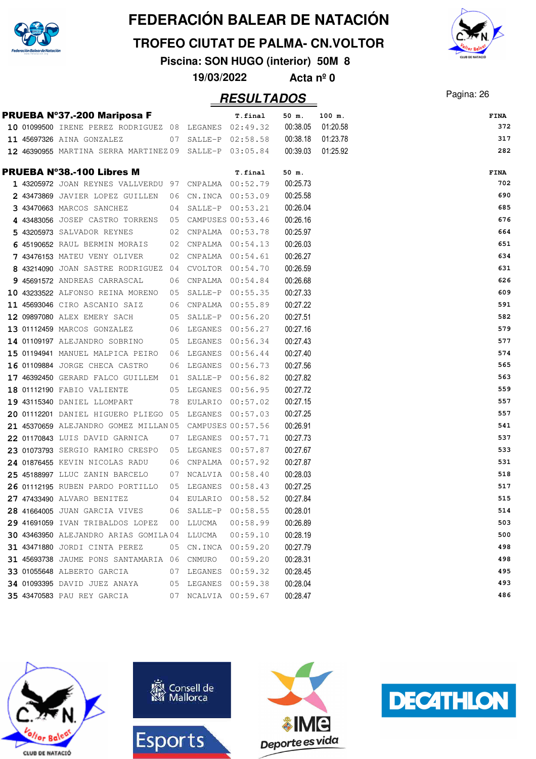# FEDERACIÓN BALEAR DE NATACIÓN

## TROFEO CIUTAT DE PALMA- CN.VOLTOR

**Piscina: SON HUGO (interior) 50M 8**

**19/03/2022 Acta nº 0**

## RESULTADOS

### PRUEBA Nº37.-200 Mariposa F

| | Licencia | Nombre | Año | Club | T.final | 50 m. | 100 m. | FINA |
|---|---|---|---|---|---|---|---|---|
| 10 | 01099500 | IRENE PEREZ RODRIGUEZ | 08 | LEGANES | 02:49.32 | 00:38.05 | 01:20.58 | 372 |
| 11 | 45697326 | AINA GONZALEZ | 07 | SALLE-P | 02:58.58 | 00:38.18 | 01:23.78 | 317 |
| 12 | 46390955 | MARTINA SERRA MARTINEZ | 09 | SALLE-P | 03:05.84 | 00:39.03 | 01:25.92 | 282 |

### PRUEBA Nº38.-100 Libres M

| | Licencia | Nombre | Año | Club | T.final | 50 m. | FINA |
|---|---|---|---|---|---|---|---|
| 1 | 43205972 | JOAN REYNES VALLVERDU | 97 | CNPALMA | 00:52.79 | 00:25.73 | 702 |
| 2 | 43473869 | JAVIER LOPEZ GUILLEN | 06 | CN.INCA | 00:53.09 | 00:25.58 | 690 |
| 3 | 43470663 | MARCOS SANCHEZ | 04 | SALLE-P | 00:53.21 | 00:26.04 | 685 |
| 4 | 43483056 | JOSEP CASTRO TORRENS | 05 | CAMPUSES | 00:53.46 | 00:26.16 | 676 |
| 5 | 43205973 | SALVADOR REYNES | 02 | CNPALMA | 00:53.78 | 00:25.97 | 664 |
| 6 | 45190652 | RAUL BERMIN MORAIS | 02 | CNPALMA | 00:54.13 | 00:26.03 | 651 |
| 7 | 43476153 | MATEU VENY OLIVER | 02 | CNPALMA | 00:54.61 | 00:26.27 | 634 |
| 8 | 43214090 | JOAN SASTRE RODRIGUEZ | 04 | CVOLTOR | 00:54.70 | 00:26.59 | 631 |
| 9 | 45691572 | ANDREAS CARRASCAL | 06 | CNPALMA | 00:54.84 | 00:26.68 | 626 |
| 10 | 43233522 | ALFONSO REINA MORENO | 05 | SALLE-P | 00:55.35 | 00:27.33 | 609 |
| 11 | 45693046 | CIRO ASCANIO SAIZ | 06 | CNPALMA | 00:55.89 | 00:27.22 | 591 |
| 12 | 09897080 | ALEX EMERY SACH | 05 | SALLE-P | 00:56.20 | 00:27.51 | 582 |
| 13 | 01112459 | MARCOS GONZALEZ | 06 | LEGANES | 00:56.27 | 00:27.16 | 579 |
| 14 | 01109197 | ALEJANDRO SOBRINO | 05 | LEGANES | 00:56.34 | 00:27.43 | 577 |
| 15 | 01194941 | MANUEL MALPICA PEIRO | 06 | LEGANES | 00:56.44 | 00:27.40 | 574 |
| 16 | 01109884 | JORGE CHECA CASTRO | 06 | LEGANES | 00:56.73 | 00:27.56 | 565 |
| 17 | 46392450 | GERARD FALCO GUILLEM | 01 | SALLE-P | 00:56.82 | 00:27.82 | 563 |
| 18 | 01112190 | FABIO VALIENTE | 05 | LEGANES | 00:56.95 | 00:27.72 | 559 |
| 19 | 43115340 | DANIEL LLOMPART | 78 | EULARIO | 00:57.02 | 00:27.15 | 557 |
| 20 | 01112201 | DANIEL HIGUERO PLIEGO | 05 | LEGANES | 00:57.03 | 00:27.25 | 557 |
| 21 | 45370659 | ALEJANDRO GOMEZ MILLAN | 05 | CAMPUSES | 00:57.56 | 00:26.91 | 541 |
| 22 | 01170843 | LUIS DAVID GARNICA | 07 | LEGANES | 00:57.71 | 00:27.73 | 537 |
| 23 | 01073793 | SERGIO RAMIRO CRESPO | 05 | LEGANES | 00:57.87 | 00:27.67 | 533 |
| 24 | 01876455 | KEVIN NICOLAS RADU | 06 | CNPALMA | 00:57.92 | 00:27.87 | 531 |
| 25 | 45188997 | LLUC ZANIN BARCELO | 07 | NCALVIA | 00:58.40 | 00:28.03 | 518 |
| 26 | 01112195 | RUBEN PARDO PORTILLO | 05 | LEGANES | 00:58.43 | 00:27.25 | 517 |
| 27 | 47433490 | ALVARO BENITEZ | 04 | EULARIO | 00:58.52 | 00:27.84 | 515 |
| 28 | 41664005 | JUAN GARCIA VIVES | 06 | SALLE-P | 00:58.55 | 00:28.01 | 514 |
| 29 | 41691059 | IVAN TRIBALDOS LOPEZ | 00 | LLUCMA | 00:58.99 | 00:26.89 | 503 |
| 30 | 43463950 | ALEJANDRO ARIAS GOMILA | 04 | LLUCMA | 00:59.10 | 00:28.19 | 500 |
| 31 | 43471880 | JORDI CINTA PEREZ | 05 | CN.INCA | 00:59.20 | 00:27.79 | 498 |
| 31 | 45693738 | JAUME PONS SANTAMARIA | 06 | CNMURO | 00:59.20 | 00:28.31 | 498 |
| 33 | 01055648 | ALBERTO GARCIA | 07 | LEGANES | 00:59.32 | 00:28.45 | 495 |
| 34 | 01093395 | DAVID JUEZ ANAYA | 05 | LEGANES | 00:59.38 | 00:28.04 | 493 |
| 35 | 43470583 | PAU REY GARCIA | 07 | NCALVIA | 00:59.67 | 00:28.47 | 486 |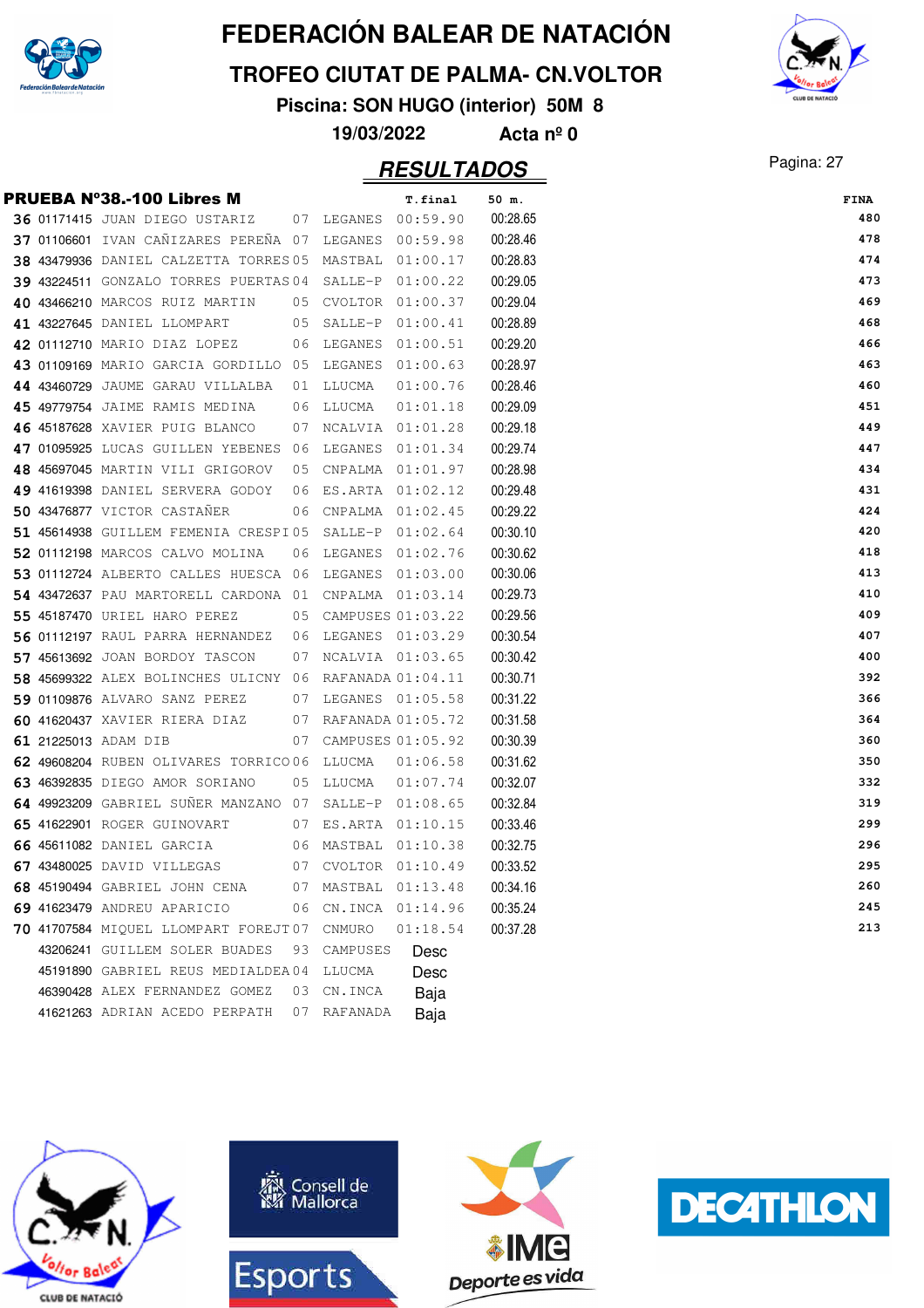# FEDERACIÓN BALEAR DE NATACIÓN

## TROFEO CIUTAT DE PALMA- CN.VOLTOR

**Piscina: SON HUGO (interior) 50M 8**

**19/03/2022 Acta nº 0**

## RESULTADOS

### PRUEBA Nº38.-100 Libres M

| | Licencia | Nombre | Año | Club | T.final | 50 m. | FINA |
|---|---|---|---|---|---|---|---|
| 36 | 01171415 | JUAN DIEGO USTARIZ | 07 | LEGANES | 00:59.90 | 00:28.65 | 480 |
| 37 | 01106601 | IVAN CAÑIZARES PEREÑA | 07 | LEGANES | 00:59.98 | 00:28.46 | 478 |
| 38 | 43479936 | DANIEL CALZETTA TORRES | 05 | MASTBAL | 01:00.17 | 00:28.83 | 474 |
| 39 | 43224511 | GONZALO TORRES PUERTAS | 04 | SALLE-P | 01:00.22 | 00:29.05 | 473 |
| 40 | 43466210 | MARCOS RUIZ MARTIN | 05 | CVOLTOR | 01:00.37 | 00:29.04 | 469 |
| 41 | 43227645 | DANIEL LLOMPART | 05 | SALLE-P | 01:00.41 | 00:28.89 | 468 |
| 42 | 01112710 | MARIO DIAZ LOPEZ | 06 | LEGANES | 01:00.51 | 00:29.20 | 466 |
| 43 | 01109169 | MARIO GARCIA GORDILLO | 05 | LEGANES | 01:00.63 | 00:28.97 | 463 |
| 44 | 43460729 | JAUME GARAU VILLALBA | 01 | LLUCMA | 01:00.76 | 00:28.46 | 460 |
| 45 | 49779754 | JAIME RAMIS MEDINA | 06 | LLUCMA | 01:01.18 | 00:29.09 | 451 |
| 46 | 45187628 | XAVIER PUIG BLANCO | 07 | NCALVIA | 01:01.28 | 00:29.18 | 449 |
| 47 | 01095925 | LUCAS GUILLEN YEBENES | 06 | LEGANES | 01:01.34 | 00:29.74 | 447 |
| 48 | 45697045 | MARTIN VILI GRIGOROV | 05 | CNPALMA | 01:01.97 | 00:28.98 | 434 |
| 49 | 41619398 | DANIEL SERVERA GODOY | 06 | ES.ARTA | 01:02.12 | 00:29.48 | 431 |
| 50 | 43476877 | VICTOR CASTAÑER | 06 | CNPALMA | 01:02.45 | 00:29.22 | 424 |
| 51 | 45614938 | GUILLEM FEMENIA CRESPI | 05 | SALLE-P | 01:02.64 | 00:30.10 | 420 |
| 52 | 01112198 | MARCOS CALVO MOLINA | 06 | LEGANES | 01:02.76 | 00:30.62 | 418 |
| 53 | 01112724 | ALBERTO CALLES HUESCA | 06 | LEGANES | 01:03.00 | 00:30.06 | 413 |
| 54 | 43472637 | PAU MARTORELL CARDONA | 01 | CNPALMA | 01:03.14 | 00:29.73 | 410 |
| 55 | 45187470 | URIEL HARO PEREZ | 05 | CAMPUSES | 01:03.22 | 00:29.56 | 409 |
| 56 | 01112197 | RAUL PARRA HERNANDEZ | 06 | LEGANES | 01:03.29 | 00:30.54 | 407 |
| 57 | 45613692 | JOAN BORDOY TASCON | 07 | NCALVIA | 01:03.65 | 00:30.42 | 400 |
| 58 | 45699322 | ALEX BOLINCHES ULICNY | 06 | RAFANADA | 01:04.11 | 00:30.71 | 392 |
| 59 | 01109876 | ALVARO SANZ PEREZ | 07 | LEGANES | 01:05.58 | 00:31.22 | 366 |
| 60 | 41620437 | XAVIER RIERA DIAZ | 07 | RAFANADA | 01:05.72 | 00:31.58 | 364 |
| 61 | 21225013 | ADAM DIB | 07 | CAMPUSES | 01:05.92 | 00:30.39 | 360 |
| 62 | 49608204 | RUBEN OLIVARES TORRICO | 06 | LLUCMA | 01:06.58 | 00:31.62 | 350 |
| 63 | 46392835 | DIEGO AMOR SORIANO | 05 | LLUCMA | 01:07.74 | 00:32.07 | 332 |
| 64 | 49923209 | GABRIEL SUÑER MANZANO | 07 | SALLE-P | 01:08.65 | 00:32.84 | 319 |
| 65 | 41622901 | ROGER GUINOVART | 07 | ES.ARTA | 01:10.15 | 00:33.46 | 299 |
| 66 | 45611082 | DANIEL GARCIA | 06 | MASTBAL | 01:10.38 | 00:32.75 | 296 |
| 67 | 43480025 | DAVID VILLEGAS | 07 | CVOLTOR | 01:10.49 | 00:33.52 | 295 |
| 68 | 45190494 | GABRIEL JOHN CENA | 07 | MASTBAL | 01:13.48 | 00:34.16 | 260 |
| 69 | 41623479 | ANDREU APARICIO | 06 | CN.INCA | 01:14.96 | 00:35.24 | 245 |
| 70 | 41707584 | MIQUEL LLOMPART FOREJT | 07 | CNMURO | 01:18.54 | 00:37.28 | 213 |
| | 43206241 | GUILLEM SOLER BUADES | 93 | CAMPUSES | Desc | | |
| | 45191890 | GABRIEL REUS MEDIALDEA | 04 | LLUCMA | Desc | | |
| | 46390428 | ALEX FERNANDEZ GOMEZ | 03 | CN.INCA | Baja | | |
| | 41621263 | ADRIAN ACEDO PERPATH | 07 | RAFANADA | Baja | | |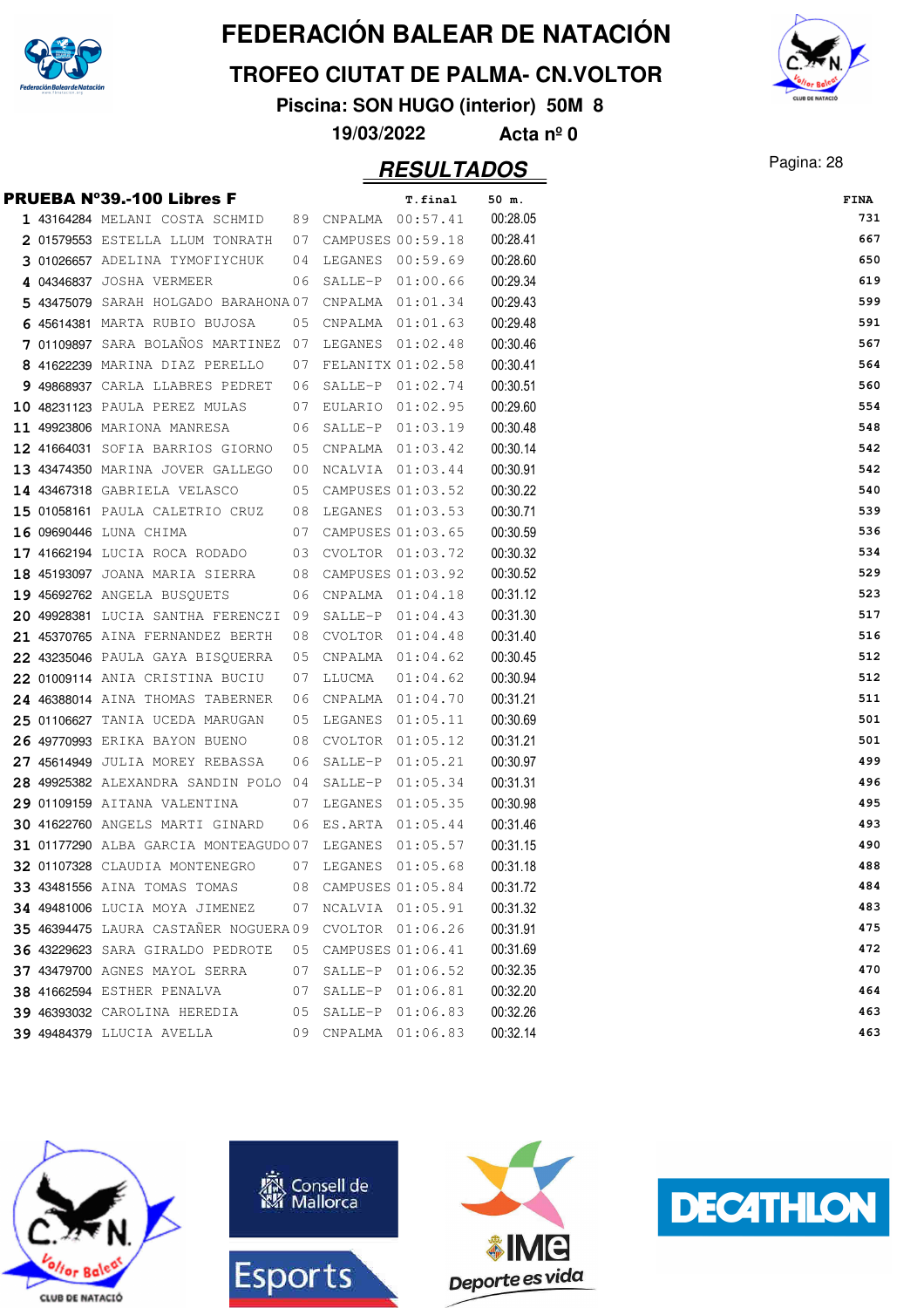# FEDERACIÓN BALEAR DE NATACIÓN

## TROFEO CIUTAT DE PALMA- CN.VOLTOR

**Piscina: SON HUGO (interior) 50M 8**

**19/03/2022 Acta nº 0**

## RESULTADOS

### PRUEBA Nº39.-100 Libres F

| | Licencia | Nombre | Año | Club | T.final | 50 m. | FINA |
|---|---|---|---|---|---|---|---|
| 1 | 43164284 | MELANI COSTA SCHMID | 89 | CNPALMA | 00:57.41 | 00:28.05 | 731 |
| 2 | 01579553 | ESTELLA LLUM TONRATH | 07 | CAMPUSES | 00:59.18 | 00:28.41 | 667 |
| 3 | 01026657 | ADELINA TYMOFIYCHUK | 04 | LEGANES | 00:59.69 | 00:28.60 | 650 |
| 4 | 04346837 | JOSHA VERMEER | 06 | SALLE-P | 01:00.66 | 00:29.34 | 619 |
| 5 | 43475079 | SARAH HOLGADO BARAHONA | 07 | CNPALMA | 01:01.34 | 00:29.43 | 599 |
| 6 | 45614381 | MARTA RUBIO BUJOSA | 05 | CNPALMA | 01:01.63 | 00:29.48 | 591 |
| 7 | 01109897 | SARA BOLAÑOS MARTINEZ | 07 | LEGANES | 01:02.48 | 00:30.46 | 567 |
| 8 | 41622239 | MARINA DIAZ PERELLO | 07 | FELANITX | 01:02.58 | 00:30.41 | 564 |
| 9 | 49868937 | CARLA LLABRES PEDRET | 06 | SALLE-P | 01:02.74 | 00:30.51 | 560 |
| 10 | 48231123 | PAULA PEREZ MULAS | 07 | EULARIO | 01:02.95 | 00:29.60 | 554 |
| 11 | 49923806 | MARIONA MANRESA | 06 | SALLE-P | 01:03.19 | 00:30.48 | 548 |
| 12 | 41664031 | SOFIA BARRIOS GIORNO | 05 | CNPALMA | 01:03.42 | 00:30.14 | 542 |
| 13 | 43474350 | MARINA JOVER GALLEGO | 00 | NCALVIA | 01:03.44 | 00:30.91 | 542 |
| 14 | 43467318 | GABRIELA VELASCO | 05 | CAMPUSES | 01:03.52 | 00:30.22 | 540 |
| 15 | 01058161 | PAULA CALETRIO CRUZ | 08 | LEGANES | 01:03.53 | 00:30.71 | 539 |
| 16 | 09690446 | LUNA CHIMA | 07 | CAMPUSES | 01:03.65 | 00:30.59 | 536 |
| 17 | 41662194 | LUCIA ROCA RODADO | 03 | CVOLTOR | 01:03.72 | 00:30.32 | 534 |
| 18 | 45193097 | JOANA MARIA SIERRA | 08 | CAMPUSES | 01:03.92 | 00:30.52 | 529 |
| 19 | 45692762 | ANGELA BUSQUETS | 06 | CNPALMA | 01:04.18 | 00:31.12 | 523 |
| 20 | 49928381 | LUCIA SANTHA FERENCZI | 09 | SALLE-P | 01:04.43 | 00:31.30 | 517 |
| 21 | 45370765 | AINA FERNANDEZ BERTH | 08 | CVOLTOR | 01:04.48 | 00:31.40 | 516 |
| 22 | 43235046 | PAULA GAYA BISQUERRA | 05 | CNPALMA | 01:04.62 | 00:30.45 | 512 |
| 22 | 01009114 | ANIA CRISTINA BUCIU | 07 | LLUCMA | 01:04.62 | 00:30.94 | 512 |
| 24 | 46388014 | AINA THOMAS TABERNER | 06 | CNPALMA | 01:04.70 | 00:31.21 | 511 |
| 25 | 01106627 | TANIA UCEDA MARUGAN | 05 | LEGANES | 01:05.11 | 00:30.69 | 501 |
| 26 | 49770993 | ERIKA BAYON BUENO | 08 | CVOLTOR | 01:05.12 | 00:31.21 | 501 |
| 27 | 45614949 | JULIA MOREY REBASSA | 06 | SALLE-P | 01:05.21 | 00:30.97 | 499 |
| 28 | 49925382 | ALEXANDRA SANDIN POLO | 04 | SALLE-P | 01:05.34 | 00:31.31 | 496 |
| 29 | 01109159 | AITANA VALENTINA | 07 | LEGANES | 01:05.35 | 00:30.98 | 495 |
| 30 | 41622760 | ANGELS MARTI GINARD | 06 | ES.ARTA | 01:05.44 | 00:31.46 | 493 |
| 31 | 01177290 | ALBA GARCIA MONTEAGUDO | 07 | LEGANES | 01:05.57 | 00:31.15 | 490 |
| 32 | 01107328 | CLAUDIA MONTENEGRO | 07 | LEGANES | 01:05.68 | 00:31.18 | 488 |
| 33 | 43481556 | AINA TOMAS TOMAS | 08 | CAMPUSES | 01:05.84 | 00:31.72 | 484 |
| 34 | 49481006 | LUCIA MOYA JIMENEZ | 07 | NCALVIA | 01:05.91 | 00:31.32 | 483 |
| 35 | 46394475 | LAURA CASTAÑER NOGUERA | 09 | CVOLTOR | 01:06.26 | 00:31.91 | 475 |
| 36 | 43229623 | SARA GIRALDO PEDROTE | 05 | CAMPUSES | 01:06.41 | 00:31.69 | 472 |
| 37 | 43479700 | AGNES MAYOL SERRA | 07 | SALLE-P | 01:06.52 | 00:32.35 | 470 |
| 38 | 41662594 | ESTHER PENALVA | 07 | SALLE-P | 01:06.81 | 00:32.20 | 464 |
| 39 | 46393032 | CAROLINA HEREDIA | 05 | SALLE-P | 01:06.83 | 00:32.26 | 463 |
| 39 | 49484379 | LLUCIA AVELLA | 09 | CNPALMA | 01:06.83 | 00:32.14 | 463 |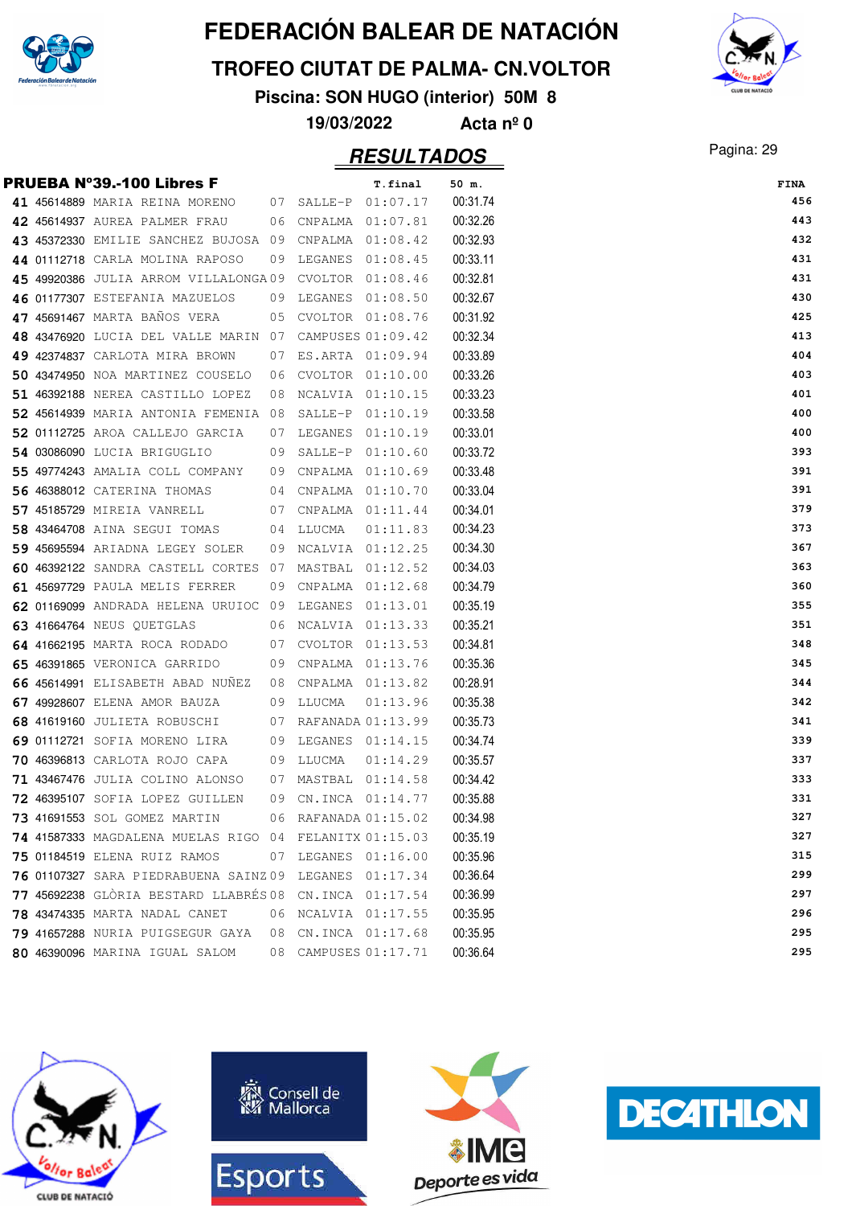# FEDERACIÓN BALEAR DE NATACIÓN

## TROFEO CIUTAT DE PALMA- CN.VOLTOR

**Piscina: SON HUGO (interior) 50M 8**

**19/03/2022 Acta nº 0**

## *RESULTADOS*

### PRUEBA Nº39.-100 Libres F

| | | | | | T.final | 50 m. | FINA |
|---|---|---|---|---|---|---|---|
| 41 | 45614889 | MARIA REINA MORENO | 07 | SALLE-P | 01:07.17 | 00:31.74 | 456 |
| 42 | 45614937 | AUREA PALMER FRAU | 06 | CNPALMA | 01:07.81 | 00:32.26 | 443 |
| 43 | 45372330 | EMILIE SANCHEZ BUJOSA | 09 | CNPALMA | 01:08.42 | 00:32.93 | 432 |
| 44 | 01112718 | CARLA MOLINA RAPOSO | 09 | LEGANES | 01:08.45 | 00:33.11 | 431 |
| 45 | 49920386 | JULIA ARROM VILLALONGA | 09 | CVOLTOR | 01:08.46 | 00:32.81 | 431 |
| 46 | 01177307 | ESTEFANIA MAZUELOS | 09 | LEGANES | 01:08.50 | 00:32.67 | 430 |
| 47 | 45691467 | MARTA BAÑOS VERA | 05 | CVOLTOR | 01:08.76 | 00:31.92 | 425 |
| 48 | 43476920 | LUCIA DEL VALLE MARIN | 07 | CAMPUSES | 01:09.42 | 00:32.34 | 413 |
| 49 | 42374837 | CARLOTA MIRA BROWN | 07 | ES.ARTA | 01:09.94 | 00:33.89 | 404 |
| 50 | 43474950 | NOA MARTINEZ COUSELO | 06 | CVOLTOR | 01:10.00 | 00:33.26 | 403 |
| 51 | 46392188 | NEREA CASTILLO LOPEZ | 08 | NCALVIA | 01:10.15 | 00:33.23 | 401 |
| 52 | 45614939 | MARIA ANTONIA FEMENIA | 08 | SALLE-P | 01:10.19 | 00:33.58 | 400 |
| 52 | 01112725 | AROA CALLEJO GARCIA | 07 | LEGANES | 01:10.19 | 00:33.01 | 400 |
| 54 | 03086090 | LUCIA BRIGUGLIO | 09 | SALLE-P | 01:10.60 | 00:33.72 | 393 |
| 55 | 49774243 | AMALIA COLL COMPANY | 09 | CNPALMA | 01:10.69 | 00:33.48 | 391 |
| 56 | 46388012 | CATERINA THOMAS | 04 | CNPALMA | 01:10.70 | 00:33.04 | 391 |
| 57 | 45185729 | MIREIA VANRELL | 07 | CNPALMA | 01:11.44 | 00:34.01 | 379 |
| 58 | 43464708 | AINA SEGUI TOMAS | 04 | LLUCMA | 01:11.83 | 00:34.23 | 373 |
| 59 | 45695594 | ARIADNA LEGEY SOLER | 09 | NCALVIA | 01:12.25 | 00:34.30 | 367 |
| 60 | 46392122 | SANDRA CASTELL CORTES | 07 | MASTBAL | 01:12.52 | 00:34.03 | 363 |
| 61 | 45697729 | PAULA MELIS FERRER | 09 | CNPALMA | 01:12.68 | 00:34.79 | 360 |
| 62 | 01169099 | ANDRADA HELENA URUIOC | 09 | LEGANES | 01:13.01 | 00:35.19 | 355 |
| 63 | 41664764 | NEUS QUETGLAS | 06 | NCALVIA | 01:13.33 | 00:35.21 | 351 |
| 64 | 41662195 | MARTA ROCA RODADO | 07 | CVOLTOR | 01:13.53 | 00:34.81 | 348 |
| 65 | 46391865 | VERONICA GARRIDO | 09 | CNPALMA | 01:13.76 | 00:35.36 | 345 |
| 66 | 45614991 | ELISABETH ABAD NUÑEZ | 08 | CNPALMA | 01:13.82 | 00:28.91 | 344 |
| 67 | 49928607 | ELENA AMOR BAUZA | 09 | LLUCMA | 01:13.96 | 00:35.38 | 342 |
| 68 | 41619160 | JULIETA ROBUSCHI | 07 | RAFANADA | 01:13.99 | 00:35.73 | 341 |
| 69 | 01112721 | SOFIA MORENO LIRA | 09 | LEGANES | 01:14.15 | 00:34.74 | 339 |
| 70 | 46396813 | CARLOTA ROJO CAPA | 09 | LLUCMA | 01:14.29 | 00:35.57 | 337 |
| 71 | 43467476 | JULIA COLINO ALONSO | 07 | MASTBAL | 01:14.58 | 00:34.42 | 333 |
| 72 | 46395107 | SOFIA LOPEZ GUILLEN | 09 | CN.INCA | 01:14.77 | 00:35.88 | 331 |
| 73 | 41691553 | SOL GOMEZ MARTIN | 06 | RAFANADA | 01:15.02 | 00:34.98 | 327 |
| 74 | 41587333 | MAGDALENA MUELAS RIGO | 04 | FELANITX | 01:15.03 | 00:35.19 | 327 |
| 75 | 01184519 | ELENA RUIZ RAMOS | 07 | LEGANES | 01:16.00 | 00:35.96 | 315 |
| 76 | 01107327 | SARA PIEDRABUENA SAINZ | 09 | LEGANES | 01:17.34 | 00:36.64 | 299 |
| 77 | 45692238 | GLÒRIA BESTARD LLABRÉS | 08 | CN.INCA | 01:17.54 | 00:36.99 | 297 |
| 78 | 43474335 | MARTA NADAL CANET | 06 | NCALVIA | 01:17.55 | 00:35.95 | 296 |
| 79 | 41657288 | NURIA PUIGSEGUR GAYA | 08 | CN.INCA | 01:17.68 | 00:35.95 | 295 |
| 80 | 46390096 | MARINA IGUAL SALOM | 08 | CAMPUSES | 01:17.71 | 00:36.64 | 295 |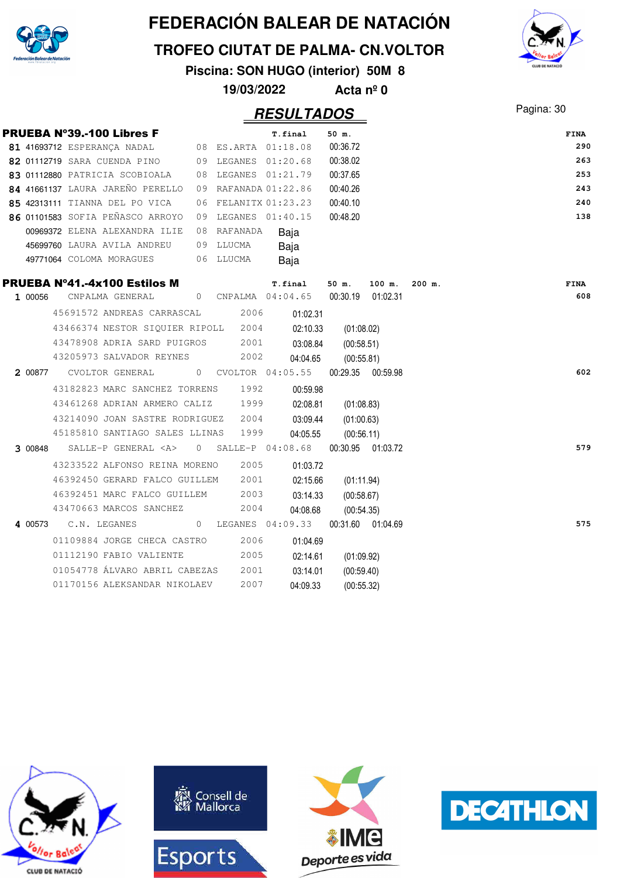# FEDERACIÓN BALEAR DE NATACIÓN

## TROFEO CIUTAT DE PALMA- CN.VOLTOR

**Piscina: SON HUGO (interior) 50M 8**

**19/03/2022 Acta nº 0**

## RESULTADOS

### PRUEBA Nº39.-100 Libres F

| | Licencia | Nombre | Año | Club | T.final | 50 m. | FINA |
|---|---|---|---|---|---|---|---|
| 81 | 41693712 | ESPERANÇA NADAL | 08 | ES.ARTA | 01:18.08 | 00:36.72 | 290 |
| 82 | 01112719 | SARA CUENDA PINO | 09 | LEGANES | 01:20.68 | 00:38.02 | 263 |
| 83 | 01112880 | PATRICIA SCOBIOALA | 08 | LEGANES | 01:21.79 | 00:37.65 | 253 |
| 84 | 41661137 | LAURA JAREÑO PERELLO | 09 | RAFANADA | 01:22.86 | 00:40.26 | 243 |
| 85 | 42313111 | TIANNA DEL PO VICA | 06 | FELANITX | 01:23.23 | 00:40.10 | 240 |
| 86 | 01101583 | SOFIA PEÑASCO ARROYO | 09 | LEGANES | 01:40.15 | 00:48.20 | 138 |
| | 00969372 | ELENA ALEXANDRA ILIE | 08 | RAFANADA | Baja | | |
| | 45699760 | LAURA AVILA ANDREU | 09 | LLUCMA | Baja | | |
| | 49771064 | COLOMA MORAGUES | 06 | LLUCMA | Baja | | |

### PRUEBA Nº41.-4x100 Estilos M

| | Código | Equipo | | Club | T.final | 50 m. | 100 m. | 200 m. | FINA |
|---|---|---|---|---|---|---|---|---|---|
| 1 | 00056 | CNPALMA GENERAL | 0 | CNPALMA | 04:04.65 | 00:30.19 | 01:02.31 | | 608 |
| | 45691572 | ANDREAS CARRASCAL | 2006 | | 01:02.31 | | | | |
| | 43466374 | NESTOR SIQUIER RIPOLL | 2004 | | 02:10.33 | (01:08.02) | | | |
| | 43478908 | ADRIA SARD PUIGROS | 2001 | | 03:08.84 | (00:58.51) | | | |
| | 43205973 | SALVADOR REYNES | 2002 | | 04:04.65 | (00:55.81) | | | |
| 2 | 00877 | CVOLTOR GENERAL | 0 | CVOLTOR | 04:05.55 | 00:29.35 | 00:59.98 | | 602 |
| | 43182823 | MARC SANCHEZ TORRENS | 1992 | | 00:59.98 | | | | |
| | 43461268 | ADRIAN ARMERO CALIZ | 1999 | | 02:08.81 | (01:08.83) | | | |
| | 43214090 | JOAN SASTRE RODRIGUEZ | 2004 | | 03:09.44 | (01:00.63) | | | |
| | 45185810 | SANTIAGO SALES LLINAS | 1999 | | 04:05.55 | (00:56.11) | | | |
| 3 | 00848 | SALLE-P GENERAL <A> | 0 | SALLE-P | 04:08.68 | 00:30.95 | 01:03.72 | | 579 |
| | 43233522 | ALFONSO REINA MORENO | 2005 | | 01:03.72 | | | | |
| | 46392450 | GERARD FALCO GUILLEM | 2001 | | 02:15.66 | (01:11.94) | | | |
| | 46392451 | MARC FALCO GUILLEM | 2003 | | 03:14.33 | (00:58.67) | | | |
| | 43470663 | MARCOS SANCHEZ | 2004 | | 04:08.68 | (00:54.35) | | | |
| 4 | 00573 | C.N. LEGANES | 0 | LEGANES | 04:09.33 | 00:31.60 | 01:04.69 | | 575 |
| | 01109884 | JORGE CHECA CASTRO | 2006 | | 01:04.69 | | | | |
| | 01112190 | FABIO VALIENTE | 2005 | | 02:14.61 | (01:09.92) | | | |
| | 01054778 | ÁLVARO ABRIL CABEZAS | 2001 | | 03:14.01 | (00:59.40) | | | |
| | 01170156 | ALEKSANDAR NIKOLAEV | 2007 | | 04:09.33 | (00:55.32) | | | |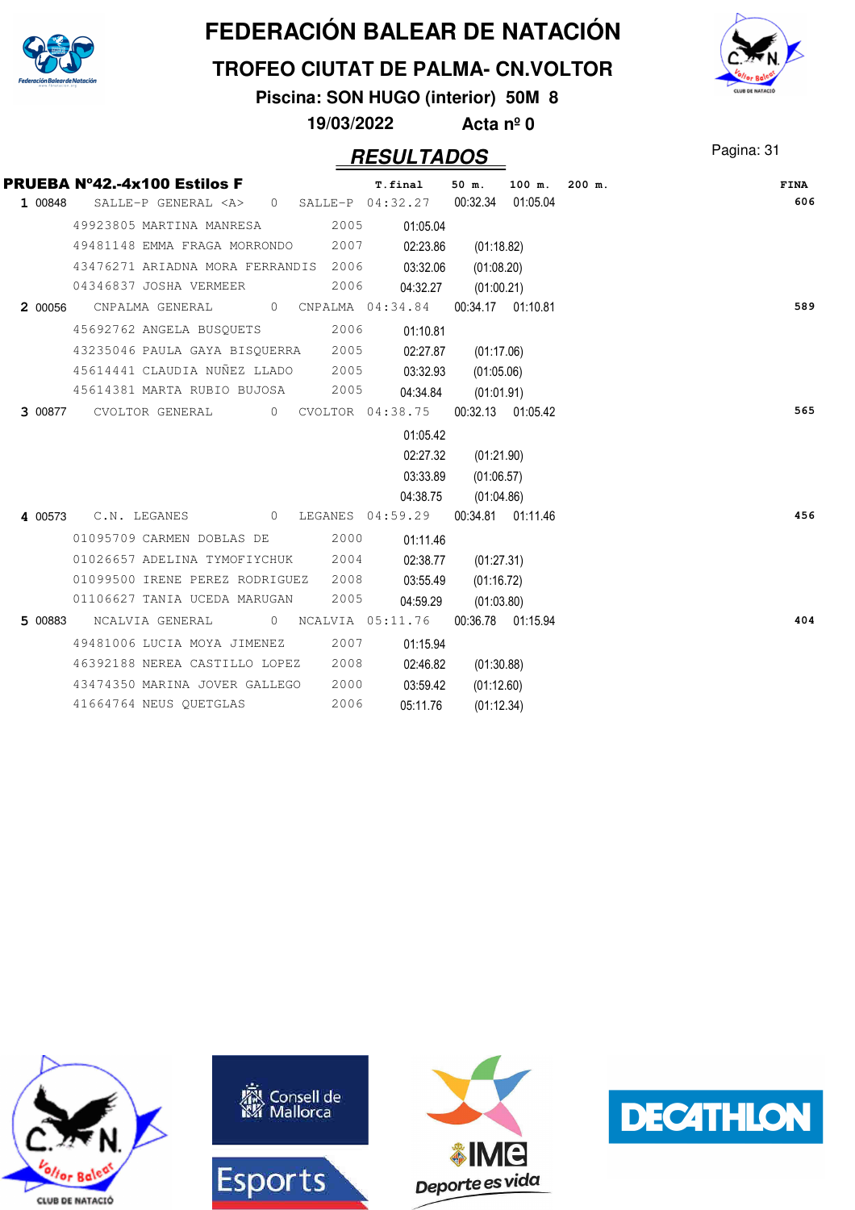# FEDERACIÓN BALEAR DE NATACIÓN

## TROFEO CIUTAT DE PALMA- CN.VOLTOR

**Piscina: SON HUGO (interior) 50M 8**

**19/03/2022 Acta nº 0**

## RESULTADOS

Pagina: 31

**PRUEBA Nº42.-4x100 Estilos F**

| | | | | T.final | 50 m. | 100 m. | 200 m. | FINA |
|---|---|---|---|---|---|---|---|---|
| 1 00848 | SALLE-P GENERAL <A> | 0 | SALLE-P | 04:32.27 | 00:32.34 | 01:05.04 | | 606 |
| | 49923805 MARTINA MANRESA | 2005 | | 01:05.04 | | | | |
| | 49481148 EMMA FRAGA MORRONDO | 2007 | | 02:23.86 | (01:18.82) | | | |
| | 43476271 ARIADNA MORA FERRANDIS | 2006 | | 03:32.06 | (01:08.20) | | | |
| | 04346837 JOSHA VERMEER | 2006 | | 04:32.27 | (01:00.21) | | | |
| 2 00056 | CNPALMA GENERAL | 0 | CNPALMA | 04:34.84 | 00:34.17 | 01:10.81 | | 589 |
| | 45692762 ANGELA BUSQUETS | 2006 | | 01:10.81 | | | | |
| | 43235046 PAULA GAYA BISQUERRA | 2005 | | 02:27.87 | (01:17.06) | | | |
| | 45614441 CLAUDIA NUÑEZ LLADO | 2005 | | 03:32.93 | (01:05.06) | | | |
| | 45614381 MARTA RUBIO BUJOSA | 2005 | | 04:34.84 | (01:01.91) | | | |
| 3 00877 | CVOLTOR GENERAL | 0 | CVOLTOR | 04:38.75 | 00:32.13 | 01:05.42 | | 565 |
| | | | | 01:05.42 | | | | |
| | | | | 02:27.32 | (01:21.90) | | | |
| | | | | 03:33.89 | (01:06.57) | | | |
| | | | | 04:38.75 | (01:04.86) | | | |
| 4 00573 | C.N. LEGANES | 0 | LEGANES | 04:59.29 | 00:34.81 | 01:11.46 | | 456 |
| | 01095709 CARMEN DOBLAS DE | 2000 | | 01:11.46 | | | | |
| | 01026657 ADELINA TYMOFIYCHUK | 2004 | | 02:38.77 | (01:27.31) | | | |
| | 01099500 IRENE PEREZ RODRIGUEZ | 2008 | | 03:55.49 | (01:16.72) | | | |
| | 01106627 TANIA UCEDA MARUGAN | 2005 | | 04:59.29 | (01:03.80) | | | |
| 5 00883 | NCALVIA GENERAL | 0 | NCALVIA | 05:11.76 | 00:36.78 | 01:15.94 | | 404 |
| | 49481006 LUCIA MOYA JIMENEZ | 2007 | | 01:15.94 | | | | |
| | 46392188 NEREA CASTILLO LOPEZ | 2008 | | 02:46.82 | (01:30.88) | | | |
| | 43474350 MARINA JOVER GALLEGO | 2000 | | 03:59.42 | (01:12.60) | | | |
| | 41664764 NEUS QUETGLAS | 2006 | | 05:11.76 | (01:12.34) | | | |